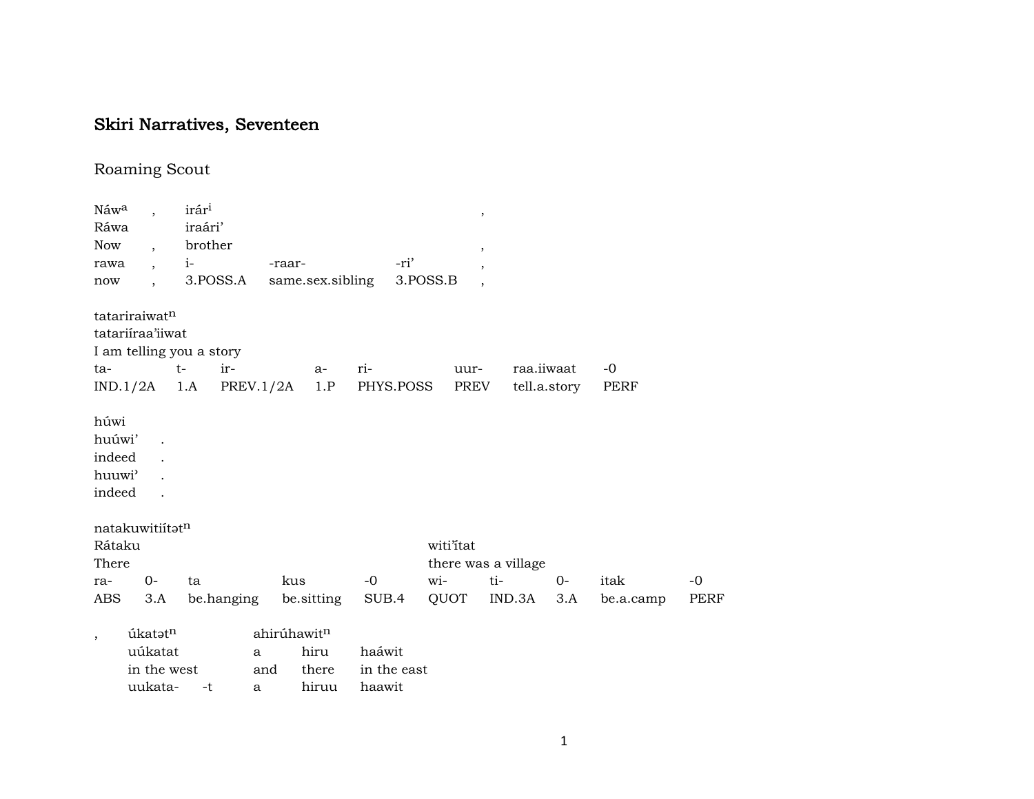## Skiri Narratives, Seventeen

### Roaming Scout

| Náw$^{a}$ | , | irár$^{i}$ | | | , |
|---|---|---|---|---|---|
| Ráwa | | iraári’ | | | |
| Now | , | brother | | | , |
| rawa | , | i- | -raar- | -ri’ | , |
| now | , | 3.POSS.A | same.sex.sibling | 3.POSS.B | , |

tatariraiwat$^{n}$
tatariíraa’iiwat
I am telling you a story

| ta- | t- | ir- | a- | ri- | uur- | raa.iiwaat | -0 |
|---|---|---|---|---|---|---|---|
| IND.1/2A | 1.A | PREV.1/2A | 1.P | PHYS.POSS | PREV | tell.a.story | PERF |

húwi

| huúwi’ | . |
|---|---|
| indeed | . |
| huuwi’ | . |
| indeed | . |

natakuwitiítət$^{n}$

| Rátaku | | | | | witiʼ̌itat | | | | |
|---|---|---|---|---|---|---|---|---|---|
| There | | | | | there was a village | | | | |
| ra- | 0- | ta | kus | -0 | wi- | ti- | 0- | itak | -0 |
| ABS | 3.A | be.hanging | be.sitting | SUB.4 | QUOT | IND.3A | 3.A | be.a.camp | PERF |

| , | úkatət$^{n}$ | | ahirúhawit$^{n}$ | | |
|---|---|---|---|---|---|
| | uúkatat | | a | hiru | haáwit |
| | in the west | | and | there | in the east |
| | uukata- | -t | a | hiruu | haawit |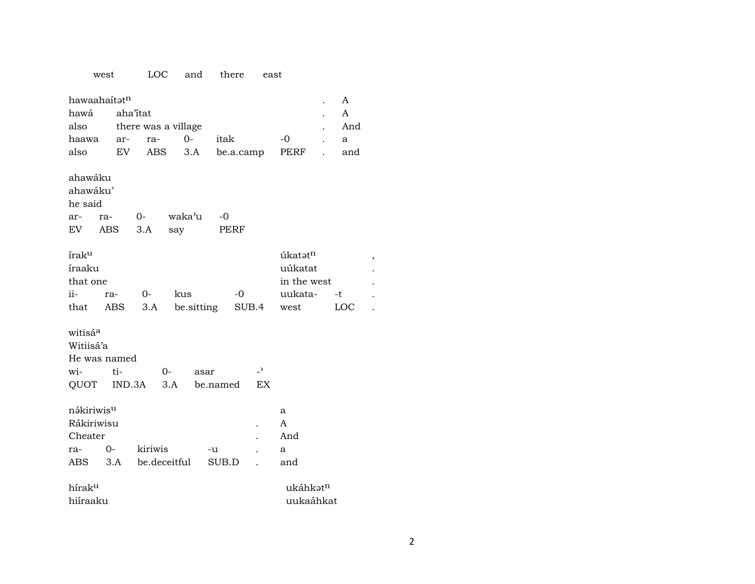| west | LOC | and | there | east |
|---|---|---|---|---|

| hawaahaítət$^{n}$ | | | | | | . | A |
|---|---|---|---|---|---|---|---|
| hawá | aha'ítat | | | | | . | A |
| also | there was a village | | | | | . | And |
| haawa | ar- | ra- | 0- | itak | -0 | . | a |
| also | EV | ABS | 3.A | be.a.camp | PERF | . | and |

| ahawáku | | | | |
|---|---|---|---|---|
| ahawáku' | | | | |
| he said | | | | |
| ar- | ra- | 0- | waka'u | -0 |
| EV | ABS | 3.A | say | PERF |

| írak$^{u}$ | | | | | úkatət$^{n}$ | | , |
|---|---|---|---|---|---|---|---|
| íraaku | | | | | uúkatat | | . |
| that one | | | | | in the west | | . |
| ii- | ra- | 0- | kus | -0 | uukata- | -t | . |
| that | ABS | 3.A | be.sitting | SUB.4 | west | LOC | . |

| witisá$^{a}$ | | | | |
|---|---|---|---|---|
| Witiisá'a | | | | |
| He was named | | | | |
| wi- | ti- | 0- | asar | -ʾ |
| QUOT | IND.3A | 3.A | be.named | EX |

| nə́kiriwis$^{u}$ | | | | | a |
|---|---|---|---|---|---|
| Rákiriwisu | | | | . | A |
| Cheater | | | | . | And |
| ra- | 0- | kiriwis | -u | . | a |
| ABS | 3.A | be.deceitful | SUB.D | . | and |

| hírak$^{u}$ | ukáhkət$^{n}$ |
|---|---|
| hiíraaku | uukaáhkat |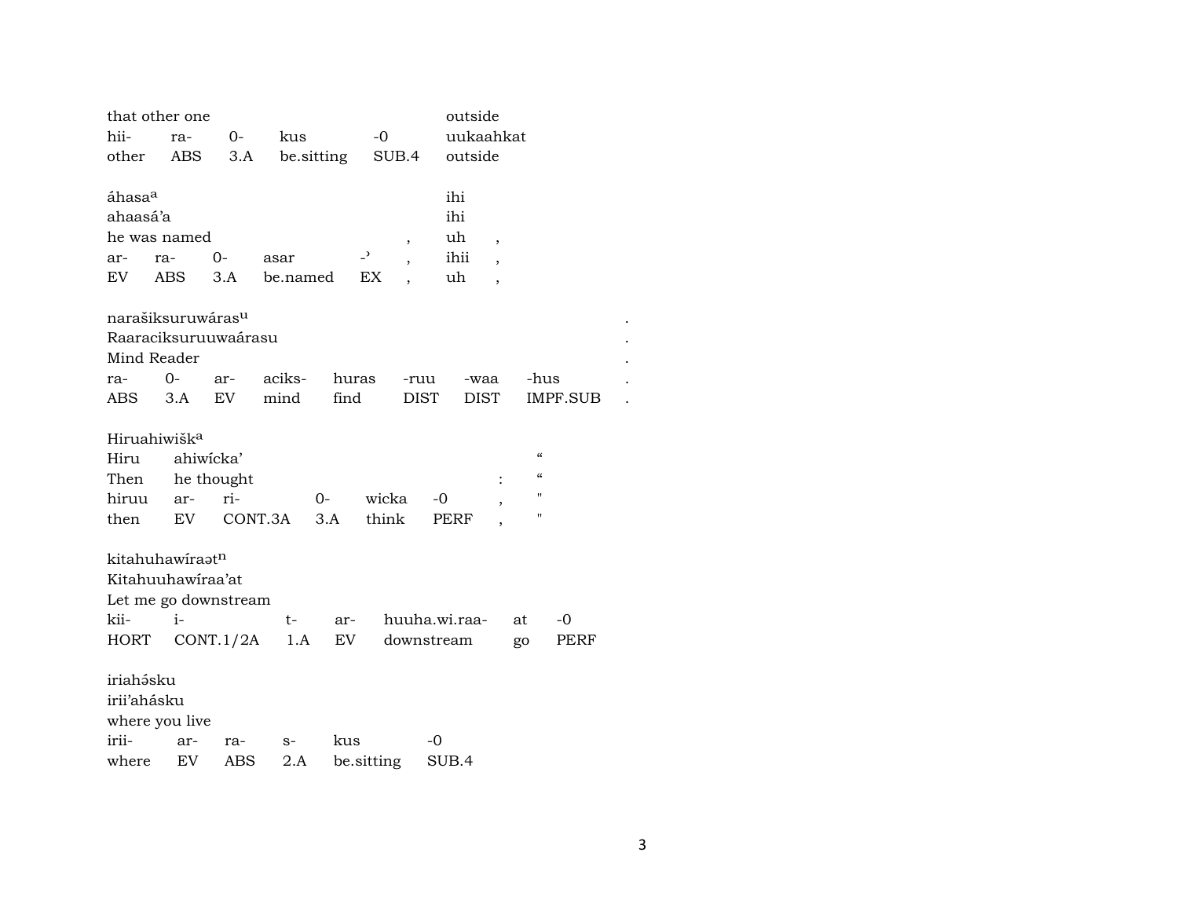| that other one | | | | | outside |
|---|---|---|---|---|---|
| hii- | ra- | 0- | kus | -0 | uukaahkat |
| other | ABS | 3.A | be.sitting | SUB.4 | outside |

| áhasa[a] | | | | | | ihi | |
|---|---|---|---|---|---|---|---|
| ahaasá'a | | | | | | ihi | |
| he was named | | | | | , | uh | , |
| ar- | ra- | 0- | asar | -' | , | ihii | , |
| EV | ABS | 3.A | be.named | EX | , | uh | , |

| narašiksuruwáras[u] | | | | | | | | . |
|---|---|---|---|---|---|---|---|---|
| Raaraciksuruuwaárasu | | | | | | | | . |
| Mind Reader | | | | | | | | . |
| ra- | 0- | ar- | aciks- | huras | -ruu | -waa | -hus | . |
| ABS | 3.A | EV | mind | find | DIST | DIST | IMPF.SUB | . |

| Hiruahiwišk[a] | | | | | | | |
|---|---|---|---|---|---|---|---|
| Hiru | ahiwícka' | | | | | | " |
| Then | he thought | | | | | : | " |
| hiruu | ar- | ri- | 0- | wicka | -0 | , | " |
| then | EV | CONT.3A | 3.A | think | PERF | , | " |

| kitahuhawíraət[n] | | | | | | |
|---|---|---|---|---|---|---|
| Kitahuuhawíraa'at | | | | | | |
| Let me go downstream | | | | | | |
| kii- | i- | t- | ar- | huuha.wi.raa- | at | -0 |
| HORT | CONT.1/2A | 1.A | EV | downstream | go | PERF |

| iriahə́sku | | | | | |
|---|---|---|---|---|---|
| irii'ahásku | | | | | |
| where you live | | | | | |
| irii- | ar- | ra- | s- | kus | -0 |
| where | EV | ABS | 2.A | be.sitting | SUB.4 |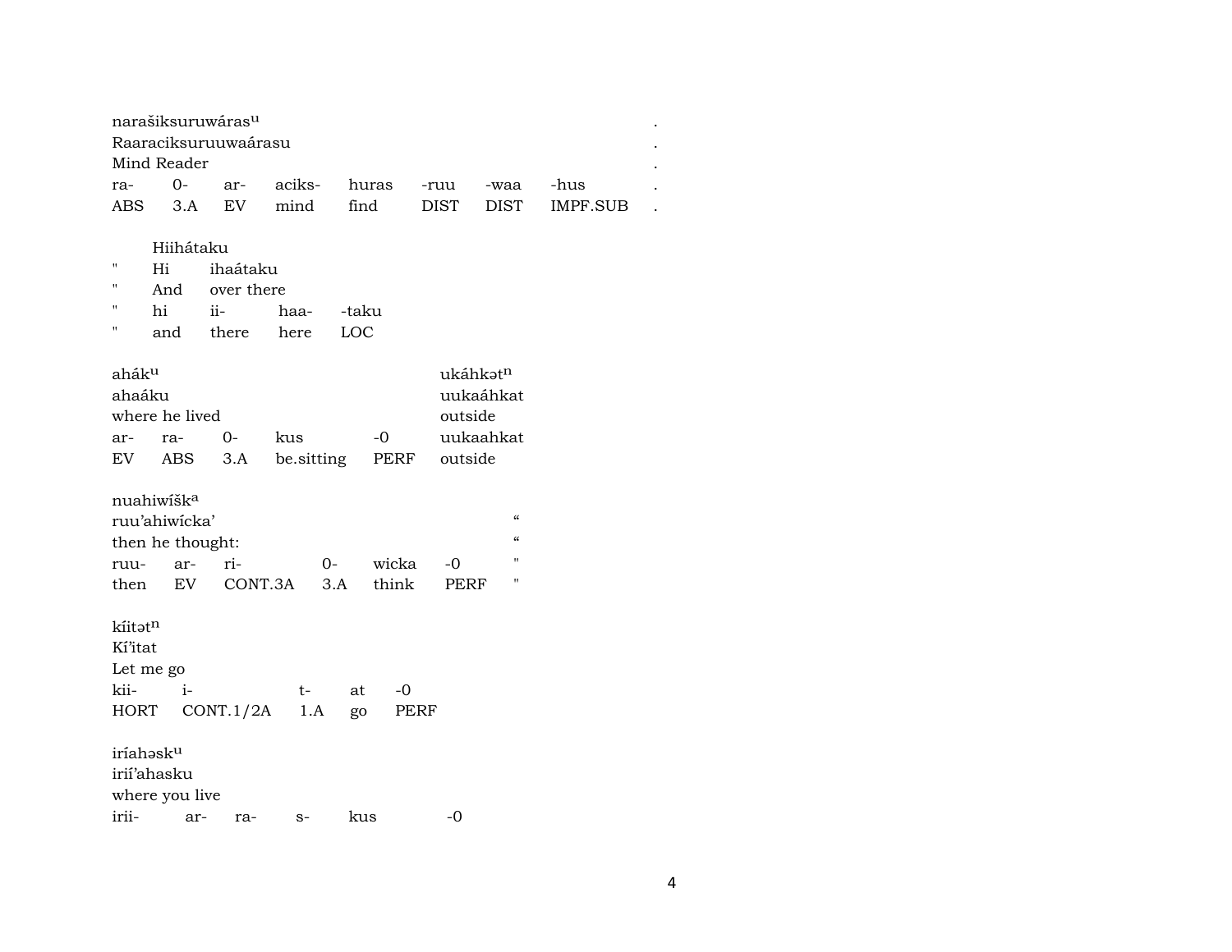narašiksuruwáras^u .
Raaraciksuruuwaárasu .
Mind Reader .

| ra- | 0- | ar- | aciks- | huras | -ruu | -waa | -hus | . |
|---|---|---|---|---|---|---|---|---|
| ABS | 3.A | EV | mind | find | DIST | DIST | IMPF.SUB | . |

| " | Hiihátaku | | | |
|---|---|---|---|---|
| " | Hi | ihaátaku | | |
| " | And | over there | | |
| " | hi | ii- | haa- | -taku |
| " | and | there | here | LOC |

ahák^u ... ukáhkət^n
ahaáku ... uukaáhkat
where he lived ... outside

| ar- | ra- | 0- | kus | -0 | uukaahkat |
|---|---|---|---|---|---|
| EV | ABS | 3.A | be.sitting | PERF | outside |

nuahiwíšk^a "
ruu'ahiwícka' "
then he thought: "

| ruu- | ar- | ri- | 0- | wicka | -0 | " |
|---|---|---|---|---|---|---|
| then | EV | CONT.3A | 3.A | think | PERF | " |

kíitət^n
Kí'itat
Let me go

| kii- | i- | t- | at | -0 |
|---|---|---|---|---|
| HORT | CONT.1/2A | 1.A | go | PERF |

iríahəsk^u
irií'ahasku
where you live

| irii- | ar- | ra- | s- | kus | -0 |
|---|---|---|---|---|---|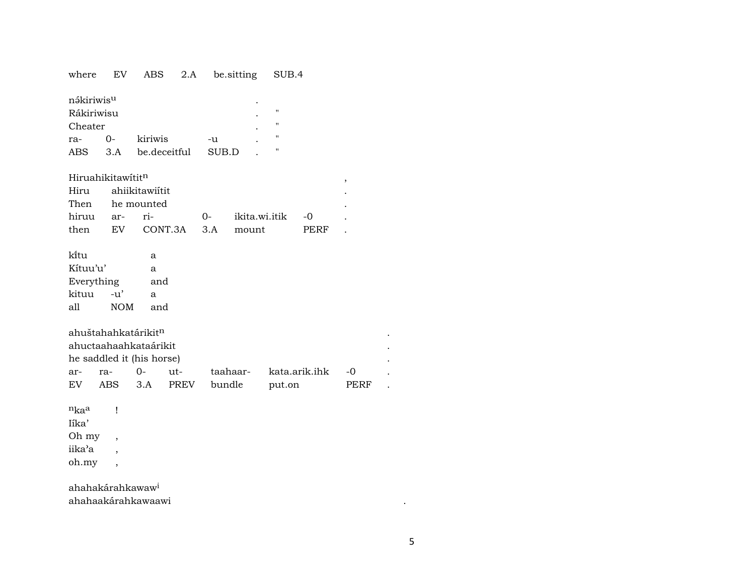| where | EV | ABS | 2.A | be.sitting | SUB.4 |
|---|---|---|---|---|---|

| nə́kiriwis$^{u}$ | | | | . | |
|---|---|---|---|---|---|
| Rákiriwisu | | | | . | " |
| Cheater | | | | . | " |
| ra- | 0- | kiriwis | -u | . | " |
| ABS | 3.A | be.deceitful | SUB.D | . | " |

| Hiruahikitawítit$^{n}$ | | | | | | , |
|---|---|---|---|---|---|---|
| Hiru | ahiikitawiítit | | | | | . |
| Then | he mounted | | | | | . |
| hiruu | ar- | ri- | 0- | ikita.wi.itik | -0 | . |
| then | EV | CONT.3A | 3.A | mount | PERF | . |

| kı̃tu | | a |
|---|---|---|
| Kítuu'u' | | a |
| Everything | | and |
| kituu | -u' | a |
| all | NOM | and |

| ahuštahahkatárikit$^{n}$ | | | | | | | . |
|---|---|---|---|---|---|---|---|
| ahuctaahaahkataárikit | | | | | | | . |
| he saddled it (his horse) | | | | | | | . |
| ar- | ra- | 0- | ut- | taahaar- | kata.arik.ihk | -0 | . |
| EV | ABS | 3.A | PREV | bundle | put.on | PERF | . |

| $^{n}$ka$^{a}$ | ! |
|---|---|
| Iíka' | |
| Oh my | , |
| iika'a | , |
| oh.my | , |

| ahahakárahkawaw$^{i}$ | |
|---|---|
| ahahaakárahkawaawi | . |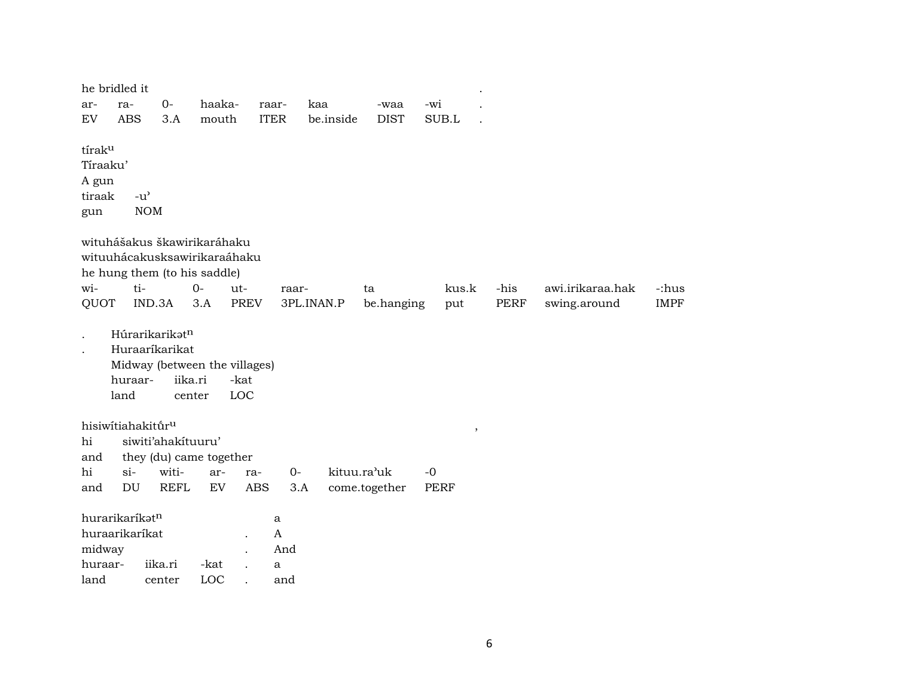he bridled it .

| ar- | ra- | 0- | haaka- | raar- | kaa | -waa | -wi | . |
|---|---|---|---|---|---|---|---|---|
| EV | ABS | 3.A | mouth | ITER | be.inside | DIST | SUB.L | . |

tírak$^{u}$
Tíraaku'
A gun

| tiraak | -u' |
|---|---|
| gun | NOM |

wituhášakus škawirikaráhaku
wituuhácakusksawirikaraáhaku
he hung them (to his saddle)

| wi- | ti- | 0- | ut- | raar- | ta | kus.k | -his | awi.irikaraa.hak | -:hus |
|---|---|---|---|---|---|---|---|---|---|
| QUOT | IND.3A | 3.A | PREV | 3PL.INAN.P | be.hanging | put | PERF | swing.around | IMPF |

. Húrarikarikət$^{n}$
. Huraaríkarikat
Midway (between the villages)

| huraar- | iika.ri | -kat |
|---|---|---|
| land | center | LOC |

hisiwítiahakitű́r$^{u}$ ,
hi siwiti'ahakítuuru'
and they (du) came together

| hi | si- | witi- | ar- | ra- | 0- | kituu.ra'uk | -0 |
|---|---|---|---|---|---|---|---|
| and | DU | REFL | EV | ABS | 3.A | come.together | PERF |

hurarikaríkət$^{n}$ a
huraarikaríkat . A
midway . And

| huraar- | iika.ri | -kat | . | a |
|---|---|---|---|---|
| land | center | LOC | . | and |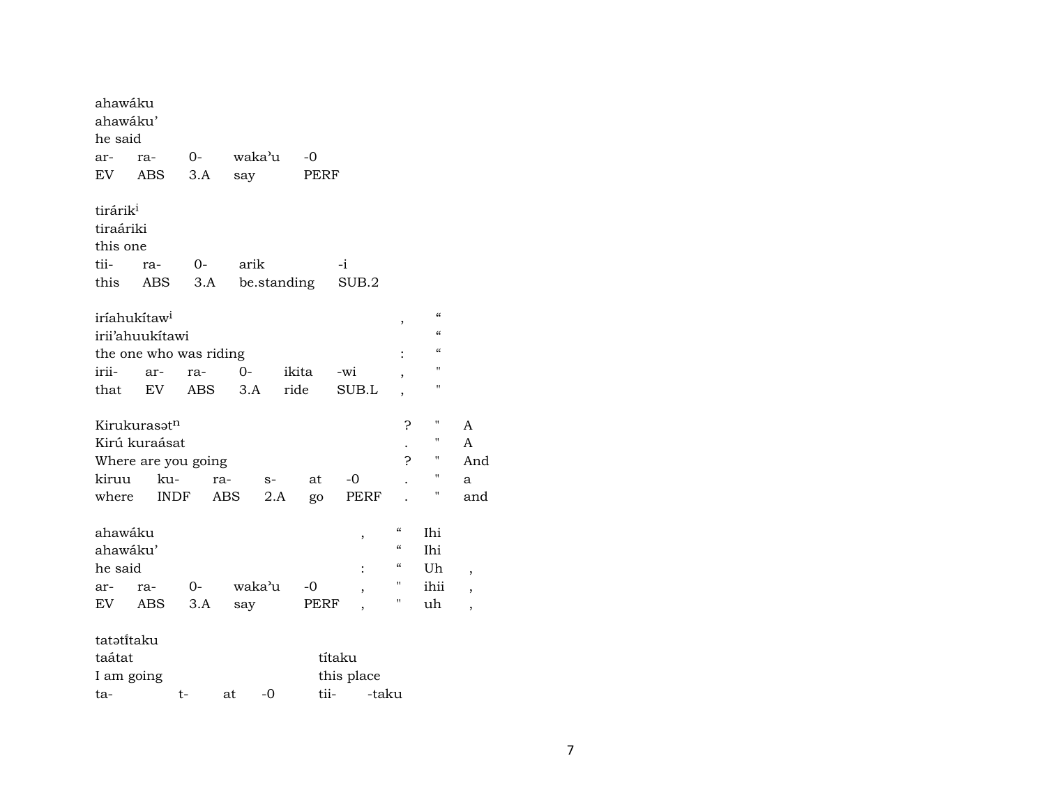ahawáku
ahawáku'
he said

| ar- | ra- | 0- | wakaʼu | -0 |
|---|---|---|---|---|
| EV | ABS | 3.A | say | PERF |

tirárik$^{i}$
tiraáriki
this one

| tii- | ra- | 0- | arik | -i |
|---|---|---|---|---|
| this | ABS | 3.A | be.standing | SUB.2 |

iríahukítaw$^{i}$ , “
irii'ahuukítawi “
the one who was riding : “

| irii- | ar- | ra- | 0- | ikita | -wi | , | " |
|---|---|---|---|---|---|---|---|
| that | EV | ABS | 3.A | ride | SUB.L | , | " |

Kirukurasət$^{n}$ ? " A
Kirú kuraásat . " A
Where are you going ? " And

| kiruu | ku- | ra- | s- | at | -0 | . | " | a |
|---|---|---|---|---|---|---|---|---|
| where | INDF | ABS | 2.A | go | PERF | . | " | and |

ahawáku , “ Ihi
ahawáku' “ Ihi
he said : “ Uh ,

| ar- | ra- | 0- | wakaʼu | -0 | , | " | ihii | , |
|---|---|---|---|---|---|---|---|---|
| EV | ABS | 3.A | say | PERF | , | " | uh | , |

tatətī́taku
taátat tī́taku
I am going this place

| ta- | t- | at | -0 | tii- | -taku |
|---|---|---|---|---|---|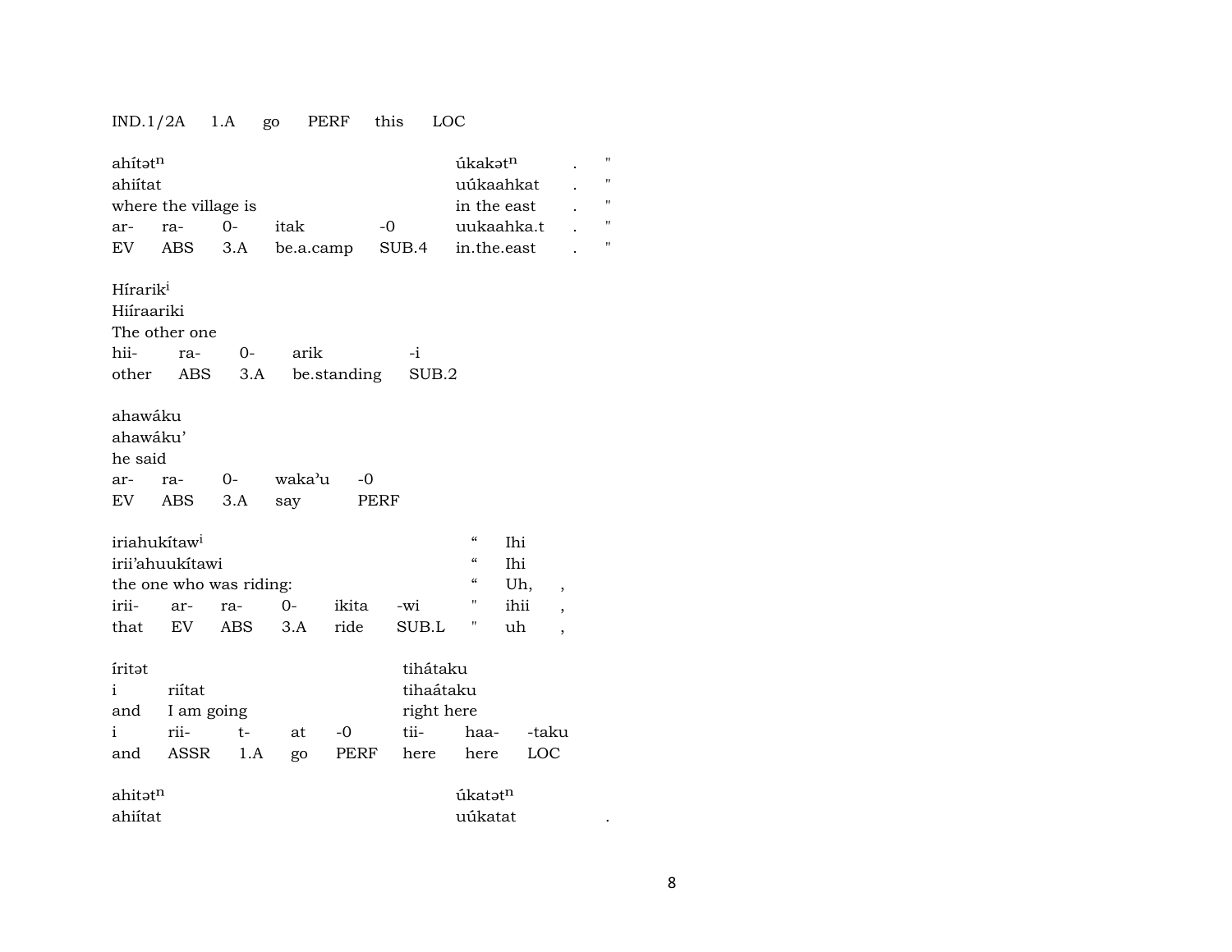IND.1/2A  1.A  go  PERF  this  LOC

| ahítət$^{n}$ | | | | | úkakət$^{n}$ | . | " |
|---|---|---|---|---|---|---|---|
| ahiítat | | | | | uúkaahkat | . | " |
| where the village is | | | | | in the east | . | " |
| ar- | ra- | 0- | itak | -0 | uukaahka.t | . | " |
| EV | ABS | 3.A | be.a.camp | SUB.4 | in.the.east | . | " |

| Hírarik$^{i}$ | | | | |
|---|---|---|---|---|
| Hiíraariki | | | | |
| The other one | | | | |
| hii- | ra- | 0- | arik | -i |
| other | ABS | 3.A | be.standing | SUB.2 |

| ahawáku | | | | |
|---|---|---|---|---|
| ahawáku' | | | | |
| he said | | | | |
| ar- | ra- | 0- | waka'u | -0 |
| EV | ABS | 3.A | say | PERF |

| iriahukítaw$^{i}$ | | | | | | " | Ihi | |
|---|---|---|---|---|---|---|---|---|
| irii'ahuukítawi | | | | | | " | Ihi | |
| the one who was riding: | | | | | | " | Uh, | , |
| irii- | ar- | ra- | 0- | ikita | -wi | " | ihii | , |
| that | EV | ABS | 3.A | ride | SUB.L | " | uh | , |

| íritət | | | | | tihátaku | | |
|---|---|---|---|---|---|---|---|
| i | riítat | | | | tihaátaku | | |
| and | I am going | | | | right here | | |
| i | rii- | t- | at | -0 | tii- | haa- | -taku |
| and | ASSR | 1.A | go | PERF | here | here | LOC |

| ahitət$^{n}$ | úkatət$^{n}$ | |
|---|---|---|
| ahiítat | uúkatat | . |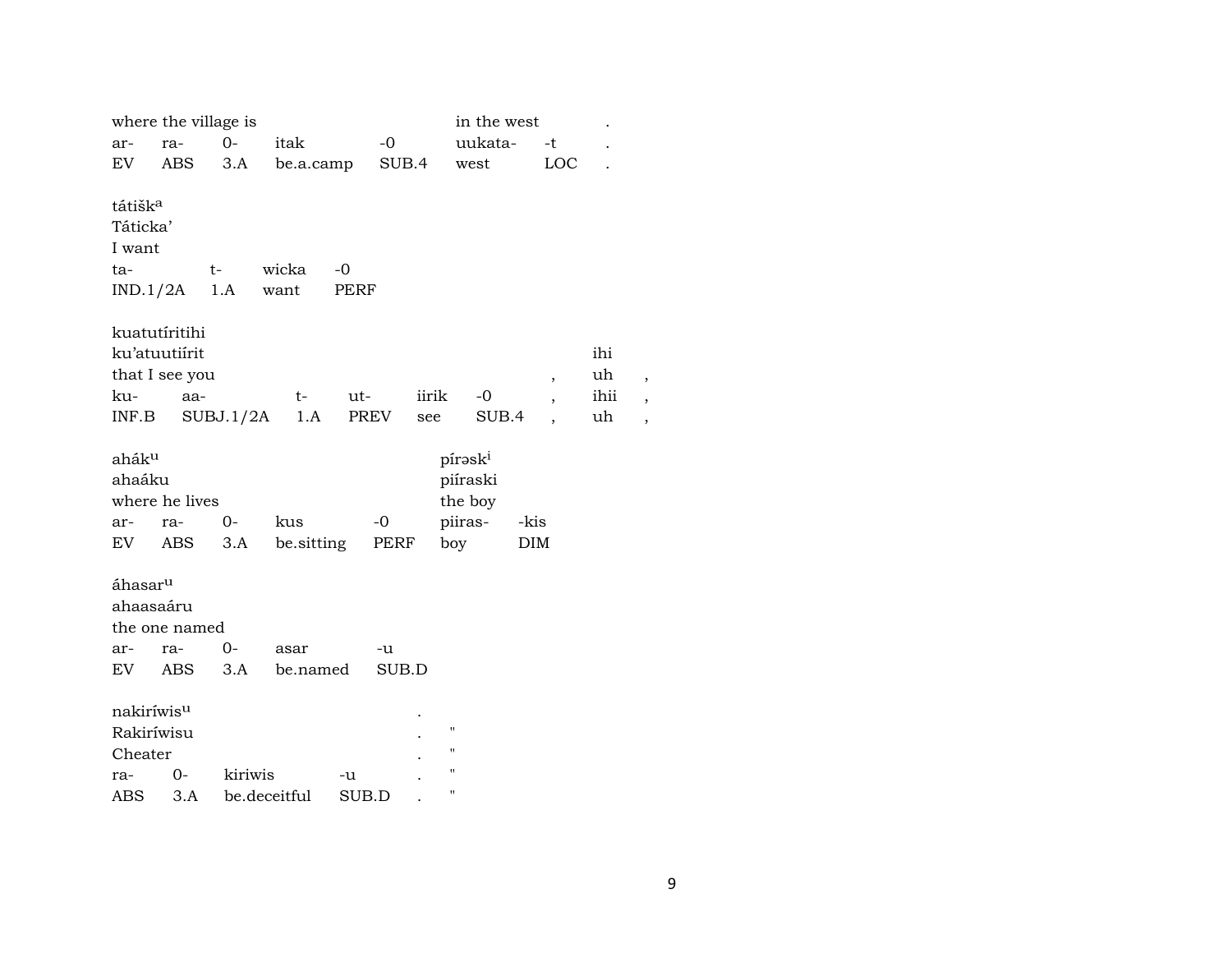| where the village is | | | | | in the west | | . |
|---|---|---|---|---|---|---|---|
| ar- | ra- | 0- | itak | -0 | uukata- | -t | . |
| EV | ABS | 3.A | be.a.camp | SUB.4 | west | LOC | . |

tátišk[a]
Táticka'
I want

| ta- | t- | wicka | -0 |
|---|---|---|---|
| IND.1/2A | 1.A | want | PERF |

kuatutíritihi

| ku'atuutiírit | | | | | | | ihi | |
|---|---|---|---|---|---|---|---|---|
| that I see you | | | | | | , | uh | , |
| ku- | aa- | t- | ut- | iirik | -0 | , | ihii | , |
| INF.B | SUBJ.1/2A | 1.A | PREV | see | SUB.4 | , | uh | , |

| ahák[u] | | | | | píråsk[i] | |
|---|---|---|---|---|---|---|
| ahaáku | | | | | piíraski | |
| where he lives | | | | | the boy | |
| ar- | ra- | 0- | kus | -0 | piiras- | -kis |
| EV | ABS | 3.A | be.sitting | PERF | boy | DIM |

áhasar[u]
ahaasaáru
the one named

| ar- | ra- | 0- | asar | -u |
|---|---|---|---|---|
| EV | ABS | 3.A | be.named | SUB.D |

| nakiríwis[u] | | | | . | |
|---|---|---|---|---|---|
| Rakiríwisu | | | | . | " |
| Cheater | | | | . | " |
| ra- | 0- | kiriwis | -u | . | " |
| ABS | 3.A | be.deceitful | SUB.D | . | " |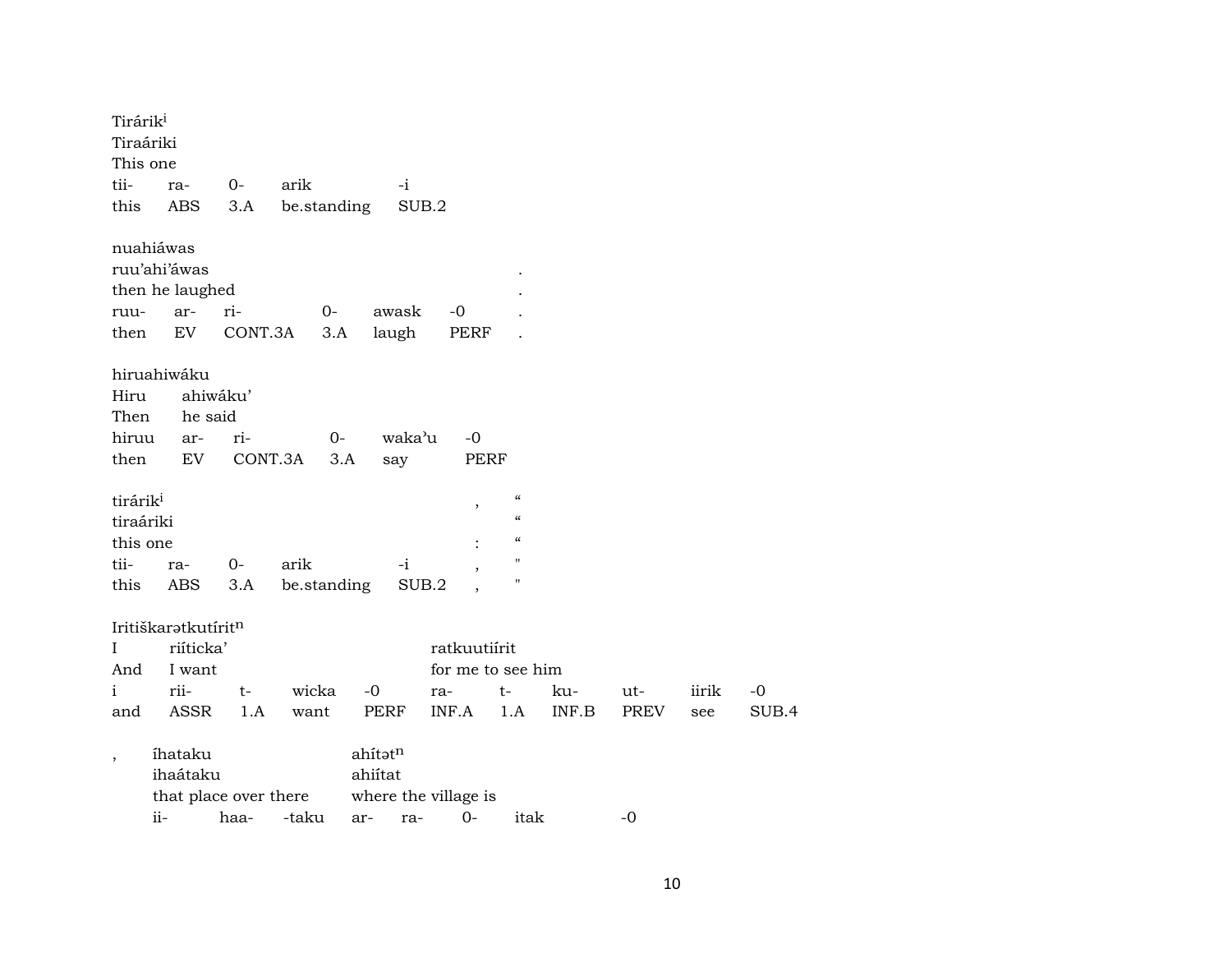Tirárik[i]
Tiraáriki
This one

| tii- | ra- | 0- | arik | -i |
|---|---|---|---|---|
| this | ABS | 3.A | be.standing | SUB.2 |

nuahiáwas
ruu'ahi'áwas .
then he laughed .

| ruu- | ar- | ri- | 0- | awask | -0 | . |
|---|---|---|---|---|---|---|
| then | EV | CONT.3A | 3.A | laugh | PERF | . |

hiruahiwáku

| Hiru | ahiwáku' |
|---|---|
| Then | he said |

| hiruu | ar- | ri- | 0- | waka'u | -0 |
|---|---|---|---|---|---|
| then | EV | CONT.3A | 3.A | say | PERF |

tirárik[i] , "
tiraáriki "
this one : "

| tii- | ra- | 0- | arik | -i | , | " |
|---|---|---|---|---|---|---|
| this | ABS | 3.A | be.standing | SUB.2 | , | " |

Iritiškarətkutírit[n]

| I | riíticka' | | | ratkuutiírit | | | | |
|---|---|---|---|---|---|---|---|---|
| And | I want | | | for me to see him | | | | |

| i | rii- | t- | wicka | -0 | ra- | t- | ku- | ut- | iirik | -0 |
|---|---|---|---|---|---|---|---|---|---|---|
| and | ASSR | 1.A | want | PERF | INF.A | 1.A | INF.B | PREV | see | SUB.4 |

| , | íhataku | ahítət[n] |
|---|---|---|
| | ihaátaku | ahiítat |
| | that place over there | where the village is |

| ii- | haa- | -taku | ar- | ra- | 0- | itak | -0 |
|---|---|---|---|---|---|---|---|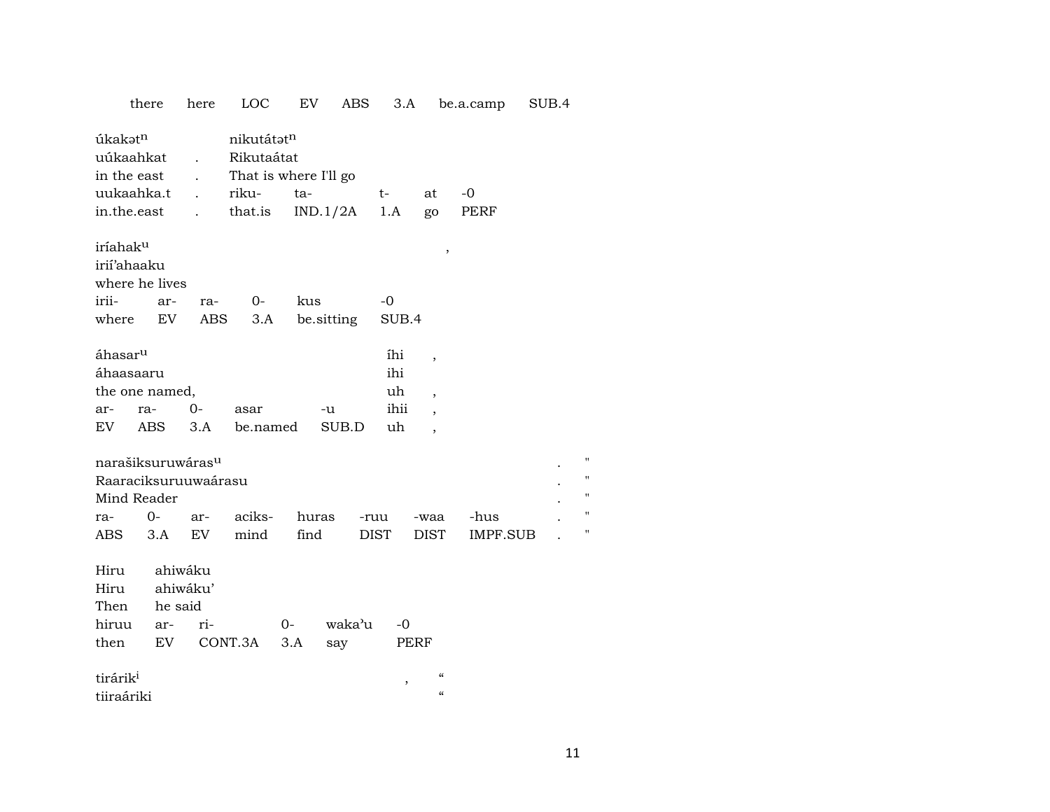| there | here | LOC | EV | ABS | 3.A | be.a.camp | SUB.4 |
|---|---|---|---|---|---|---|---|

úkakətⁿ  nikutátətⁿ
uúkaahkat . Rikutaátat
in the east . That is where I'll go

| uukaahka.t | . | riku- | ta- | t- | at | -0 |
|---|---|---|---|---|---|---|
| in.the.east | . | that.is | IND.1/2A | 1.A | go | PERF |

iríahakᵘ ,
irií'ahaaku
where he lives

| irii- | ar- | ra- | 0- | kus | -0 |
|---|---|---|---|---|---|
| where | EV | ABS | 3.A | be.sitting | SUB.4 |

áhasarᵘ íhi ,
áhaasaaru ihi
the one named, uh ,

| ar- | ra- | 0- | asar | -u | ihii | , |
|---|---|---|---|---|---|---|
| EV | ABS | 3.A | be.named | SUB.D | uh | , |

narašiksuruwárasᵘ . "
Raaraciksuruuwaárasu . "
Mind Reader . "

| ra- | 0- | ar- | aciks- | huras | -ruu | -waa | -hus | . | " |
|---|---|---|---|---|---|---|---|---|---|
| ABS | 3.A | EV | mind | find | DIST | DIST | IMPF.SUB | . | " |

Hiru ahiwáku
Hiru ahiwáku'
Then he said

| hiruu | ar- | ri- | 0- | waka'u | -0 |
|---|---|---|---|---|---|
| then | EV | CONT.3A | 3.A | say | PERF |

tiráriki , "
tiiraáriki "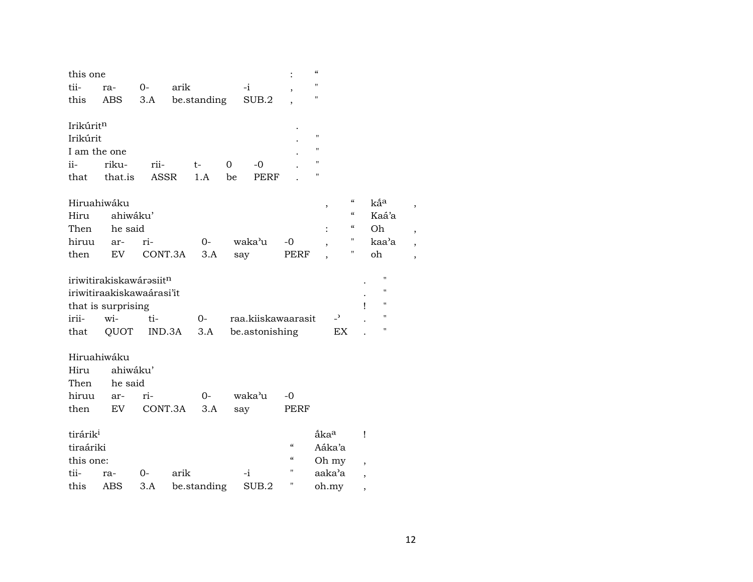| | | | | | | | |
|---|---|---|---|---|---|---|---|
| this one | | | | | : | " | |
| tii- | ra- | 0- | arik | -i | , | " | |
| this | ABS | 3.A | be.standing | SUB.2 | , | " | |

| | | | | | | | |
|---|---|---|---|---|---|---|---|
| Irikúrit[n] | | | | | | . | |
| Irikúrit | | | | | | . | " |
| I am the one | | | | | | . | " |
| ii- | riku- | rii- | t- | 0 | -0 | . | " |
| that | that.is | ASSR | 1.A | be | PERF | . | " |

| | | | | | | | | | |
|---|---|---|---|---|---|---|---|---|---|
| Hiruahiwáku | | | | | | , | " | ká́[a] | , |
| Hiru | ahiwáku’ | | | | | | " | Kaá’a | |
| Then | he said | | | | | : | " | Oh | , |
| hiruu | ar- | ri- | 0- | waka’u | -0 | , | " | kaa’a | , |
| then | EV | CONT.3A | 3.A | say | PERF | , | " | oh | , |

| | | | | | | | |
|---|---|---|---|---|---|---|---|
| iriwitirakiskawárəsiit[n] | | | | | | . | " |
| iriwitiraakiskawaárasi’it | | | | | | . | " |
| that is surprising | | | | | | ! | " |
| irii- | wi- | ti- | 0- | raa.kiiskawaarasit | -’ | . | " |
| that | QUOT | IND.3A | 3.A | be.astonishing | EX | . | " |

| | | | | | |
|---|---|---|---|---|---|
| Hiruahiwáku | | | | | |
| Hiru | ahiwáku’ | | | | |
| Then | he said | | | | |
| hiruu | ar- | ri- | 0- | waka’u | -0 |
| then | EV | CONT.3A | 3.A | say | PERF |

| | | | | | | | |
|---|---|---|---|---|---|---|---|
| tirárik[i] | | | | | | ā́ka[a] | ! |
| tiraáriki | | | | | " | Aáka’a | |
| this one: | | | | | " | Oh my | , |
| tii- | ra- | 0- | arik | -i | " | aaka’a | , |
| this | ABS | 3.A | be.standing | SUB.2 | " | oh.my | , |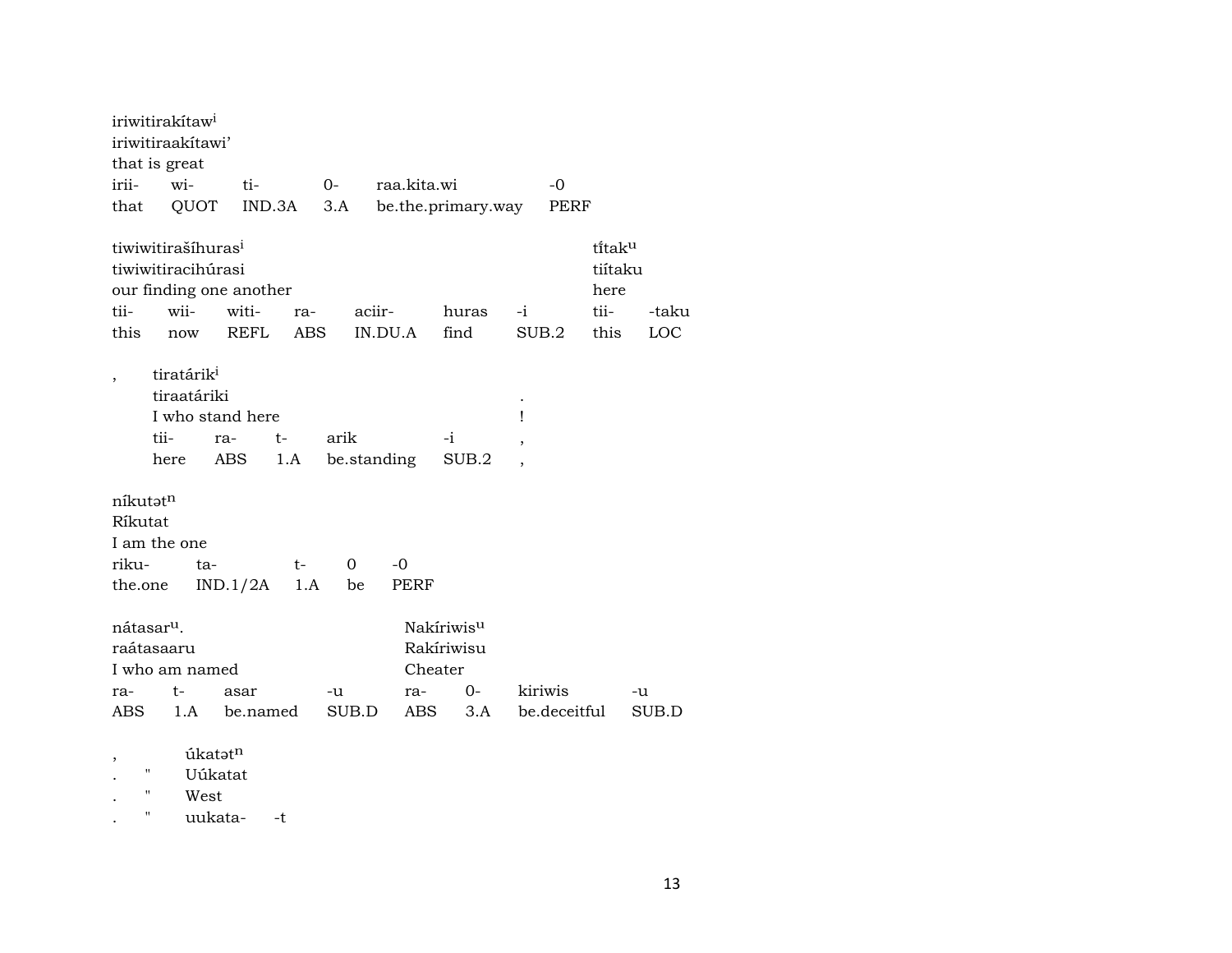iriwitirakítaw[i]
iriwitiraakítawi'
that is great

| irii- | wi- | ti- | 0- | raa.kita.wi | -0 |
|---|---|---|---|---|---|
| that | QUOT | IND.3A | 3.A | be.the.primary.way | PERF |

tiwiwitirašíhuras[i]
tiwiwitiracihúrasi
our finding one another

| tii- | wii- | witi- | ra- | aciir- | huras | -i |
|---|---|---|---|---|---|---|
| this | now | REFL | ABS | IN.DU.A | find | SUB.2 |

tı̃́tak[u]
tiítaku
here

| tii- | -taku |
|---|---|
| this | LOC |

,

tiratárik[i]
tiraatáriki
I who stand here

| tii- | ra- | t- | arik | -i |
|---|---|---|---|---|
| here | ABS | 1.A | be.standing | SUB.2 |

.
!
,
,

níkutət[n]
Ríkutat
I am the one

| riku- | ta- | t- | 0 | -0 |
|---|---|---|---|---|
| the.one | IND.1/2A | 1.A | be | PERF |

nátasar[u].
raátasaaru
I who am named

| ra- | t- | asar | -u |
|---|---|---|---|
| ABS | 1.A | be.named | SUB.D |

Nakíriwis[u]
Rakíriwisu
Cheater

| ra- | 0- | kiriwis | -u |
|---|---|---|---|
| ABS | 3.A | be.deceitful | SUB.D |

,
. "
. "
. "

úkatət[n]
Uúkatat
West
uukata- -t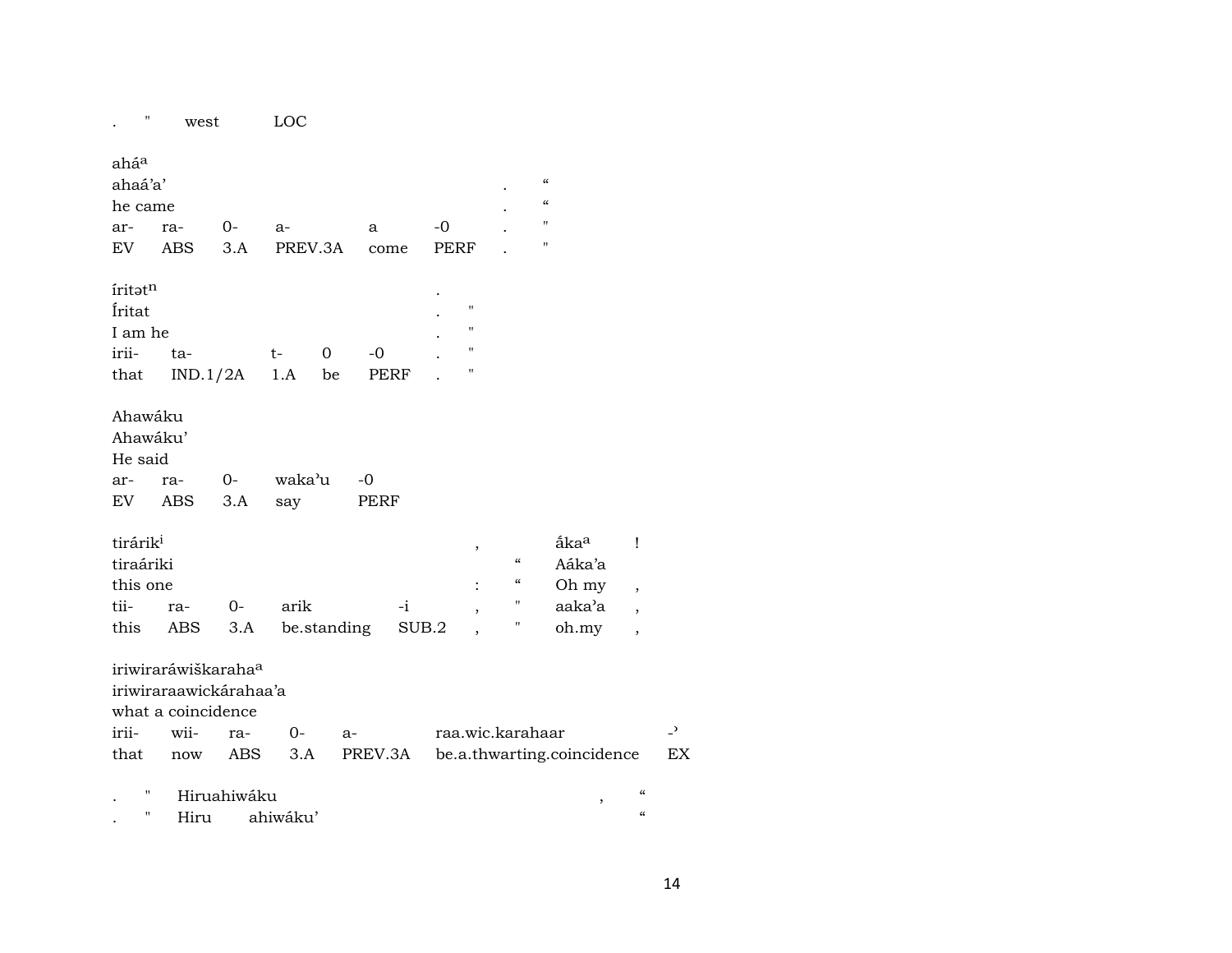. " west LOC

| ahá^a | | | | | | | |
|---|---|---|---|---|---|---|---|
| ahaá'a' | | | | | | . | " |
| he came | | | | | | . | " |
| ar- | ra- | 0- | a- | a | -0 | . | " |
| EV | ABS | 3.A | PREV.3A | come | PERF | . | " |

| íritət^n | | | | | | |
|---|---|---|---|---|---|---|
| Íritat | | | | | . | " |
| I am he | | | | | . | " |
| irii- | ta- | t- | 0 | -0 | . | " |
| that | IND.1/2A | 1.A | be | PERF | . | " |

| Ahawáku | | | | |
|---|---|---|---|---|
| Ahawáku' | | | | |
| He said | | | | |
| ar- | ra- | 0- | waka'u | -0 |
| EV | ABS | 3.A | say | PERF |

| tirárik^i | | | | | , | | a̋ka^a | ! |
|---|---|---|---|---|---|---|---|---|
| tiraáriki | | | | | | " | Aáka'a | |
| this one | | | | | : | " | Oh my | , |
| tii- | ra- | 0- | arik | -i | , | " | aaka'a | , |
| this | ABS | 3.A | be.standing | SUB.2 | , | " | oh.my | , |

| iriwiraráwiškaraha^a | | | | | | |
|---|---|---|---|---|---|---|
| iriwiraraawickárahaa'a | | | | | | |
| what a coincidence | | | | | | |
| irii- | wii- | ra- | 0- | a- | raa.wic.karahaar | -' |
| that | now | ABS | 3.A | PREV.3A | be.a.thwarting.coincidence | EX |

| . | " | Hiruahiwáku | | , | " |
|---|---|---|---|---|---|
| . | " | Hiru | ahiwáku' | | " |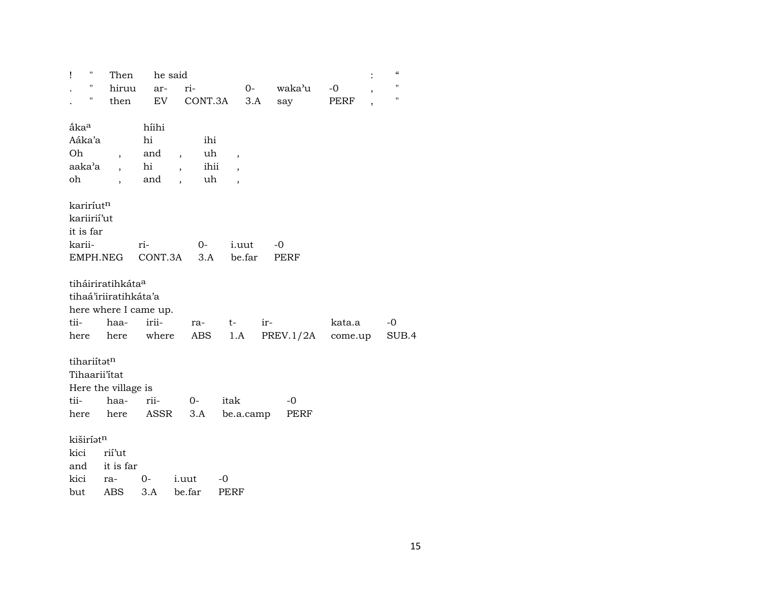| ! | " | Then | he said | | | | | : | “ |
|---|---|---|---|---|---|---|---|---|---|
| . | " | hiruu | ar- | ri- | 0- | waka’u | -0 | , | " |
| . | " | then | EV | CONT.3A | 3.A | say | PERF | , | " |

| ắka[a] | | híihi | | | |
|---|---|---|---|---|---|
| Aáka’a | | hi | | ihi | |
| Oh | , | and | , | uh | , |
| aaka’a | , | hi | , | ihii | , |
| oh | , | and | , | uh | , |

kariríut[n]
kariirií’ut
it is far

| karii- | ri- | 0- | i.uut | -0 |
|---|---|---|---|---|
| EMPH.NEG | CONT.3A | 3.A | be.far | PERF |

tiháiriratihkáta[a]
tihaá’iriiratihkáta’a
here where I came up.

| tii- | haa- | irii- | ra- | t- | ir- | kata.a | -0 |
|---|---|---|---|---|---|---|---|
| here | here | where | ABS | 1.A | PREV.1/2A | come.up | SUB.4 |

tihariítət[n]
Tihaarii’itat
Here the village is

| tii- | haa- | rii- | 0- | itak | -0 |
|---|---|---|---|---|---|
| here | here | ASSR | 3.A | be.a.camp | PERF |

kiširíət[n]
kici rií’ut
and it is far

| kici | ra- | 0- | i.uut | -0 |
|---|---|---|---|---|
| but | ABS | 3.A | be.far | PERF |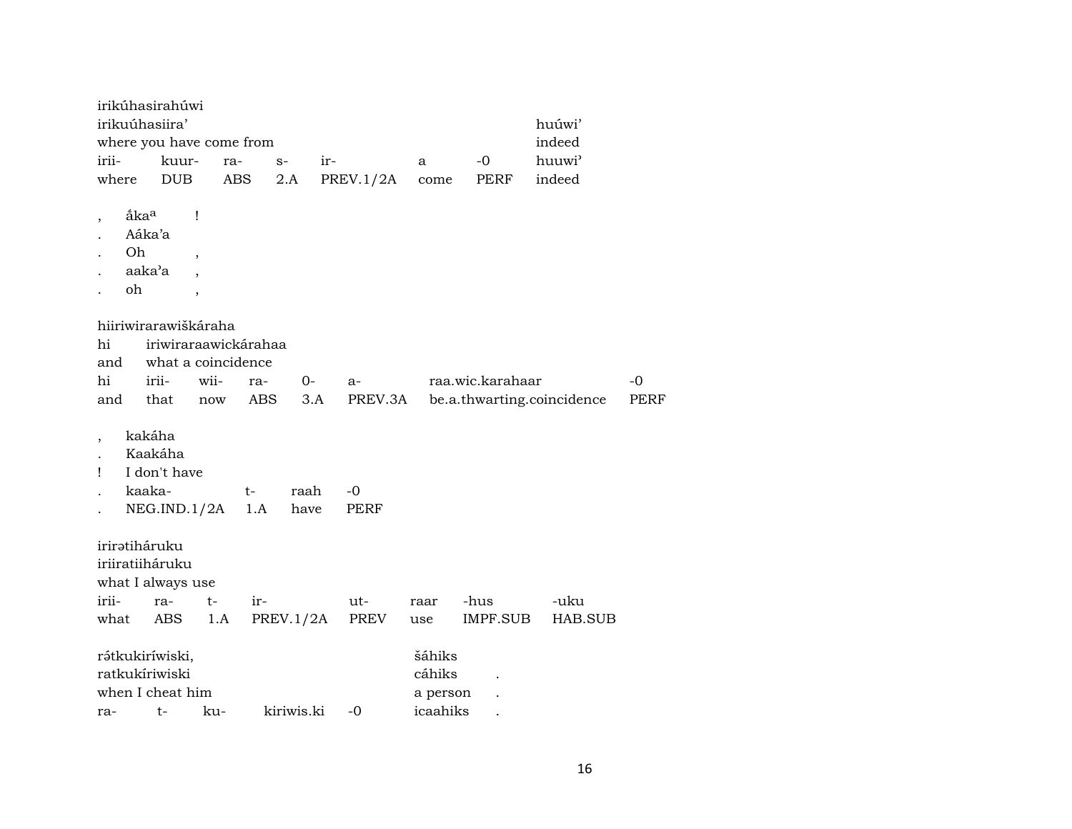irikúhasirahúwi
irikuúhasiira' huúwi'
where you have come from indeed

| irii- | kuur- | ra- | s- | ir- | a | -0 | huuwi' |
|---|---|---|---|---|---|---|---|
| where | DUB | ABS | 2.A | PREV.1/2A | come | PERF | indeed |

, ắkaª !
. Aáka'a
. Oh ,
. aaka'a ,
. oh ,

hiiriwirarawiškáraha

| hi | iriwiraraawickárahaa | | | | | | |
|---|---|---|---|---|---|---|---|
| and | what a coincidence | | | | | | |
| hi | irii- | wii- | ra- | 0- | a- | raa.wic.karahaar | -0 |
| and | that | now | ABS | 3.A | PREV.3A | be.a.thwarting.coincidence | PERF |

, kakáha
. Kaakáha
! I don't have

| kaaka- | t- | raah | -0 |
|---|---|---|---|
| NEG.IND.1/2A | 1.A | have | PERF |

irirətiháruku
iriiratiiháruku
what I always use

| irii- | ra- | t- | ir- | ut- | raar | -hus | -uku |
|---|---|---|---|---|---|---|---|
| what | ABS | 1.A | PREV.1/2A | PREV | use | IMPF.SUB | HAB.SUB |

rə́tkukiríwiski, šáhiks
ratkukíriwiski cáhiks .
when I cheat him a person .

| ra- | t- | ku- | kiriwis.ki | -0 | icaahiks | . |
|---|---|---|---|---|---|---|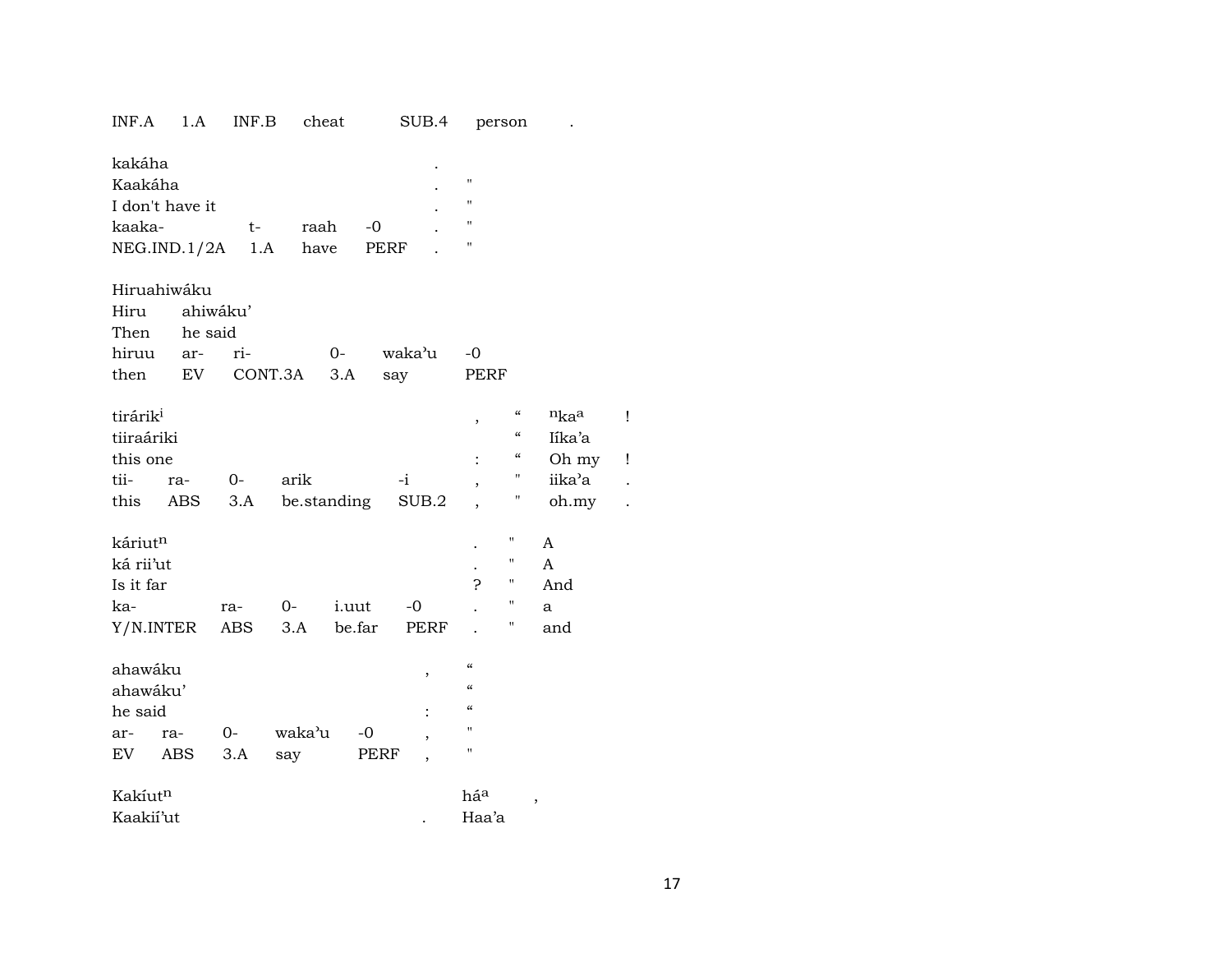INF.A 1.A INF.B cheat SUB.4 person .

kakáha .
Kaakáha . "
I don't have it . "
kaaka- t- raah -0 . "
NEG.IND.1/2A 1.A have PERF . "

Hiruahiwáku
Hiru ahiwáku'
Then he said
hiruu ar- ri- 0- waka'u -0
then EV CONT.3A 3.A say PERF

tirárik$^{i}$ , " $^{n}$ka$^{a}$ !
tiiraáriki " Iíka'a
this one : " Oh my !
tii- ra- 0- arik -i , " iika'a .
this ABS 3.A be.standing SUB.2 , " oh.my .

káriut$^{n}$ . " A
ká rii'ut . " A
Is it far ? " And
ka- ra- 0- i.uut -0 . " a
Y/N.INTER ABS 3.A be.far PERF . " and

ahawáku , "
ahawáku' "
he said : "
ar- ra- 0- waka'u -0 , "
EV ABS 3.A say PERF , "

Kakíut$^{n}$ há$^{a}$ ,
Kaakií'ut . Haa'a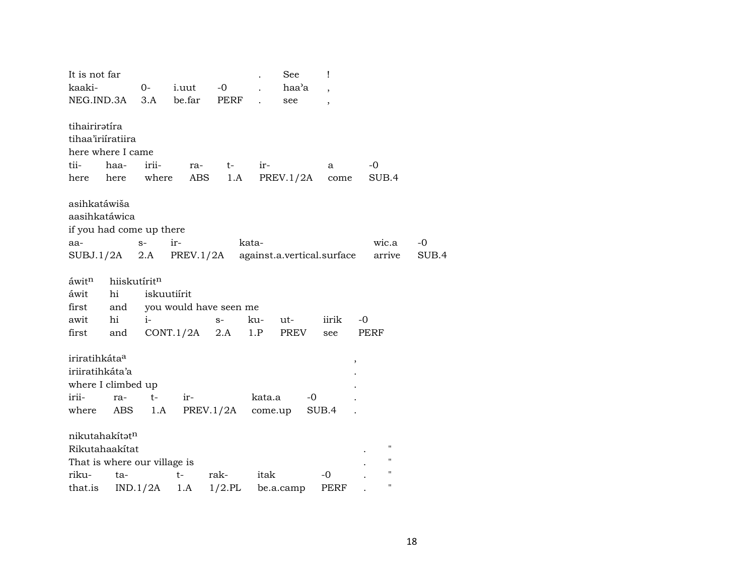It is not far . See !

| kaaki- | 0- | i.uut | -0 | . | haa'a | , |
|---|---|---|---|---|---|---|
| NEG.IND.3A | 3.A | be.far | PERF | . | see | , |

tihairirətíra
tihaa'iriíratiira
here where I came

| tii- | haa- | irii- | ra- | t- | ir- | a | -0 |
|---|---|---|---|---|---|---|---|
| here | here | where | ABS | 1.A | PREV.1/2A | come | SUB.4 |

asihkatáwiša
aasihkatáwica
if you had come up there

| aa- | s- | ir- | kata- | wic.a | -0 |
|---|---|---|---|---|---|
| SUBJ.1/2A | 2.A | PREV.1/2A | against.a.vertical.surface | arrive | SUB.4 |

áwit$^{n}$ hiiskutírit$^{n}$
áwit hi iskuutiírit
first and you would have seen me

| awit | hi | i- | s- | ku- | ut- | iirik | -0 |
|---|---|---|---|---|---|---|---|
| first | and | CONT.1/2A | 2.A | 1.P | PREV | see | PERF |

iriratihkáta$^{a}$ ,
iriiratihkáta'a .
where I climbed up .

| irii- | ra- | t- | ir- | kata.a | -0 | . |
|---|---|---|---|---|---|---|
| where | ABS | 1.A | PREV.1/2A | come.up | SUB.4 | . |

nikutahakítət$^{n}$
Rikutahaakítat . "
That is where our village is . "

| riku- | ta- | t- | rak- | itak | -0 | . | " |
|---|---|---|---|---|---|---|---|
| that.is | IND.1/2A | 1.A | 1/2.PL | be.a.camp | PERF | . | " |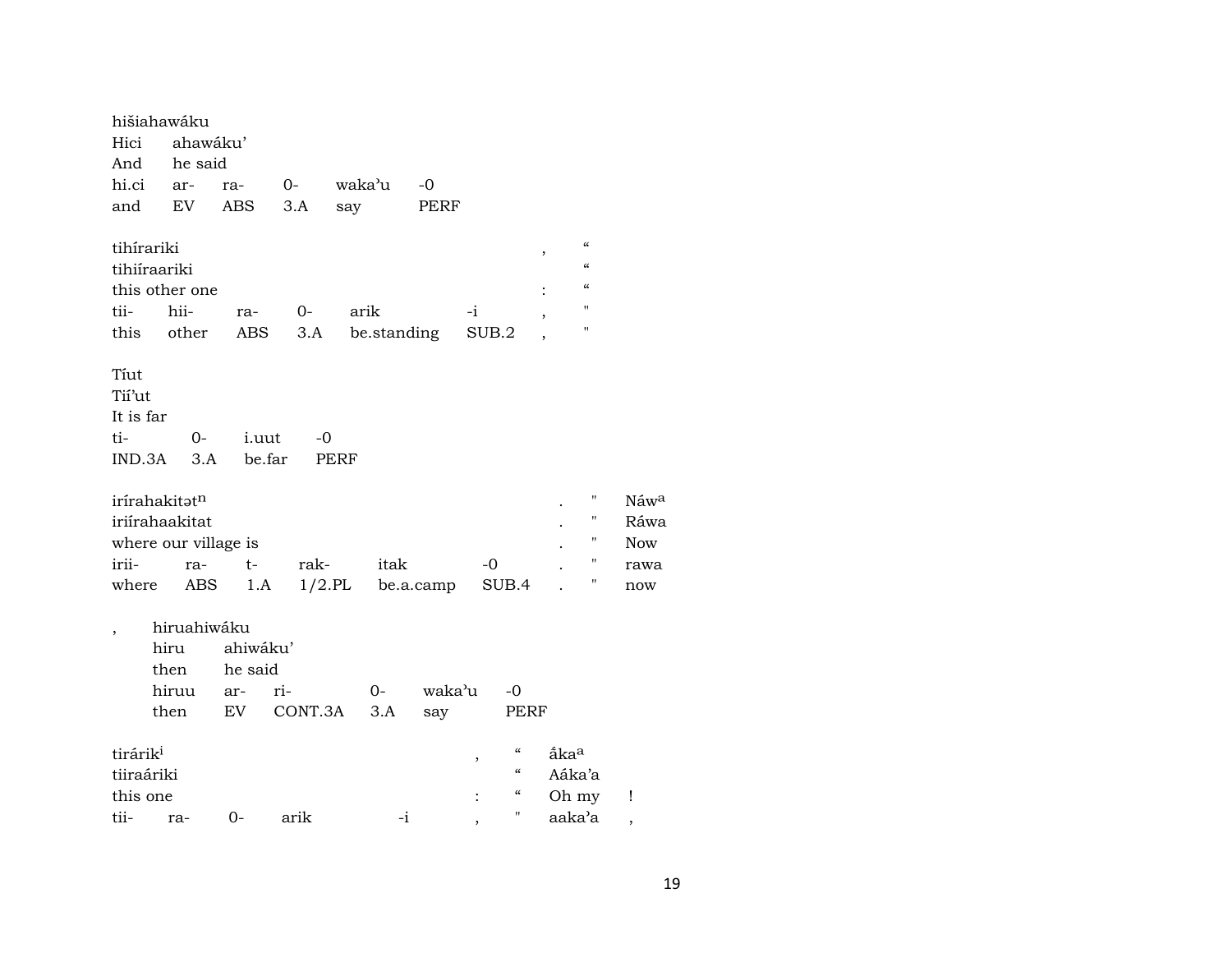hišiahawáku
Hici ahawáku'
And he said

| hi.ci | ar- | ra- | 0- | waka'u | -0 |
|---|---|---|---|---|---|
| and | EV | ABS | 3.A | say | PERF |

tihírariki , “
tihiíraariki “
this other one : “

| tii- | hii- | ra- | 0- | arik | -i | , | " |
|---|---|---|---|---|---|---|---|
| this | other | ABS | 3.A | be.standing | SUB.2 | , | " |

Tíut
Tií'ut
It is far

| ti- | 0- | i.uut | -0 |
|---|---|---|---|
| IND.3A | 3.A | be.far | PERF |

irírahakitət$^{n}$ . " Náw$^{a}$
iriírahaakitat . " Ráwa
where our village is . " Now

| irii- | ra- | t- | rak- | itak | -0 | . | " | rawa |
|---|---|---|---|---|---|---|---|---|
| where | ABS | 1.A | 1/2.PL | be.a.camp | SUB.4 | . | " | now |

, hiruahiwáku
hiru ahiwáku'
then he said

| hiruu | ar- | ri- | 0- | waka'u | -0 |
|---|---|---|---|---|---|
| then | EV | CONT.3A | 3.A | say | PERF |

tirárik$^{i}$ , “ ắka$^{a}$
tiiraáriki “ Aáka'a
this one : “ Oh my !

| tii- | ra- | 0- | arik | -i | , | " | aaka'a | , |
|---|---|---|---|---|---|---|---|---|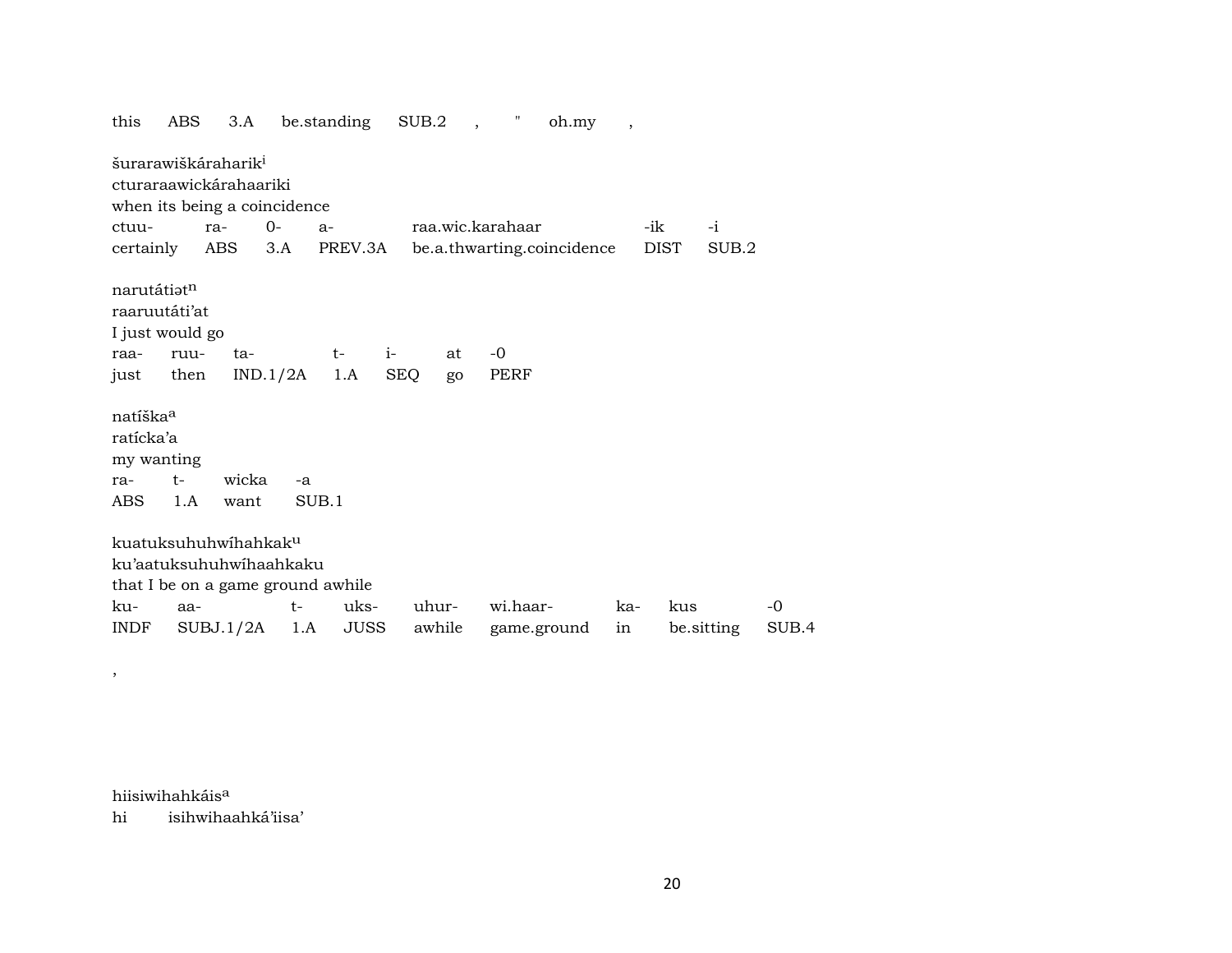this ABS 3.A be.standing SUB.2 , " oh.my ,

šurarawiškáraharik[i]
cturaraawickárahaariki
when its being a coincidence

| ctuu- | ra- | 0- | a- | raa.wic.karahaar | -ik | -i |
|---|---|---|---|---|---|---|
| certainly | ABS | 3.A | PREV.3A | be.a.thwarting.coincidence | DIST | SUB.2 |

narutátiət[n]
raaruutáti'at
I just would go

| raa- | ruu- | ta- | t- | i- | at | -0 |
|---|---|---|---|---|---|---|
| just | then | IND.1/2A | 1.A | SEQ | go | PERF |

natíška[a]
ratícka'a
my wanting

| ra- | t- | wicka | -a |
|---|---|---|---|
| ABS | 1.A | want | SUB.1 |

kuatuksuhuhwíhahkak[u]
ku'aatuksuhuhwíhaahkaku
that I be on a game ground awhile

| ku- | aa- | t- | uks- | uhur- | wi.haar- | ka- | kus | -0 |
|---|---|---|---|---|---|---|---|---|
| INDF | SUBJ.1/2A | 1.A | JUSS | awhile | game.ground | in | be.sitting | SUB.4 |

,

hiisiwihahkáis[a]
hi isihwihaahká'iisa'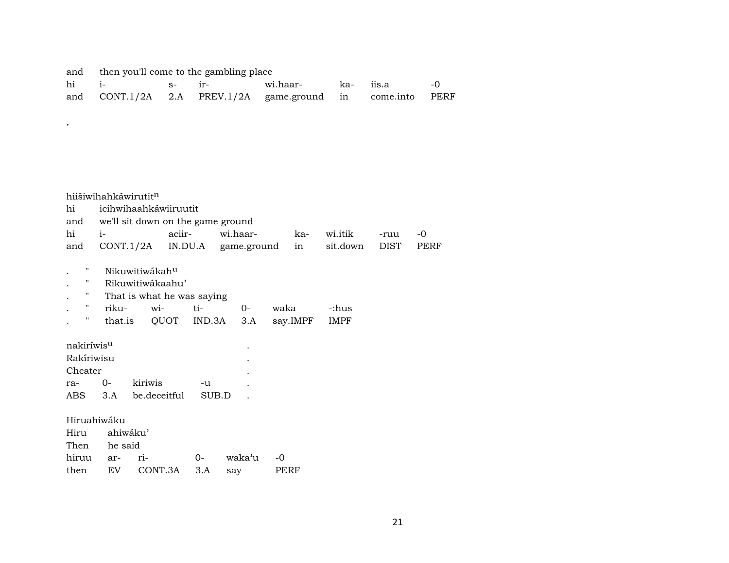and then you'll come to the gambling place

| hi | i- | s- | ir- | wi.haar- | ka- | iis.a | -0 |
|---|---|---|---|---|---|---|---|
| and | CONT.1/2A | 2.A | PREV.1/2A | game.ground | in | come.into | PERF |

,

hiišiwihahkáwirutit$^{n}$
hi icihwihaahkáwiiruutit
and we'll sit down on the game ground

| hi | i- | aciir- | wi.haar- | ka- | wi.itik | -ruu | -0 |
|---|---|---|---|---|---|---|---|
| and | CONT.1/2A | IN.DU.A | game.ground | in | sit.down | DIST | PERF |

. " Nikuwitiwákah$^{u}$
. " Rikuwitiwákaahu'
. " That is what he was saying

| . | " | riku- | wi- | ti- | 0- | waka | -:hus |
|---|---|---|---|---|---|---|---|
| . | " | that.is | QUOT | IND.3A | 3.A | say.IMPF | IMPF |

nakiríwis$^{u}$ .
Rakíriwisu .
Cheater .

| ra- | 0- | kiriwis | -u | . |
|---|---|---|---|---|
| ABS | 3.A | be.deceitful | SUB.D | . |

Hiruahiwáku
Hiru ahiwáku'
Then he said

| hiruu | ar- | ri- | 0- | waka'u | -0 |
|---|---|---|---|---|---|
| then | EV | CONT.3A | 3.A | say | PERF |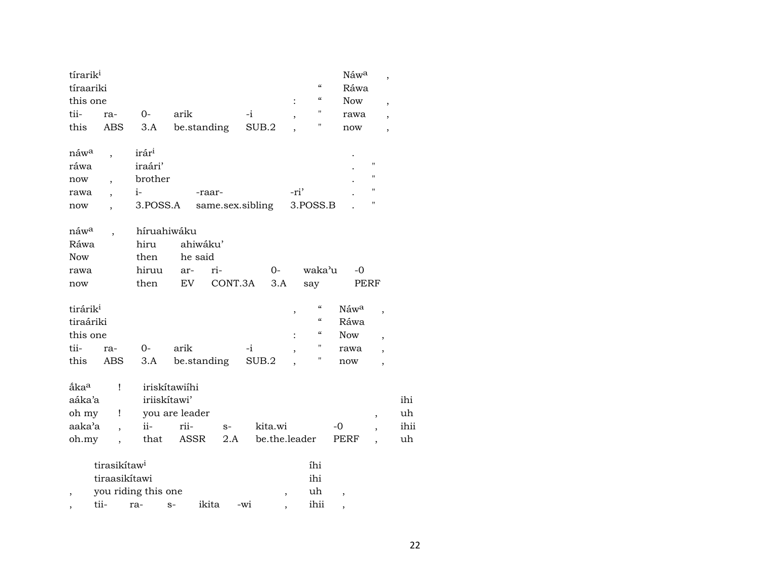| tírarik[i] | | | | | | | Náw[a] | , |
|---|---|---|---|---|---|---|---|---|
| tíraariki | | | | | | “ | Ráwa | |
| this one | | | | | : | “ | Now | , |
| tii- | ra- | 0- | arik | -i | , | " | rawa | , |
| this | ABS | 3.A | be.standing | SUB.2 | , | " | now | , |

| náw[a] | , | irár[i] | | | . | |
|---|---|---|---|---|---|---|
| ráwa | | iraári’ | | | . | " |
| now | , | brother | | | . | " |
| rawa | , | i- | -raar- | -ri’ | . | " |
| now | , | 3.POSS.A | same.sex.sibling | 3.POSS.B | . | " |

| náw[a] | , | híruahiwáku | | | | | |
|---|---|---|---|---|---|---|---|
| Ráwa | | hiru | ahiwáku’ | | | | |
| Now | | then | he said | | | | |
| rawa | | hiruu | ar- | ri- | 0- | waka’u | -0 |
| now | | then | EV | CONT.3A | 3.A | say | PERF |

| tirárik[i] | | | | | , | “ | Náw[a] | , |
|---|---|---|---|---|---|---|---|---|
| tiraáriki | | | | | | “ | Ráwa | |
| this one | | | | | : | “ | Now | , |
| tii- | ra- | 0- | arik | -i | , | " | rawa | , |
| this | ABS | 3.A | be.standing | SUB.2 | , | " | now | , |

| ǻka[a] | ! | iriskítawiíhi | | | | | | |
|---|---|---|---|---|---|---|---|---|
| aáka’a | | iriiskítawi’ | | | | | | ihi |
| oh my | ! | you are leader | | | | | , | uh |
| aaka’a | , | ii- | rii- | s- | kita.wi | -0 | , | ihii |
| oh.my | , | that | ASSR | 2.A | be.the.leader | PERF | , | uh |

| | tirasikítaw[i] | | | | | | íhi | |
|---|---|---|---|---|---|---|---|---|
| | tiraasikítawi | | | | | | ihi | |
| , | you riding this one | | | | | , | uh | , |
| , | tii- | ra- | s- | ikita | -wi | , | ihii | , |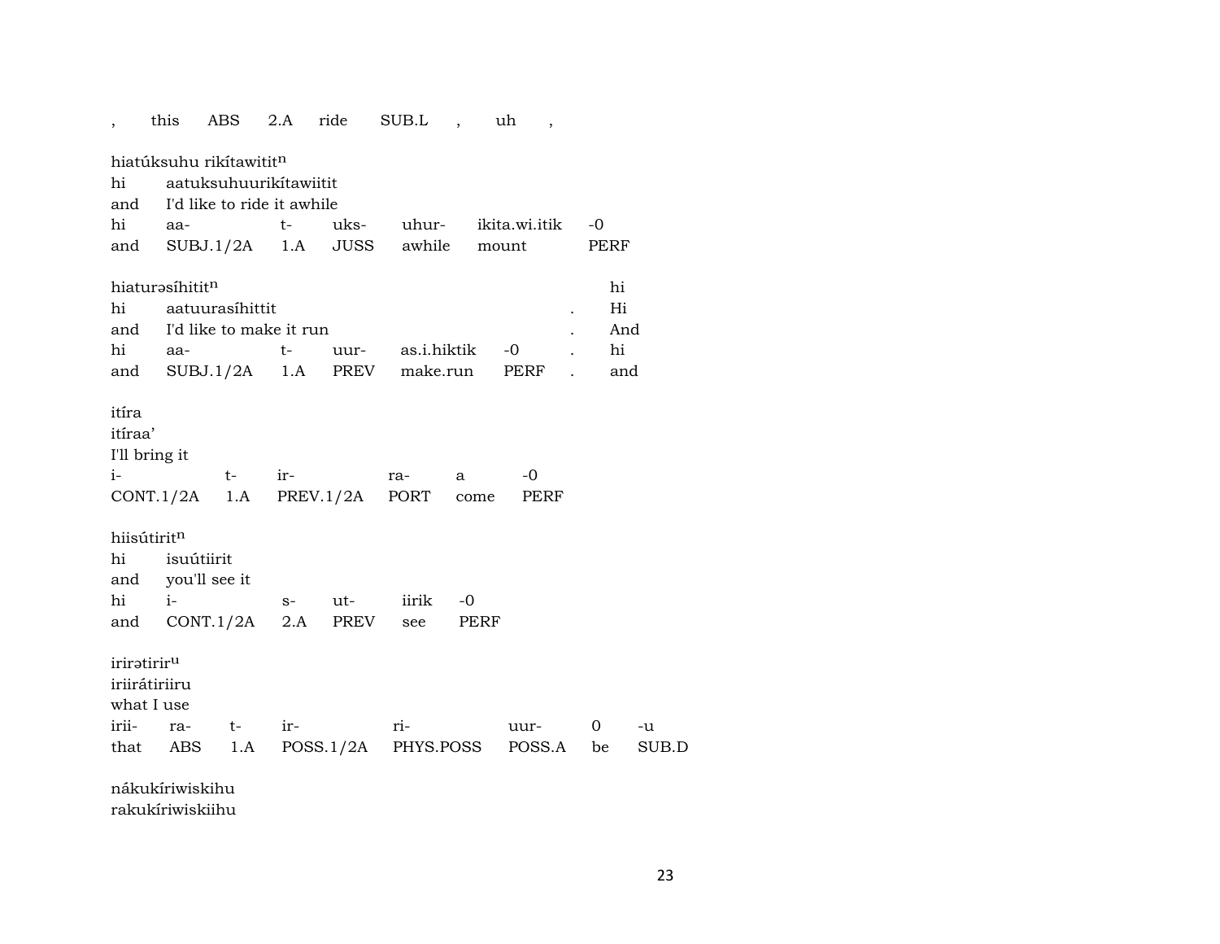, this ABS 2.A ride SUB.L , uh ,

hiatúksuhu rikítawitit$^{n}$
hi aatuksuhuurikítawiitit
and I'd like to ride it awhile
hi aa- t- uks- uhur- ikita.wi.itik -0
and SUBJ.1/2A 1.A JUSS awhile mount PERF

hiaturəsíhitit$^{n}$ hi
hi aatuurasíhittit . Hi
and I'd like to make it run . And
hi aa- t- uur- as.i.hiktik -0 . hi
and SUBJ.1/2A 1.A PREV make.run PERF . and

itíra
itíraa'
I'll bring it
i- t- ir- ra- a -0
CONT.1/2A 1.A PREV.1/2A PORT come PERF

hiisútirit$^{n}$
hi isuútiirit
and you'll see it
hi i- s- ut- iirik -0
and CONT.1/2A 2.A PREV see PERF

irirətirir$^{u}$
iriirátiriiru
what I use
irii- ra- t- ir- ri- uur- 0 -u
that ABS 1.A POSS.1/2A PHYS.POSS POSS.A be SUB.D

nákukíriwiskihu
rakukíriwiskiihu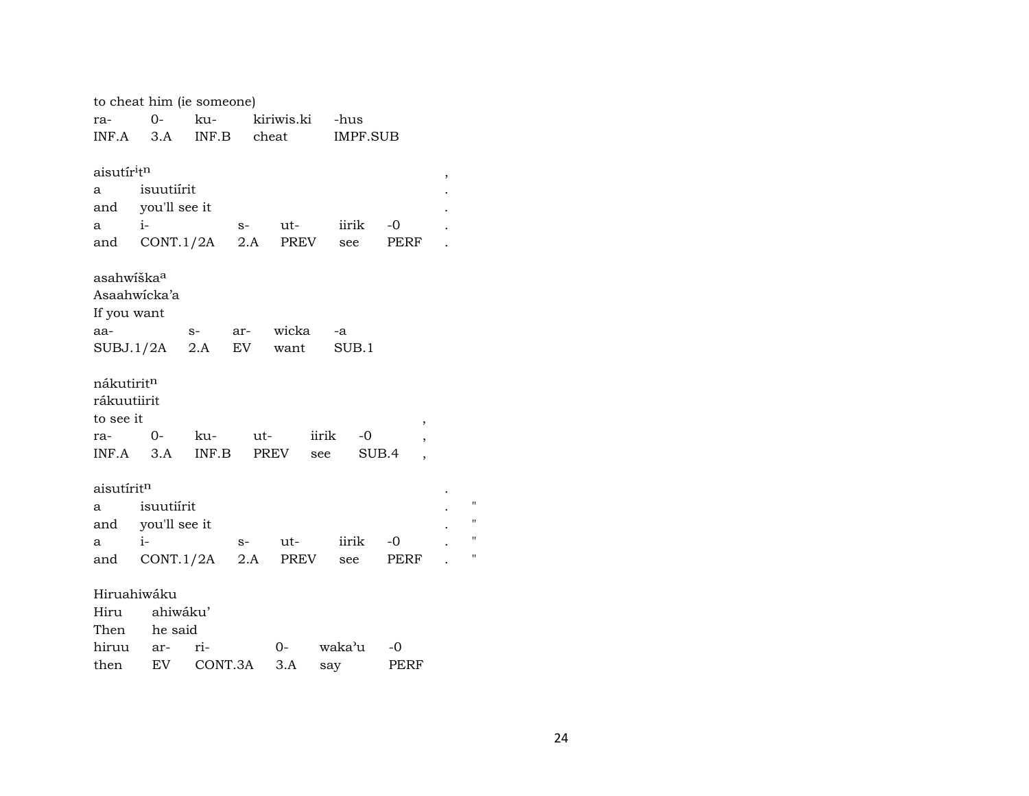to cheat him (ie someone)

| ra- | 0- | ku- | kiriwis.ki | -hus |
|---|---|---|---|---|
| INF.A | 3.A | INF.B | cheat | IMPF.SUB |

aisutír[i]t[n] ,

| a | isuutiírit | | | | | . |
|---|---|---|---|---|---|---|
| and | you'll see it | | | | | . |
| a | i- | s- | ut- | iirik | -0 | . |
| and | CONT.1/2A | 2.A | PREV | see | PERF | . |

asahwíška[a]

Asaahwícka'a

If you want

| aa- | s- | ar- | wicka | -a |
|---|---|---|---|---|
| SUBJ.1/2A | 2.A | EV | want | SUB.1 |

nákutirit[n]

rákuutiirit

to see it ,

| ra- | 0- | ku- | ut- | iirik | -0 | , |
|---|---|---|---|---|---|---|
| INF.A | 3.A | INF.B | PREV | see | SUB.4 | , |

aisutírit[n] .

| a | isuutiírit | | | | | . | " |
|---|---|---|---|---|---|---|---|
| and | you'll see it | | | | | . | " |
| a | i- | s- | ut- | iirik | -0 | . | " |
| and | CONT.1/2A | 2.A | PREV | see | PERF | . | " |

Hiruahiwáku

| Hiru | ahiwáku' | | | | |
|---|---|---|---|---|---|
| Then | he said | | | | |
| hiruu | ar- | ri- | 0- | waka'u | -0 |
| then | EV | CONT.3A | 3.A | say | PERF |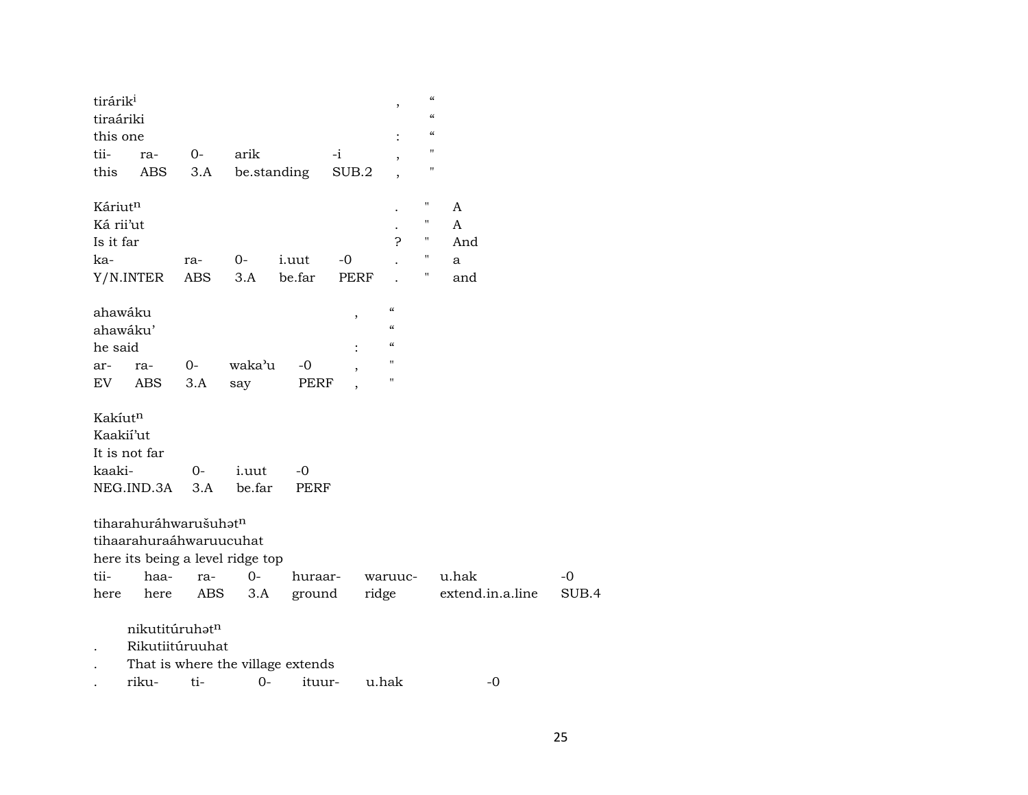| tirárik[i] | | | | | , | “ | |
|---|---|---|---|---|---|---|---|
| tiraáriki | | | | | | “ | |
| this one | | | | | : | “ | |
| tii- | ra- | 0- | arik | -i | , | " | |
| this | ABS | 3.A | be.standing | SUB.2 | , | " | |

| Káriut[n] | | | | | . | " | A |
|---|---|---|---|---|---|---|---|
| Ká rii'ut | | | | | . | " | A |
| Is it far | | | | | ? | " | And |
| ka- | ra- | 0- | i.uut | -0 | . | " | a |
| Y/N.INTER | ABS | 3.A | be.far | PERF | . | " | and |

| ahawáku | | | | | , | “ |
|---|---|---|---|---|---|---|
| ahawáku' | | | | | | “ |
| he said | | | | | : | “ |
| ar- | ra- | 0- | waka'u | -0 | , | " |
| EV | ABS | 3.A | say | PERF | , | " |

| Kakíut[n] | | | |
|---|---|---|---|
| Kaakií'ut | | | |
| It is not far | | | |
| kaaki- | 0- | i.uut | -0 |
| NEG.IND.3A | 3.A | be.far | PERF |

| tiharahuráhwarušuhət[n] | | | | | | | |
|---|---|---|---|---|---|---|---|
| tihaarahuraáhwaruucuhat | | | | | | | |
| here its being a level ridge top | | | | | | | |
| tii- | haa- | ra- | 0- | huraar- | waruuc- | u.hak | -0 |
| here | here | ABS | 3.A | ground | ridge | extend.in.a.line | SUB.4 |

| | nikutitúruhət[n] | | | | | |
|---|---|---|---|---|---|---|
| . | Rikutiitúruuhat | | | | | |
| . | That is where the village extends | | | | | |
| . | riku- | ti- | 0- | ituur- | u.hak | -0 |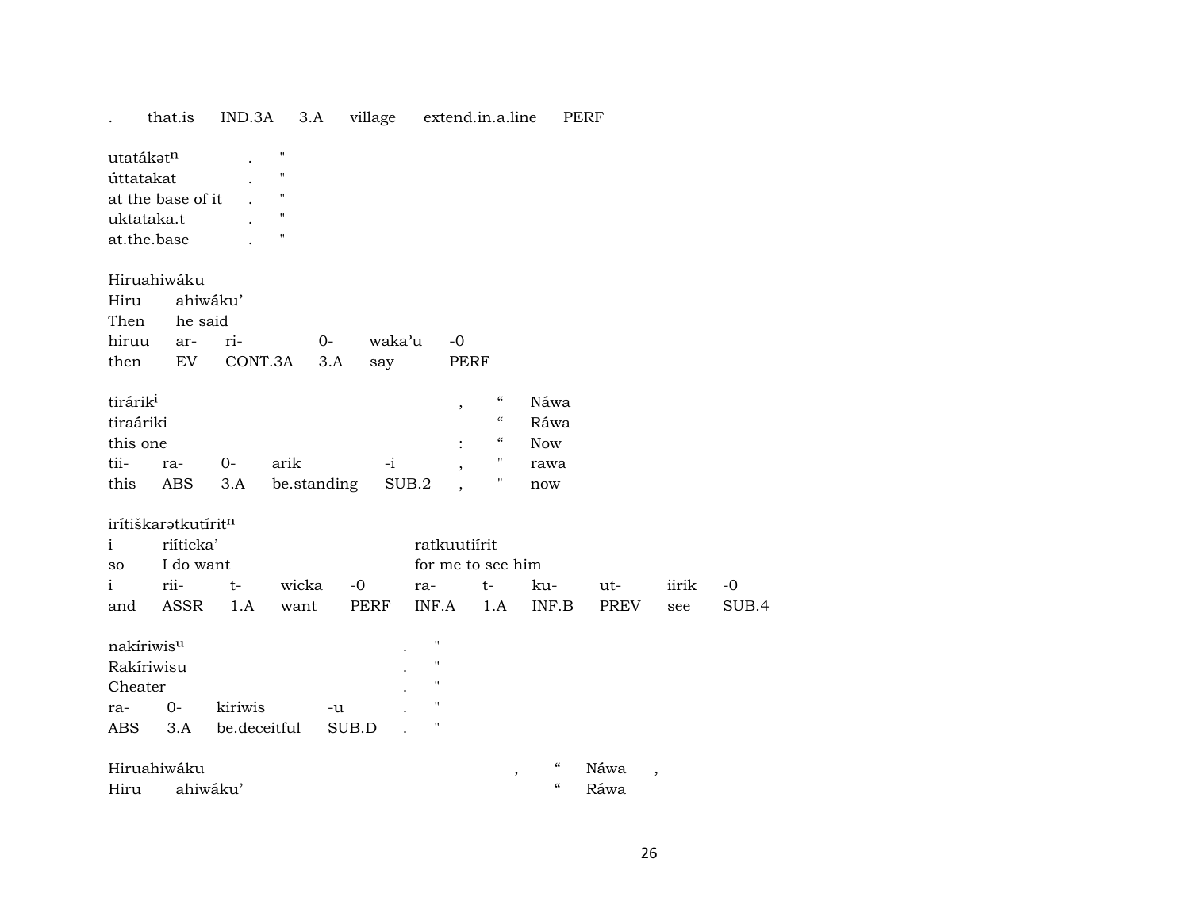| . | that.is | IND.3A | 3.A | village | extend.in.a.line | PERF |
|---|---|---|---|---|---|---|

| utatákət$^{n}$ | . | " |
|---|---|---|
| úttatakat | . | " |
| at the base of it | . | " |
| uktataka.t | . | " |
| at.the.base | . | " |

| Hiruahiwáku | | | | | |
|---|---|---|---|---|---|
| Hiru | ahiwáku’ | | | | |
| Then | he said | | | | |
| hiruu | ar- | ri- | 0- | waka’u | -0 |
| then | EV | CONT.3A | 3.A | say | PERF |

| tirárik$^{i}$ | | | | | , | “ | Náwa |
|---|---|---|---|---|---|---|---|
| tiraáriki | | | | | | “ | Ráwa |
| this one | | | | | : | “ | Now |
| tii- | ra- | 0- | arik | -i | , | " | rawa |
| this | ABS | 3.A | be.standing | SUB.2 | , | " | now |

| irítiškarətkutírit$^{n}$ | | | | | | | | | | |
|---|---|---|---|---|---|---|---|---|---|---|
| i | riíticka’ | | | | ratkuutiírit | | | | | |
| so | I do want | | | | for me to see him | | | | | |
| i | rii- | t- | wicka | -0 | ra- | t- | ku- | ut- | iirik | -0 |
| and | ASSR | 1.A | want | PERF | INF.A | 1.A | INF.B | PREV | see | SUB.4 |

| nakíriwis$^{u}$ | | | | . | " |
|---|---|---|---|---|---|
| Rakíriwisu | | | | . | " |
| Cheater | | | | . | " |
| ra- | 0- | kiriwis | -u | . | " |
| ABS | 3.A | be.deceitful | SUB.D | . | " |

| Hiruahiwáku | | , | “ | Náwa | , |
|---|---|---|---|---|---|
| Hiru | ahiwáku’ | | “ | Ráwa | |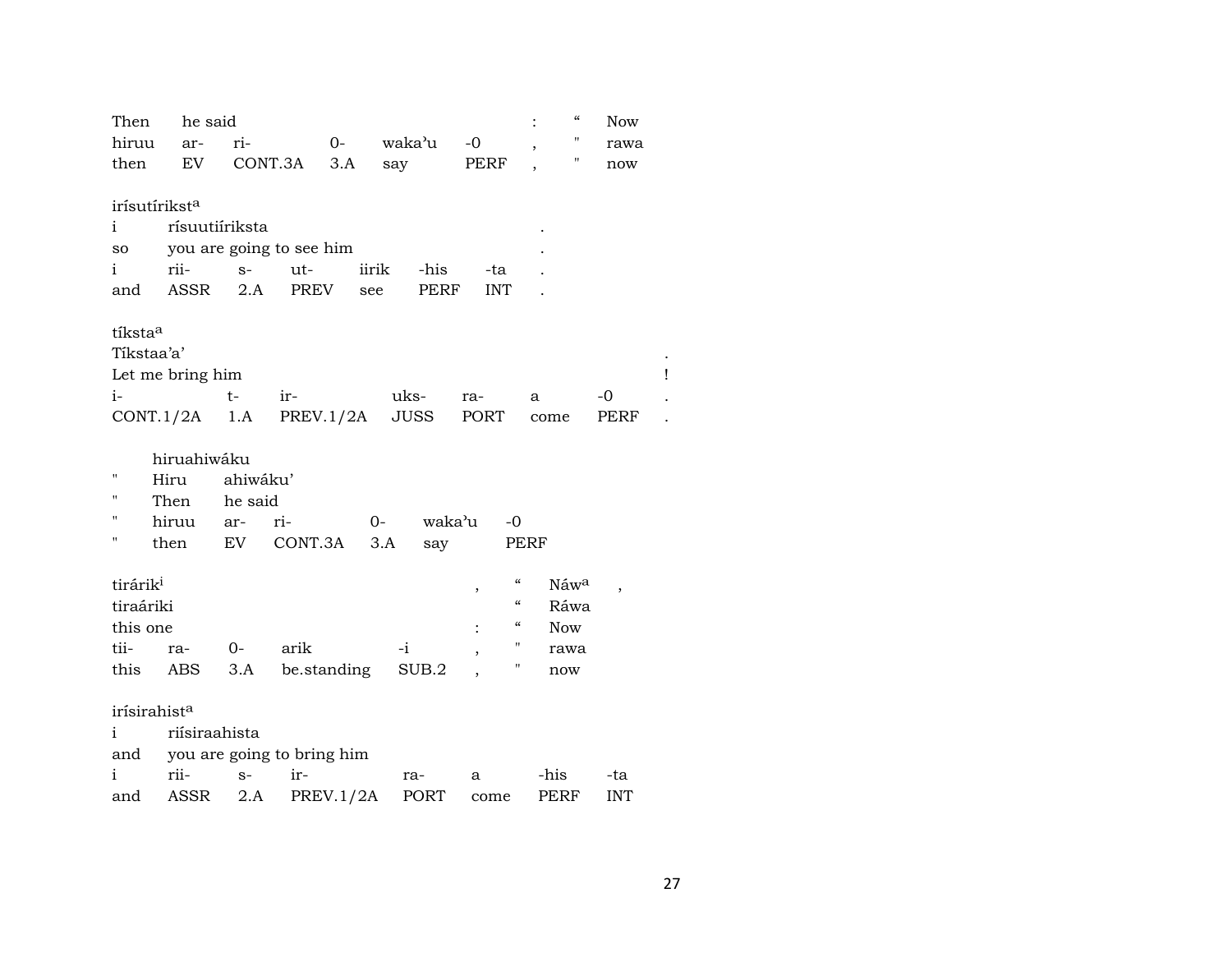| Then | he said | | | | | : | “ | Now |
|---|---|---|---|---|---|---|---|---|
| hiruu | ar- | ri- | 0- | waka'u | -0 | , | " | rawa |
| then | EV | CONT.3A | 3.A | say | PERF | , | " | now |

irísutírikst[a]

| i | rísuutiíriksta | | | | | | . |
|---|---|---|---|---|---|---|---|
| so | you are going to see him | | | | | | . |
| i | rii- | s- | ut- | iirik | -his | -ta | . |
| and | ASSR | 2.A | PREV | see | PERF | INT | . |

tíksta[a]

| Tíkstaa'a' | | | | | | | . |
|---|---|---|---|---|---|---|---|
| Let me bring him | | | | | | | ! |
| i- | t- | ir- | uks- | ra- | a | -0 | . |
| CONT.1/2A | 1.A | PREV.1/2A | JUSS | PORT | come | PERF | . |

hiruahiwáku

| " | Hiru | ahiwáku' | | | | |
|---|---|---|---|---|---|---|
| " | Then | he said | | | | |
| " | hiruu | ar- | ri- | 0- | waka'u | -0 |
| " | then | EV | CONT.3A | 3.A | say | PERF |

| tirárik[i] | | | | | , | “ | Náw[a] | , |
|---|---|---|---|---|---|---|---|---|
| tiraáriki | | | | | | “ | Ráwa | |
| this one | | | | | : | “ | Now | |
| tii- | ra- | 0- | arik | -i | , | " | rawa | |
| this | ABS | 3.A | be.standing | SUB.2 | , | " | now | |

irísirahist[a]

| i | riísiraahista | | | | | | |
|---|---|---|---|---|---|---|---|
| and | you are going to bring him | | | | | | |
| i | rii- | s- | ir- | ra- | a | -his | -ta |
| and | ASSR | 2.A | PREV.1/2A | PORT | come | PERF | INT |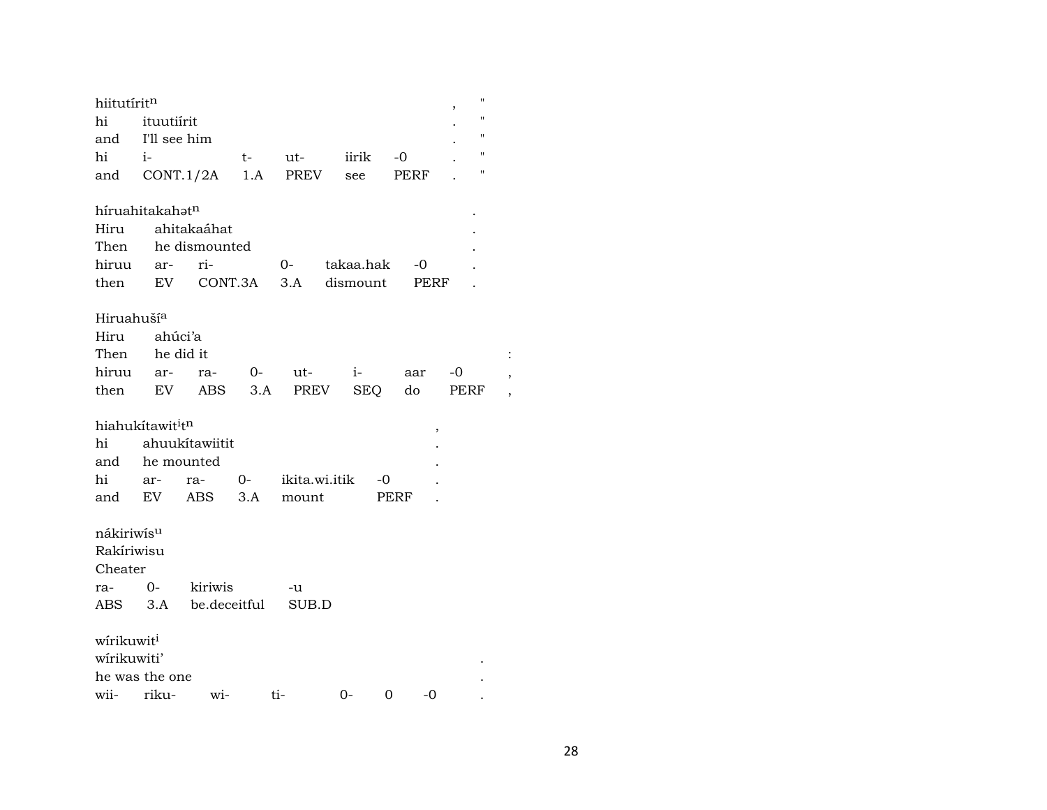hiitutírit$^{n}$ , "
hi ituutiírit . "
and I'll see him . "
hi i- t- ut- iirik -0 . "
and CONT.1/2A 1.A PREV see PERF . "

híruahitakahət$^{n}$ .
Hiru ahitakaáhat .
Then he dismounted .
hiruu ar- ri- 0- takaa.hak -0 .
then EV CONT.3A 3.A dismount PERF .

Hiruahuší$^{a}$
Hiru ahúci'a
Then he did it :
hiruu ar- ra- 0- ut- i- aar -0 ,
then EV ABS 3.A PREV SEQ do PERF ,

hiahukítawit$^{i}$t$^{n}$ ,
hi ahuukítawiitit .
and he mounted .
hi ar- ra- 0- ikita.wi.itik -0 .
and EV ABS 3.A mount PERF .

nákiriwís$^{u}$
Rakíriwisu
Cheater
ra- 0- kiriwis -u
ABS 3.A be.deceitful SUB.D

wírikuwit$^{i}$
wírikuwiti' .
he was the one .
wii- riku- wi- ti- 0- 0 -0 .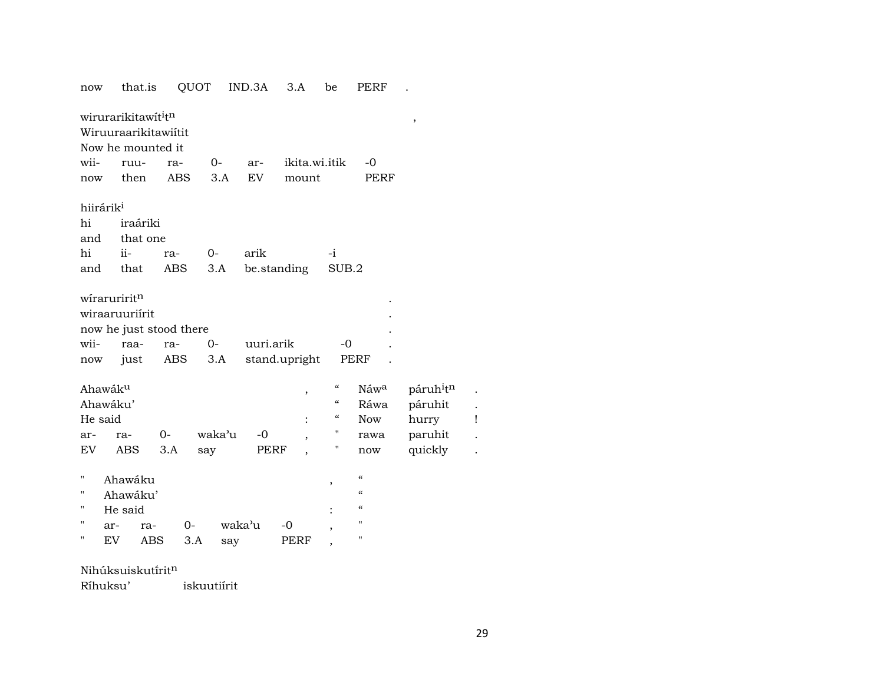now that.is QUOT IND.3A 3.A be PERF .

wirurarikitawít$^{i}$t$^{n}$ ,
Wiruuraarikitawiítit
Now he mounted it

| wii- | ruu- | ra- | 0- | ar- | ikita.wi.itik | -0 |
|---|---|---|---|---|---|---|
| now | then | ABS | 3.A | EV | mount | PERF |

hiirárik$^{i}$
hi iraáriki
and that one

| hi | ii- | ra- | 0- | arik | -i |
|---|---|---|---|---|---|
| and | that | ABS | 3.A | be.standing | SUB.2 |

wíraruririt$^{n}$ .
wiraaruuriírit .
now he just stood there .

| wii- | raa- | ra- | 0- | uuri.arik | -0 | . |
|---|---|---|---|---|---|---|
| now | just | ABS | 3.A | stand.upright | PERF | . |

Ahawák$^{u}$ , “ Náw$^{a}$ páruh$^{i}$t$^{n}$ .
Ahawáku’ “ Ráwa páruhit .
He said : “ Now hurry !

| ar- | ra- | 0- | waka’u | -0 | , | " | rawa | paruhit | . |
|---|---|---|---|---|---|---|---|---|---|
| EV | ABS | 3.A | say | PERF | , | " | now | quickly | . |

" Ahawáku , “
" Ahawáku’ “
" He said : “

| " | ar- | ra- | 0- | waka’u | -0 | , | " |
|---|---|---|---|---|---|---|---|
| " | EV | ABS | 3.A | say | PERF | , | " |

Nihúksuiskutírit$^{n}$
Ríhuksu’ iskuutiírit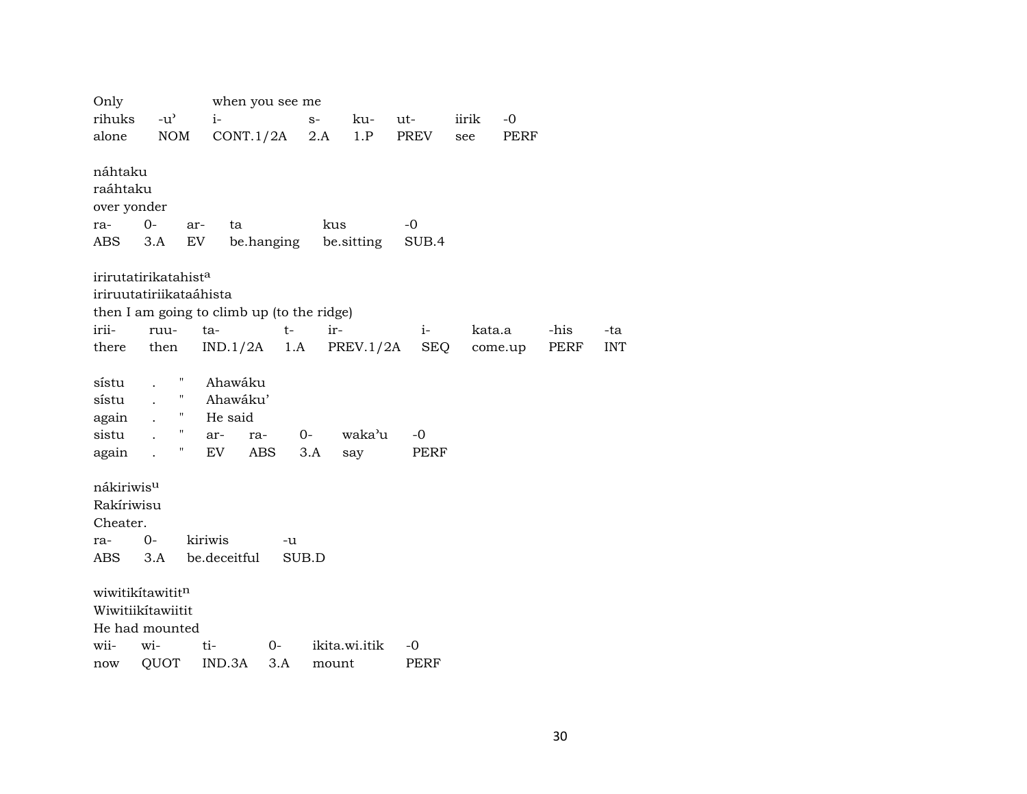Only when you see me

| rihuks | -u' | i- | s- | ku- | ut- | iirik | -0 |
|---|---|---|---|---|---|---|---|
| alone | NOM | CONT.1/2A | 2.A | 1.P | PREV | see | PERF |

náhtaku
raáhtaku
over yonder

| ra- | 0- | ar- | ta | kus | -0 |
|---|---|---|---|---|---|
| ABS | 3.A | EV | be.hanging | be.sitting | SUB.4 |

irirutatirikatahist[a]
iriruutatiriikataáhista
then I am going to climb up (to the ridge)

| irii- | ruu- | ta- | t- | ir- | i- | kata.a | -his | -ta |
|---|---|---|---|---|---|---|---|---|
| there | then | IND.1/2A | 1.A | PREV.1/2A | SEQ | come.up | PERF | INT |

sístu . " Ahawáku
sístu . " Ahawáku'
again . " He said

| sistu | . | " | ar- | ra- | 0- | waka'u | -0 |
|---|---|---|---|---|---|---|---|
| again | . | " | EV | ABS | 3.A | say | PERF |

nákiriwis[u]
Rakíriwisu
Cheater.

| ra- | 0- | kiriwis | -u |
|---|---|---|---|
| ABS | 3.A | be.deceitful | SUB.D |

wiwitikítawitit[n]
Wiwitiikítawiitit
He had mounted

| wii- | wi- | ti- | 0- | ikita.wi.itik | -0 |
|---|---|---|---|---|---|
| now | QUOT | IND.3A | 3.A | mount | PERF |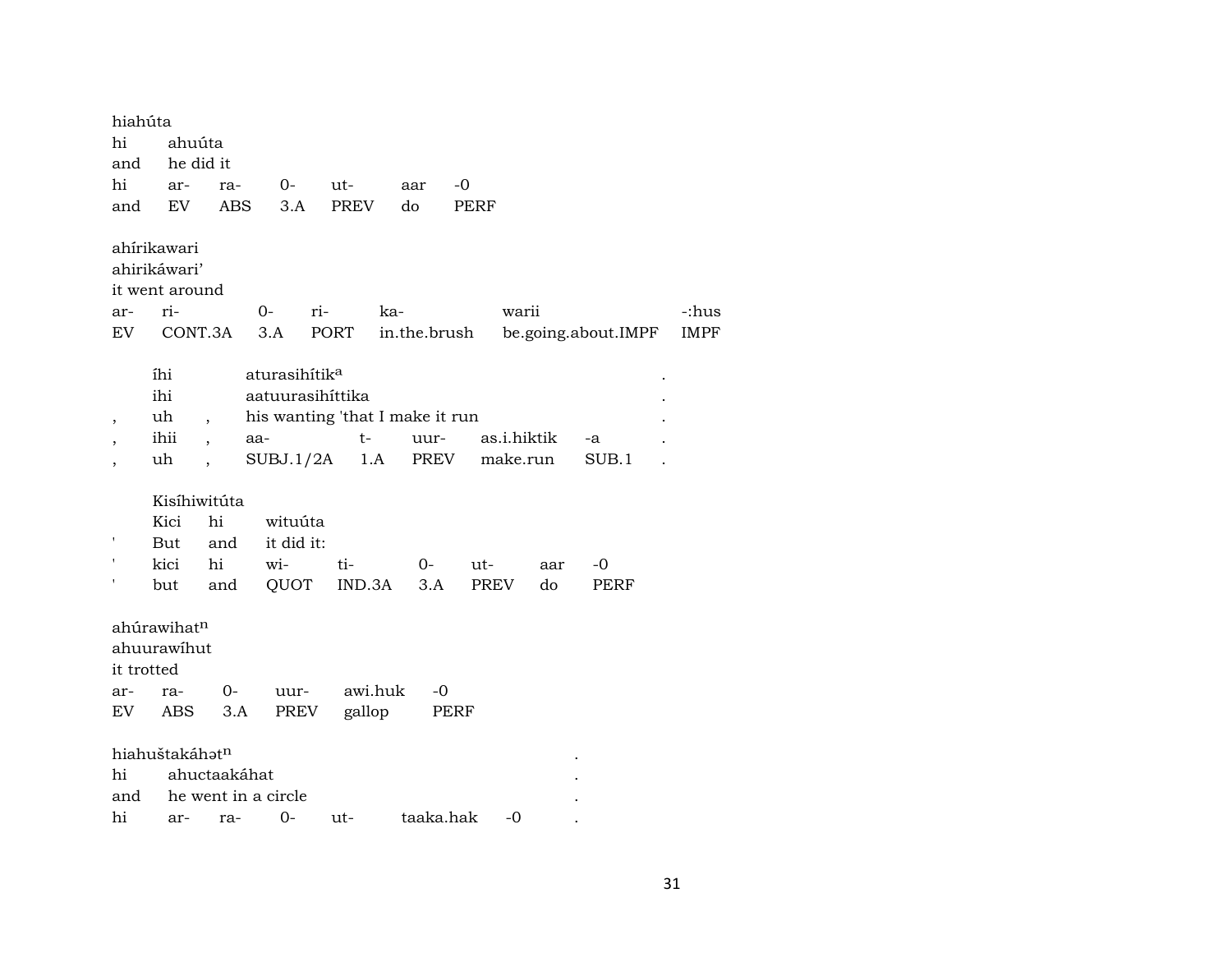hiahúta
hi ahuúta
and he did it
hi ar- ra- 0- ut- aar -0
and EV ABS 3.A PREV do PERF

ahírikawari
ahirikáwari’
it went around
ar- ri- 0- ri- ka- warii -:hus
EV CONT.3A 3.A PORT in.the.brush be.going.about.IMPF IMPF

íhi aturasihítik[a] .
ihi aatuurasihíttika .
, uh , his wanting 'that I make it run .
, ihii , aa- t- uur- as.i.hiktik -a .
, uh , SUBJ.1/2A 1.A PREV make.run SUB.1 .

Kisíhiwitúta
Kici hi wituúta
' But and it did it:
' kici hi wi- ti- 0- ut- aar -0
' but and QUOT IND.3A 3.A PREV do PERF

ahúrawihat[n]
ahuurawíhut
it trotted
ar- ra- 0- uur- awi.huk -0
EV ABS 3.A PREV gallop PERF

hiahuštakáhət[n] .
hi ahuctaakáhat .
and he went in a circle .
hi ar- ra- 0- ut- taaka.hak -0 .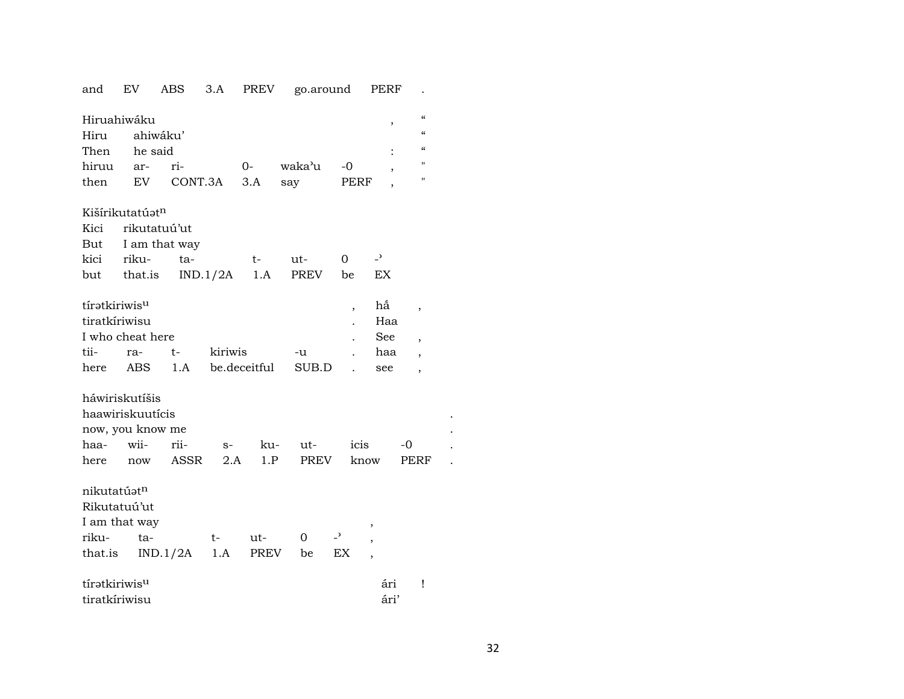| and | EV | ABS | 3.A | PREV | go.around | PERF | . |
|---|---|---|---|---|---|---|---|

Hiruahiwáku , "
Hiru ahiwáku' "
Then he said : "

| hiruu | ar- | ri- | 0- | waka'u | -0 | , | " |
|---|---|---|---|---|---|---|---|
| then | EV | CONT.3A | 3.A | say | PERF | , | " |

Kišírikutatúət$^{n}$
Kici rikutatuú'ut
But I am that way

| kici | riku- | ta- | t- | ut- | 0 | -ʾ |
|---|---|---|---|---|---|---|
| but | that.is | IND.1/2A | 1.A | PREV | be | EX |

tírətkiriwis$^{u}$ , há́ ,
tiratkíriwisu . Haa
I who cheat here . See ,

| tii- | ra- | t- | kiriwis | -u | . | haa | , |
|---|---|---|---|---|---|---|---|
| here | ABS | 1.A | be.deceitful | SUB.D | . | see | , |

háwiriskutíšis
haawiriskuutícis .
now, you know me .

| haa- | wii- | rii- | s- | ku- | ut- | icis | -0 | . |
|---|---|---|---|---|---|---|---|---|
| here | now | ASSR | 2.A | 1.P | PREV | know | PERF | . |

nikutatúət$^{n}$
Rikutatuú'ut
I am that way ,

| riku- | ta- | t- | ut- | 0 | -ʾ | , |
|---|---|---|---|---|---|---|
| that.is | IND.1/2A | 1.A | PREV | be | EX | , |

tírətkiriwis$^{u}$ ári !
tiratkíriwisu ári'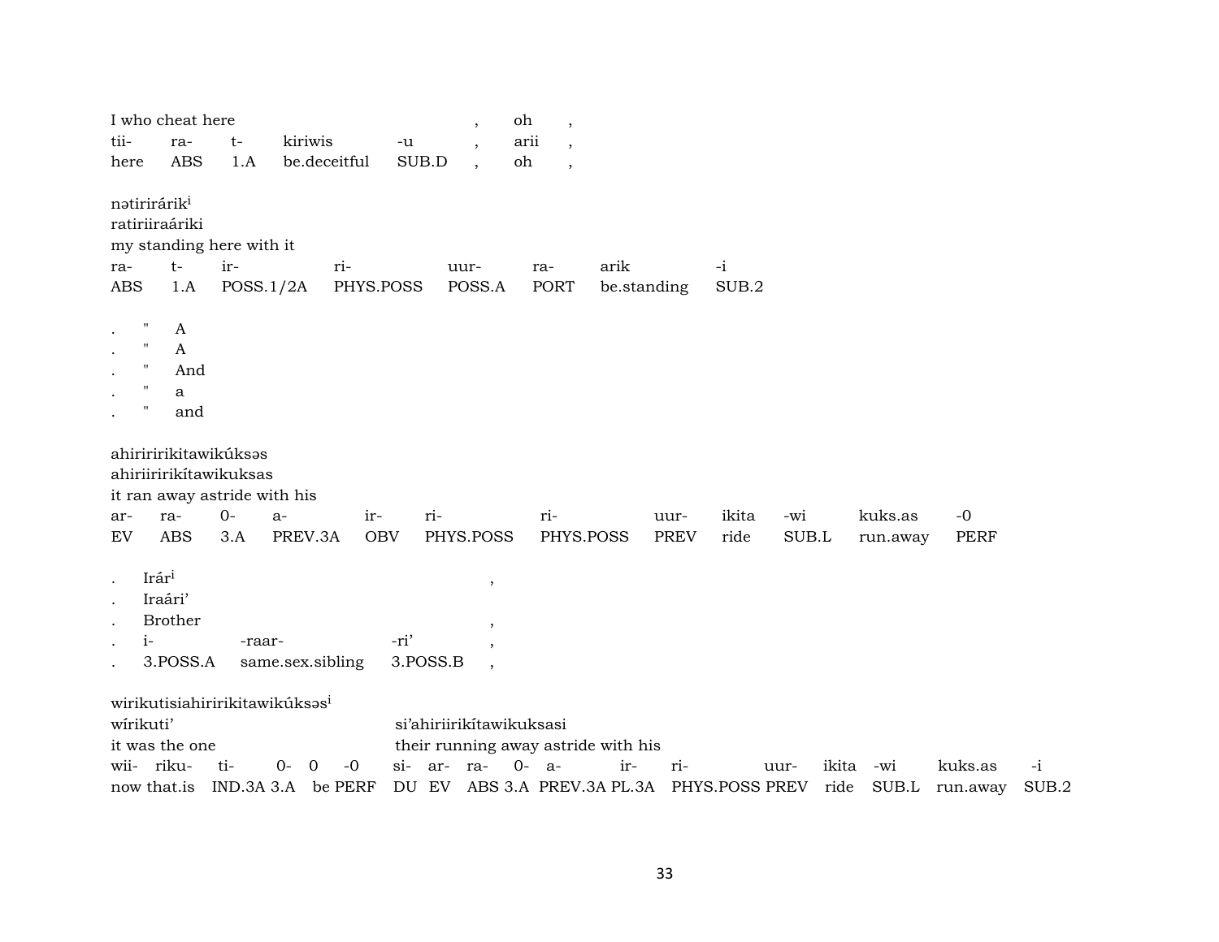I who cheat here , oh ,

| tii- | ra- | t- | kiriwis | -u | , | arii | , |
|---|---|---|---|---|---|---|---|
| here | ABS | 1.A | be.deceitful | SUB.D | , | oh | , |

nətirirárik[i]
ratiriiraáriki
my standing here with it

| ra- | t- | ir- | ri- | uur- | ra- | arik | -i |
|---|---|---|---|---|---|---|---|
| ABS | 1.A | POSS.1/2A | PHYS.POSS | POSS.A | PORT | be.standing | SUB.2 |

. " A
. " A
. " And
. " a
. " and

ahiriririkitawikúksəs
ahiriiririkítawikuksas
it ran away astride with his

| ar- | ra- | 0- | a- | ir- | ri- | ri- | uur- | ikita | -wi | kuks.as | -0 |
|---|---|---|---|---|---|---|---|---|---|---|---|
| EV | ABS | 3.A | PREV.3A | OBV | PHYS.POSS | PHYS.POSS | PREV | ride | SUB.L | run.away | PERF |

. Irár[i] ,
. Iraári'
. Brother ,
. i- -raar- -ri' ,
. 3.POSS.A same.sex.sibling 3.POSS.B ,

wirikutisiahiririkitawikúksəs[i]
wírikuti' si'ahiriirikítawikuksasi
it was the one their running away astride with his

| wii- | riku- | ti- | 0- | 0 | -0 | si- | ar- | ra- | 0- | a- | ir- | ri- | uur- | ikita | -wi | kuks.as | -i |
|---|---|---|---|---|---|---|---|---|---|---|---|---|---|---|---|---|---|
| now | that.is | IND.3A | 3.A | be | PERF | DU | EV | ABS | 3.A | PREV.3A | PL.3A | PHYS.POSS | PREV | ride | SUB.L | run.away | SUB.2 |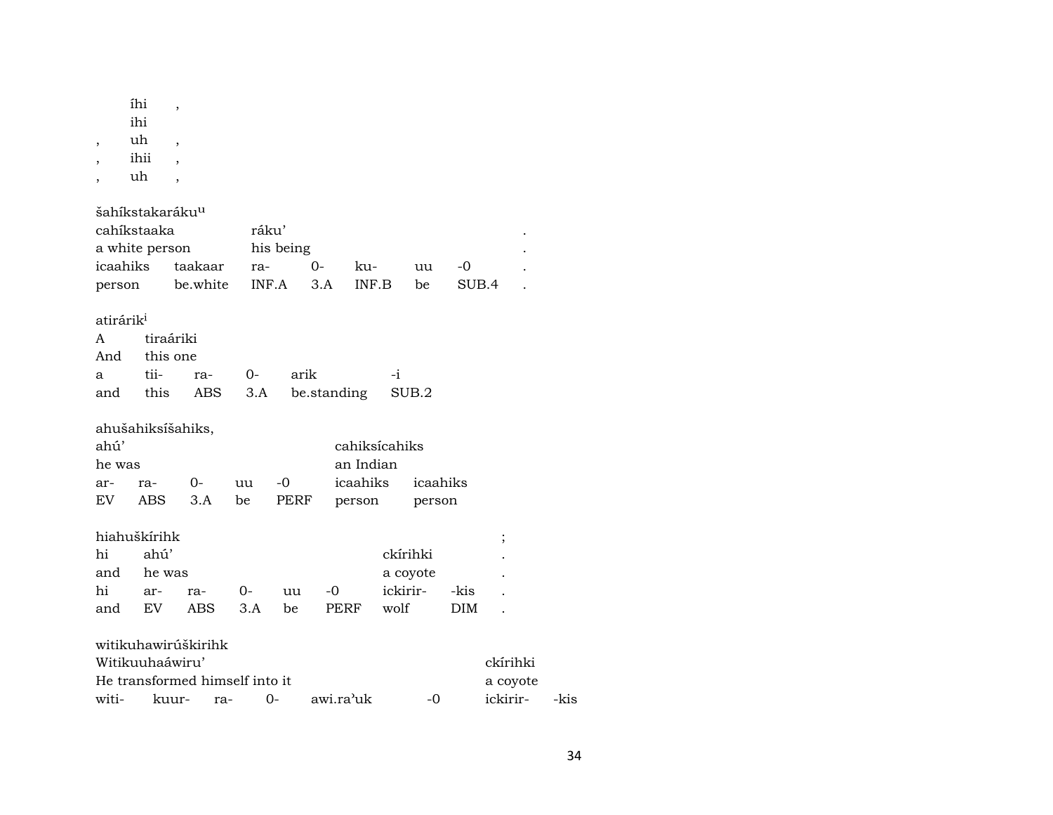| íhi | , |
|---|---|
| ihi | |

| , | uh | , |
|---|---|---|
| , | ihii | , |
| , | uh | , |

šahíkstakaráku[u]

| cahíkstaaka | | ráku' | | | | | . |
|---|---|---|---|---|---|---|---|
| a white person | | his being | | | | | . |
| icaahiks | taakaar | ra- | 0- | ku- | uu | -0 | . |
| person | be.white | INF.A | 3.A | INF.B | be | SUB.4 | . |

atirárik[i]

| A | tiraáriki | | | | |
|---|---|---|---|---|---|
| And | this one | | | | |
| a | tii- | ra- | 0- | arik | -i |
| and | this | ABS | 3.A | be.standing | SUB.2 |

ahušahiksíšahiks,

| ahú' | | | | | cahiksícahiks | |
|---|---|---|---|---|---|---|
| he was | | | | | an Indian | |
| ar- | ra- | 0- | uu | -0 | icaahiks | icaahiks |
| EV | ABS | 3.A | be | PERF | person | person |

hiahuškírihk ;

| hi | ahú' | | | | | ckírihki | | . |
|---|---|---|---|---|---|---|---|---|
| and | he was | | | | | a coyote | | . |
| hi | ar- | ra- | 0- | uu | -0 | ickirir- | -kis | . |
| and | EV | ABS | 3.A | be | PERF | wolf | DIM | . |

witikuhawirúškirihk

| Witikuuhaáwiru' | | | | | | ckírihki | |
|---|---|---|---|---|---|---|---|
| He transformed himself into it | | | | | | a coyote | |
| witi- | kuur- | ra- | 0- | awi.ra'uk | -0 | ickirir- | -kis |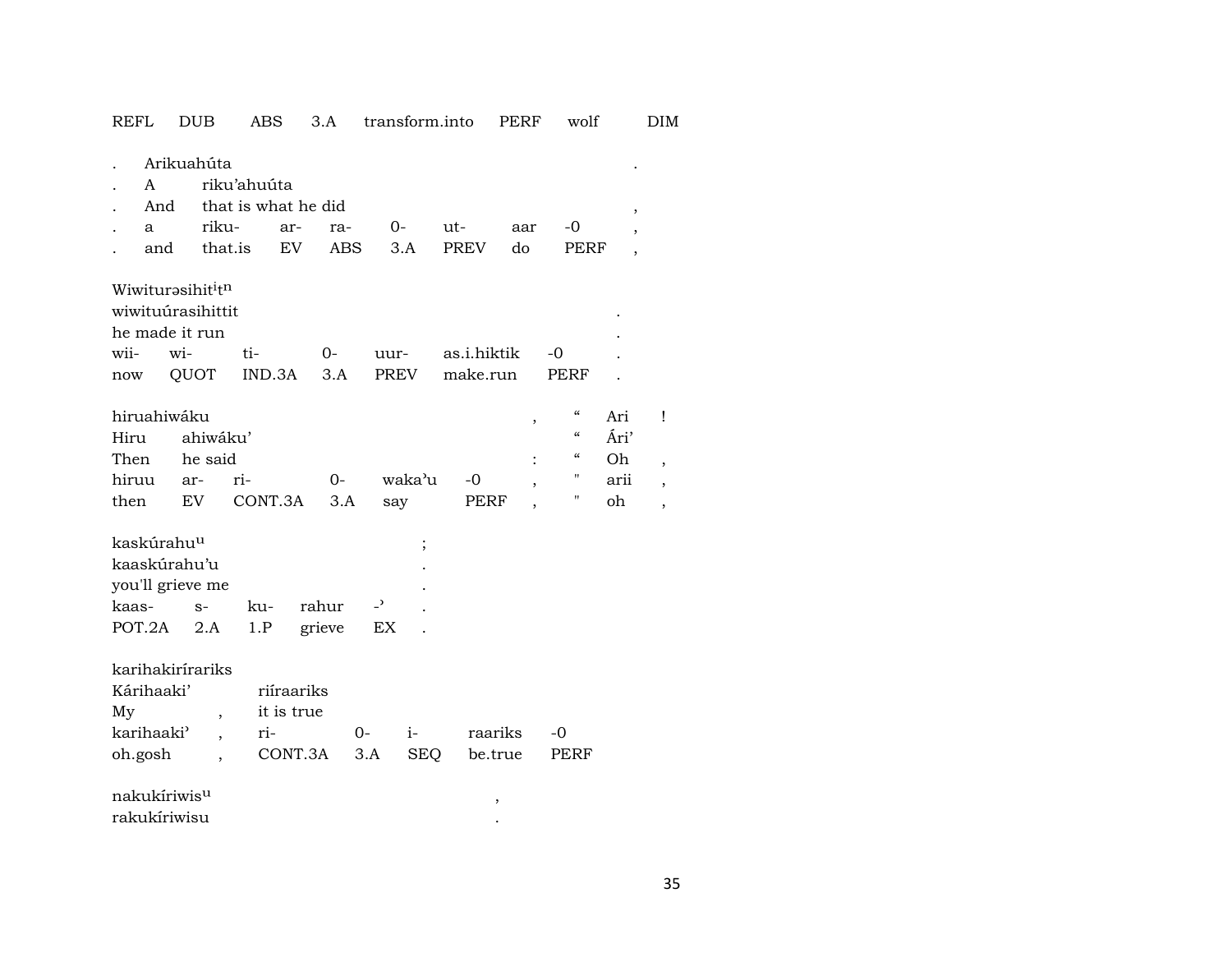| REFL | DUB | ABS | 3.A | transform.into | PERF | wolf | DIM |
|---|---|---|---|---|---|---|---|

| . | Arikuahúta | | | | | | | . |
|---|---|---|---|---|---|---|---|---|
| . | A | riku'ahuúta | | | | | | |
| . | And | that is what he did | | | | | | , |
| . | a | riku- | ar- | ra- | 0- | ut- | aar | -0 | , |
| . | and | that.is | EV | ABS | 3.A | PREV | do | PERF | , |

| Wiwiturəsihit^i t^n | | | | | | | |
|---|---|---|---|---|---|---|---|
| wiwituúrasihittit | | | | | | | . |
| he made it run | | | | | | | . |
| wii- | wi- | ti- | 0- | uur- | as.i.hiktik | -0 | . |
| now | QUOT | IND.3A | 3.A | PREV | make.run | PERF | . |

| hiruahiwáku | | | | | | , | " | Ari | ! |
|---|---|---|---|---|---|---|---|---|---|
| Hiru | ahiwáku' | | | | | | " | Ári' | |
| Then | he said | | | | | : | " | Oh | , |
| hiruu | ar- | ri- | 0- | waka'u | -0 | , | " | arii | , |
| then | EV | CONT.3A | 3.A | say | PERF | , | " | oh | , |

| kaskúrahu^u | | | | | ; |
|---|---|---|---|---|---|
| kaaskúrahu'u | | | | | . |
| you'll grieve me | | | | | . |
| kaas- | s- | ku- | rahur | -' | . |
| POT.2A | 2.A | 1.P | grieve | EX | . |

| karihakiríraríks | | | | | | |
|---|---|---|---|---|---|---|
| Kárihaaki' | | riíraariks | | | | |
| My | , | it is true | | | | |
| karihaaki' | , | ri- | 0- | i- | raariks | -0 |
| oh.gosh | , | CONT.3A | 3.A | SEQ | be.true | PERF |

| nakukíriwis^u | , |
|---|---|
| rakukíriwisu | . |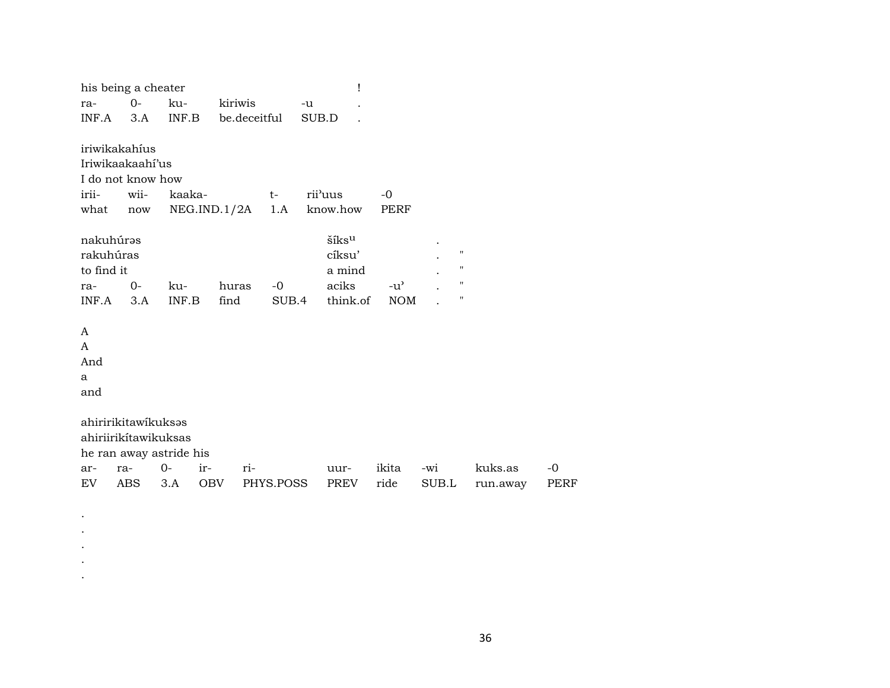his being a cheater !

| ra- | 0- | ku- | kiriwis | -u | . |
|---|---|---|---|---|---|
| INF.A | 3.A | INF.B | be.deceitful | SUB.D | . |

iriwikakahíus
Iriwikaakaahí'us
I do not know how

| irii- | wii- | kaaka- | t- | rii'uus | -0 |
|---|---|---|---|---|---|
| what | now | NEG.IND.1/2A | 1.A | know.how | PERF |

| nakuhúrəs | | | | | šíksᵘ | | . | |
|---|---|---|---|---|---|---|---|---|
| rakuhúras | | | | | cíksu' | | . | " |
| to find it | | | | | a mind | | . | " |
| ra- | 0- | ku- | huras | -0 | aciks | -u' | . | " |
| INF.A | 3.A | INF.B | find | SUB.4 | think.of | NOM | . | " |

A
A
And
a
and

ahiririkitawíkuksəs
ahiriirikítawikuksas
he ran away astride his

| ar- | ra- | 0- | ir- | ri- | uur- | ikita | -wi | kuks.as | -0 |
|---|---|---|---|---|---|---|---|---|---|
| EV | ABS | 3.A | OBV | PHYS.POSS | PREV | ride | SUB.L | run.away | PERF |

.
.
.
.
.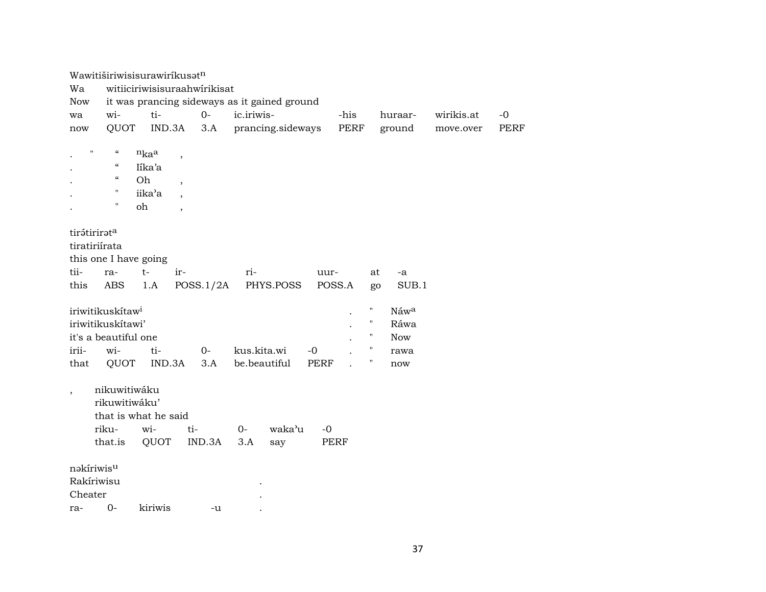Wawitiširiwisisurawiríkusət$^{n}$
Wa witiiciriwisisuraahwírikisat
Now it was prancing sideways as it gained ground

| wa | wi- | ti- | 0- | ic.iriwis- | -his | huraar- | wirikis.at | -0 |
|---|---|---|---|---|---|---|---|---|
| now | QUOT | IND.3A | 3.A | prancing.sideways | PERF | ground | move.over | PERF |

| . | " | “ | $^{n}$ka$^{a}$ | , |
|---|---|---|---|---|
| . | | “ | Iíka’a | |
| . | | “ | Oh | , |
| . | | " | iika’a | , |
| . | | " | oh | , |

tirə́tirirət$^{a}$
tiratiriírata
this one I have going

| tii- | ra- | t- | ir- | ri- | uur- | at | -a |
|---|---|---|---|---|---|---|---|
| this | ABS | 1.A | POSS.1/2A | PHYS.POSS | POSS.A | go | SUB.1 |

iriwitikuskítaw$^{i}$
iriwitikuskítawi’
it's a beautiful one

| irii- | wi- | ti- | 0- | kus.kita.wi | -0 |
|---|---|---|---|---|---|
| that | QUOT | IND.3A | 3.A | be.beautiful | PERF |

| . | " | Náw$^{a}$ |
|---|---|---|
| . | " | Ráwa |
| . | " | Now |
| . | " | rawa |
| . | " | now |

, nikuwitiwáku
rikuwitiwáku’
that is what he said

| riku- | wi- | ti- | 0- | waka’u | -0 |
|---|---|---|---|---|---|
| that.is | QUOT | IND.3A | 3.A | say | PERF |

nəkíriwis$^{u}$ .
Rakíriwisu .
Cheater .

| ra- | 0- | kiriwis | -u | . |
|---|---|---|---|---|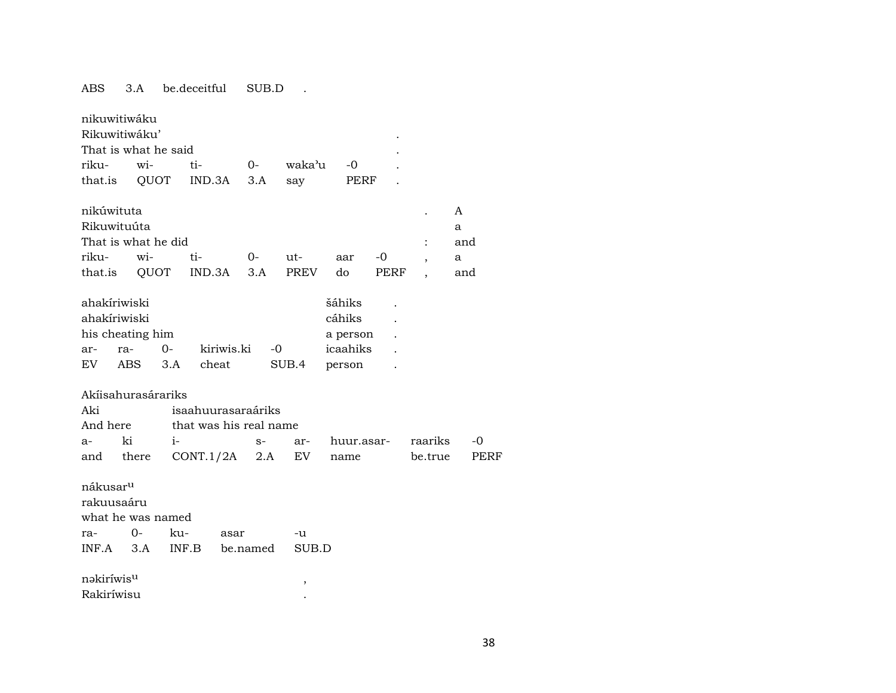ABS 3.A be.deceitful SUB.D .

nikuwitiwáku
Rikuwitiwáku' .
That is what he said .

| riku- | wi- | ti- | 0- | waka'u | -0 | . |
|---|---|---|---|---|---|---|
| that.is | QUOT | IND.3A | 3.A | say | PERF | . |

nikúwituta . A
Rikuwituúta a
That is what he did : and

| riku- | wi- | ti- | 0- | ut- | aar | -0 | , | a |
|---|---|---|---|---|---|---|---|---|
| that.is | QUOT | IND.3A | 3.A | PREV | do | PERF | , | and |

ahakíriwiski šáhiks .
ahakíriwiski cáhiks .
his cheating him a person .

| ar- | ra- | 0- | kiriwis.ki | -0 | icaahiks | . |
|---|---|---|---|---|---|---|
| EV | ABS | 3.A | cheat | SUB.4 | person | . |

Akíisahurasárariks
Aki isaahuurasaraáriks
And here that was his real name

| a- | ki | i- | s- | ar- | huur.asar- | raariks | -0 |
|---|---|---|---|---|---|---|---|
| and | there | CONT.1/2A | 2.A | EV | name | be.true | PERF |

nákusarᵘ
rakuusaáru
what he was named

| ra- | 0- | ku- | asar | -u |
|---|---|---|---|---|
| INF.A | 3.A | INF.B | be.named | SUB.D |

nəkiríwisᵘ ,
Rakiríwisu .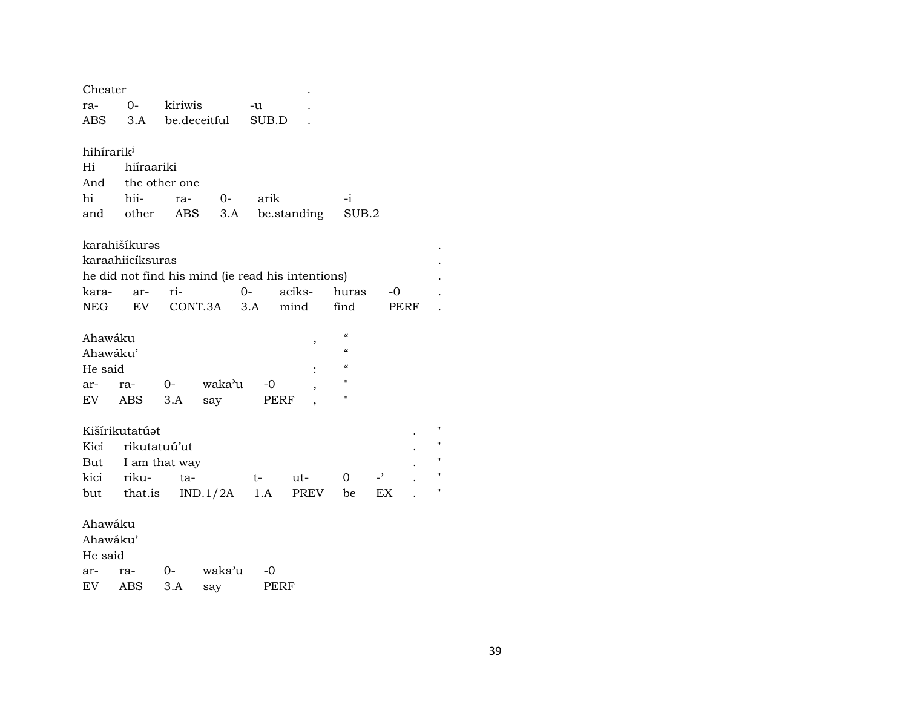Cheater .

| ra- | 0- | kiriwis | -u | . |
|---|---|---|---|---|
| ABS | 3.A | be.deceitful | SUB.D | . |

hihírarik[i]

Hi hiíraariki

And the other one

| hi | hii- | ra- | 0- | arik | -i |
|---|---|---|---|---|---|
| and | other | ABS | 3.A | be.standing | SUB.2 |

karahišíkurəs .

karaahiicíksuras .

he did not find his mind (ie read his intentions) .

| kara- | ar- | ri- | 0- | aciks- | huras | -0 | . |
|---|---|---|---|---|---|---|---|
| NEG | EV | CONT.3A | 3.A | mind | find | PERF | . |

Ahawáku , “

Ahawáku’ “

He said : “

| ar- | ra- | 0- | waka’u | -0 | , | " |
|---|---|---|---|---|---|---|
| EV | ABS | 3.A | say | PERF | , | " |

Kišírikutatúət . "

Kici rikutatuú’ut . "

But I am that way . "

| kici | riku- | ta- | t- | ut- | 0 | -ʾ | . | " |
|---|---|---|---|---|---|---|---|---|
| but | that.is | IND.1/2A | 1.A | PREV | be | EX | . | " |

Ahawáku

Ahawáku’

He said

| ar- | ra- | 0- | waka’u | -0 |
|---|---|---|---|---|
| EV | ABS | 3.A | say | PERF |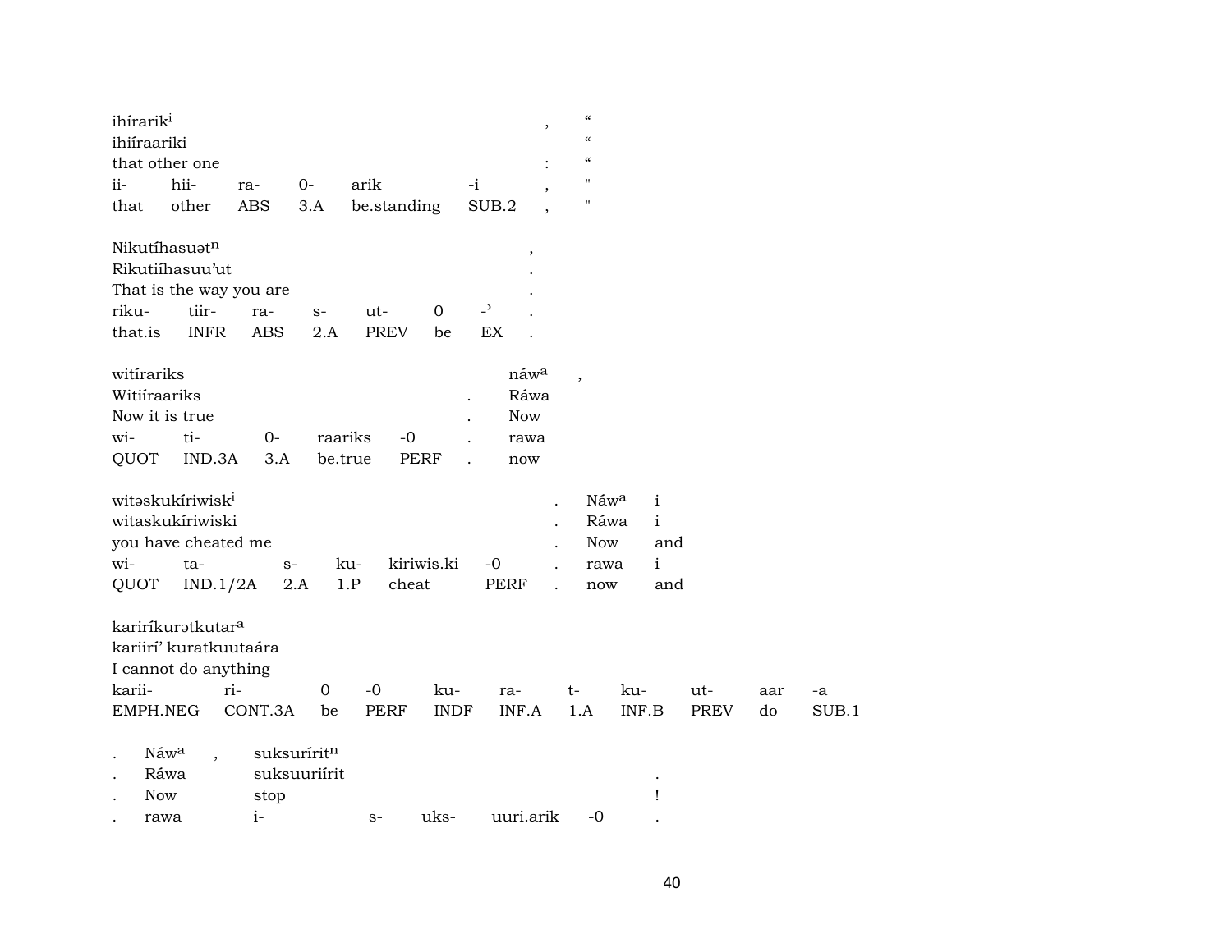| ihírarik[i] | | | | | | , | “ |
|---|---|---|---|---|---|---|---|
| ihiíraariki | | | | | | | “ |
| that other one | | | | | | : | “ |
| ii- | hii- | ra- | 0- | arik | -i | , | " |
| that | other | ABS | 3.A | be.standing | SUB.2 | , | " |

| Nikutíhasuət[n] | | | | | | | , |
|---|---|---|---|---|---|---|---|
| Rikutiíhasuu’ut | | | | | | | . |
| That is the way you are | | | | | | | . |
| riku- | tiir- | ra- | s- | ut- | 0 | -ʾ | . |
| that.is | INFR | ABS | 2.A | PREV | be | EX | . |

| witírariks | | | | | | náw[a] | , |
|---|---|---|---|---|---|---|---|
| Witiíraariks | | | | | . | Ráwa | |
| Now it is true | | | | | . | Now | |
| wi- | ti- | 0- | raariks | -0 | . | rawa | |
| QUOT | IND.3A | 3.A | be.true | PERF | . | now | |

| witəskukíriwisk[i] | | | | | | . | Náw[a] | i |
|---|---|---|---|---|---|---|---|---|
| witaskukíriwiski | | | | | | . | Ráwa | i |
| you have cheated me | | | | | | . | Now | and |
| wi- | ta- | s- | ku- | kiriwis.ki | -0 | . | rawa | i |
| QUOT | IND.1/2A | 2.A | 1.P | cheat | PERF | . | now | and |

| karirikurətkutar[a] | | | | | | | | | | |
|---|---|---|---|---|---|---|---|---|---|---|
| kariirí’ kuratkuutaára | | | | | | | | | | |
| I cannot do anything | | | | | | | | | | |
| karii- | ri- | 0 | -0 | ku- | ra- | t- | ku- | ut- | aar | -a |
| EMPH.NEG | CONT.3A | be | PERF | INDF | INF.A | 1.A | INF.B | PREV | do | SUB.1 |

| . | Náw[a] | , | suksurírit[n] | | | | |
|---|---|---|---|---|---|---|---|
| . | Ráwa | | suksuuriírit | | | | . |
| . | Now | | stop | | | | ! |
| . | rawa | | i- | s- | uks- | uuri.arik | -0 | . |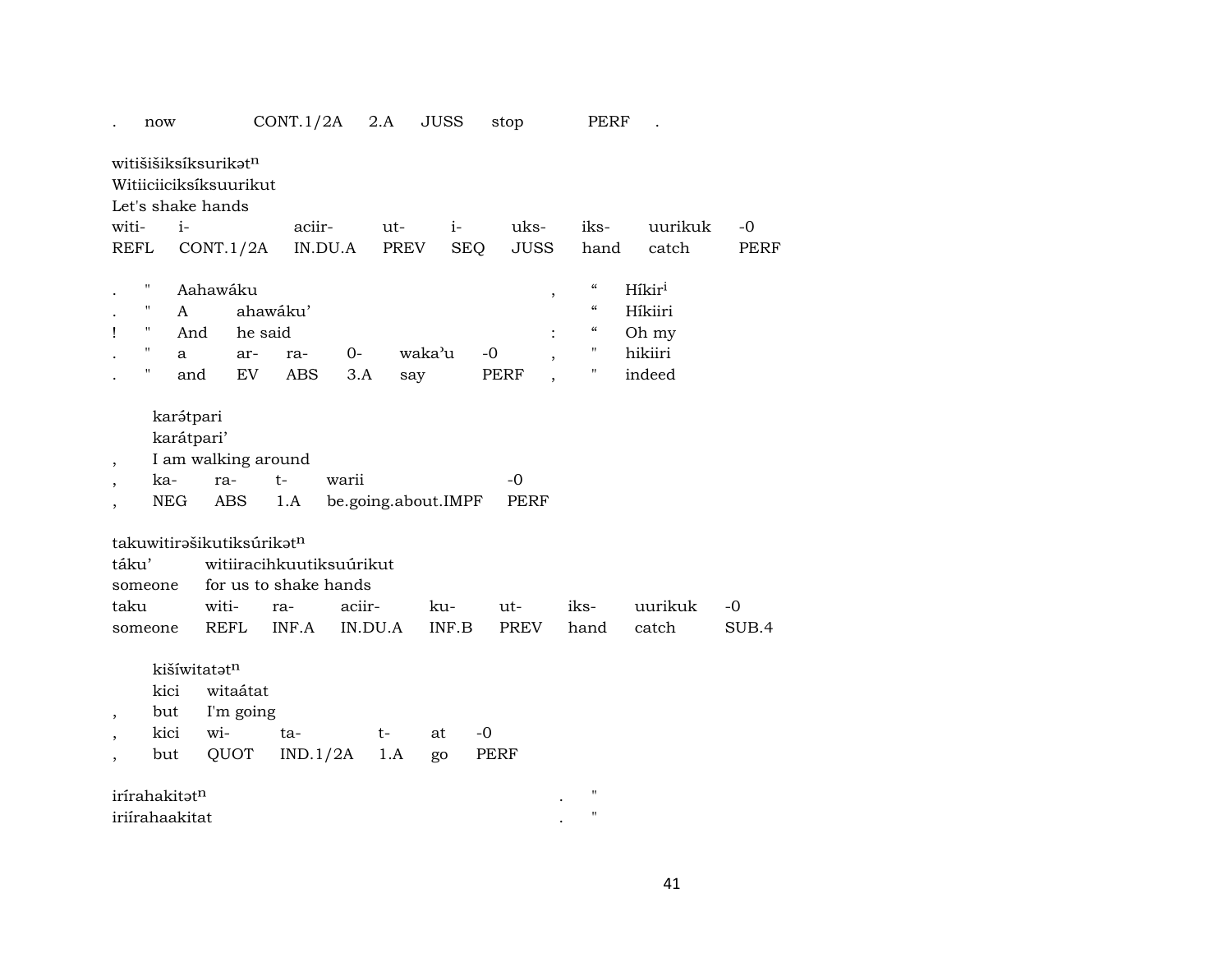. now CONT.1/2A 2.A JUSS stop PERF .

witišišiksíksurikət$^{n}$
Witiiciiciksíksuurikut
Let's shake hands

| witi- | i- | aciir- | ut- | i- | uks- | iks- | uurikuk | -0 |
|---|---|---|---|---|---|---|---|---|
| REFL | CONT.1/2A | IN.DU.A | PREV | SEQ | JUSS | hand | catch | PERF |

| . | " | Aahawáku | | | | | | , | “ | Híkir[i] |
|---|---|---|---|---|---|---|---|---|---|---|
| . | " | A | ahawáku’ | | | | | | “ | Híkiiri |
| ! | " | And | he said | | | | | : | “ | Oh my |
| . | " | a | ar- | ra- | 0- | waka’u | -0 | , | " | hikiiri |
| . | " | and | EV | ABS | 3.A | say | PERF | , | " | indeed |

karə́tpari
karátpari’
, I am walking around

| , | ka- | ra- | t- | warii | -0 |
|---|---|---|---|---|---|
| , | NEG | ABS | 1.A | be.going.about.IMPF | PERF |

takuwitirəšikutiksúrikət$^{n}$
táku’ witiiracihkuutiksuúrikut
someone for us to shake hands

| taku | witi- | ra- | aciir- | ku- | ut- | iks- | uurikuk | -0 |
|---|---|---|---|---|---|---|---|---|
| someone | REFL | INF.A | IN.DU.A | INF.B | PREV | hand | catch | SUB.4 |

kišíwitatət$^{n}$
kici witaátat
, but I'm going

| , | kici | wi- | ta- | t- | at | -0 |
|---|---|---|---|---|---|---|
| , | but | QUOT | IND.1/2A | 1.A | go | PERF |

irírahakitət$^{n}$ . "
iriírahaakitat . "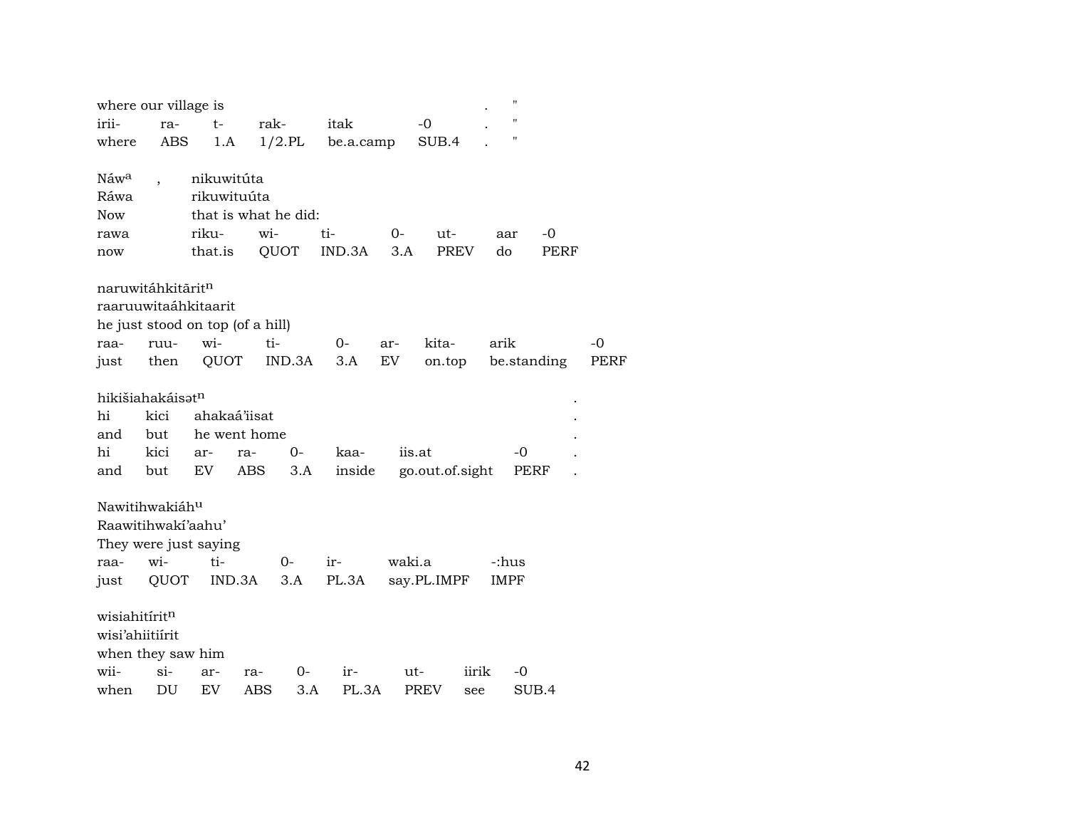where our village is . "

| irii- | ra- | t- | rak- | itak | -0 | . | " |
|---|---|---|---|---|---|---|---|
| where | ABS | 1.A | 1/2.PL | be.a.camp | SUB.4 | . | " |

Náw[a] , nikuwitúta
Ráwa rikuwituúta
Now that is what he did:

| rawa | riku- | wi- | ti- | 0- | ut- | aar | -0 |
|---|---|---|---|---|---|---|---|
| now | that.is | QUOT | IND.3A | 3.A | PREV | do | PERF |

naruwitáhkitārit[n]
raaruuwitaáhkitaarit
he just stood on top (of a hill)

| raa- | ruu- | wi- | ti- | 0- | ar- | kita- | arik | -0 |
|---|---|---|---|---|---|---|---|---|
| just | then | QUOT | IND.3A | 3.A | EV | on.top | be.standing | PERF |

hikišiahakáisət[n] .
hi kici ahakaá'iisat .
and but he went home .

| hi | kici | ar- | ra- | 0- | kaa- | iis.at | -0 | . |
|---|---|---|---|---|---|---|---|---|
| and | but | EV | ABS | 3.A | inside | go.out.of.sight | PERF | . |

Nawitihwakiáh[u]
Raawitihwakí'aahu'
They were just saying

| raa- | wi- | ti- | 0- | ir- | waki.a | -:hus |
|---|---|---|---|---|---|---|
| just | QUOT | IND.3A | 3.A | PL.3A | say.PL.IMPF | IMPF |

wisiahitírit[n]
wisi'ahiitiírit
when they saw him

| wii- | si- | ar- | ra- | 0- | ir- | ut- | iirik | -0 |
|---|---|---|---|---|---|---|---|---|
| when | DU | EV | ABS | 3.A | PL.3A | PREV | see | SUB.4 |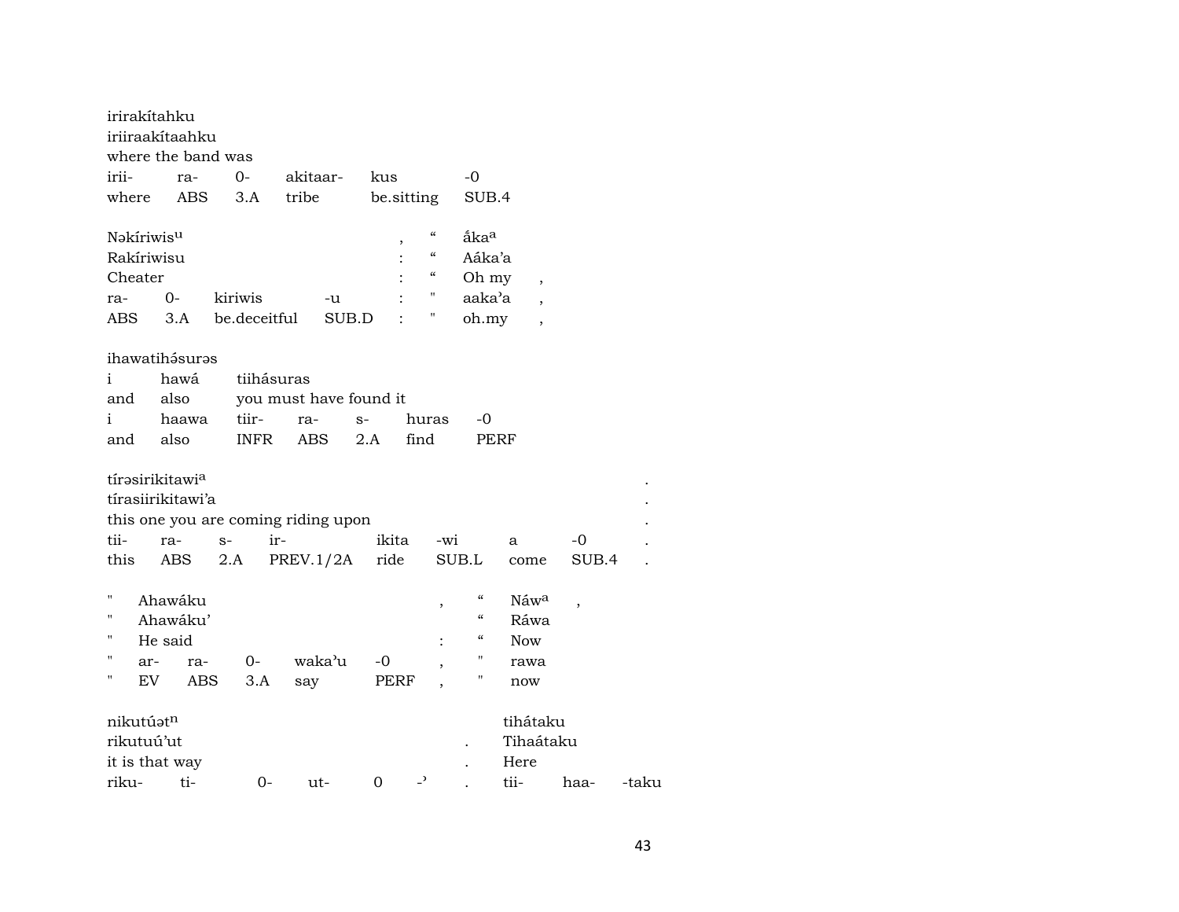irirakítahku
iriiraakítaahku
where the band was

| irii- | ra- | 0- | akitaar- | kus | -0 |
|---|---|---|---|---|---|
| where | ABS | 3.A | tribe | be.sitting | SUB.4 |

| Nəkíriwis[u] | | | | , | “ | ấka[a] | |
|---|---|---|---|---|---|---|---|
| Rakíriwisu | | | | : | “ | Aáka’a | |
| Cheater | | | | : | “ | Oh my | , |
| ra- | 0- | kiriwis | -u | : | " | aaka’a | , |
| ABS | 3.A | be.deceitful | SUB.D | : | " | oh.my | , |

ihawatihə́surəs

| i | hawá | tiihásuras | | | | |
|---|---|---|---|---|---|---|
| and | also | you must have found it | | | | |
| i | haawa | tiir- | ra- | s- | huras | -0 |
| and | also | INFR | ABS | 2.A | find | PERF |

| tírəsirikitawi[a] | | | | | | | | . |
|---|---|---|---|---|---|---|---|---|
| tírasiirikitawi’a | | | | | | | | . |
| this one you are coming riding upon | | | | | | | | . |
| tii- | ra- | s- | ir- | ikita | -wi | a | -0 | . |
| this | ABS | 2.A | PREV.1/2A | ride | SUB.L | come | SUB.4 | . |

| " | Ahawáku | | | | | , | “ | Náw[a] | , |
|---|---|---|---|---|---|---|---|---|---|
| " | Ahawáku’ | | | | | | “ | Ráwa | |
| " | He said | | | | | : | “ | Now | |
| " | ar- | ra- | 0- | waka’u | -0 | , | " | rawa | |
| " | EV | ABS | 3.A | say | PERF | , | " | now | |

| nikutúət[n] | | | | | | | tihátaku | | |
|---|---|---|---|---|---|---|---|---|---|
| rikutuú’ut | | | | | | . | Tihaátaku | | |
| it is that way | | | | | | . | Here | | |
| riku- | ti- | 0- | ut- | 0 | -’ | . | tii- | haa- | -taku |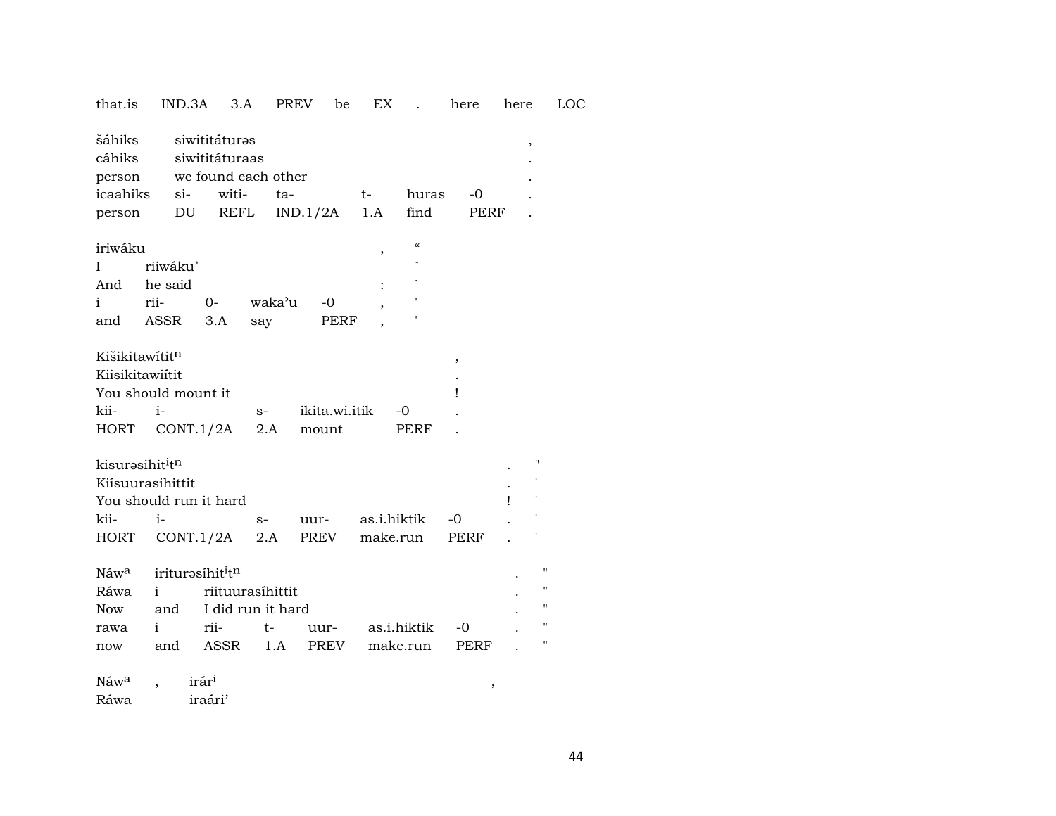| that.is | IND.3A | 3.A | PREV | be | EX | . | here | here | LOC |
|---|---|---|---|---|---|---|---|---|---|

| šáhiks | siwititáturəs | | | | | , |
|---|---|---|---|---|---|---|
| cáhiks | siwititáturaas | | | | | . |
| person | we found each other | | | | | . |
| icaahiks | si- | witi- | ta- | t- | huras | -0 | . |
| person | DU | REFL | IND.1/2A | 1.A | find | PERF | . |

| iriwáku | | | | | , | “ |
|---|---|---|---|---|---|---|
| I | riiwáku’ | | | | | ` |
| And | he said | | | | : | ` |
| i | rii- | 0- | wakaʾu | -0 | , | ' |
| and | ASSR | 3.A | say | PERF | , | ' |

| Kišikitawítit$^{n}$ | | | | | , |
|---|---|---|---|---|---|
| Kiisikitawiítit | | | | | . |
| You should mount it | | | | | ! |
| kii- | i- | s- | ikita.wi.itik | -0 | . |
| HORT | CONT.1/2A | 2.A | mount | PERF | . |

| kisurəsihit$^{i}$t$^{n}$ | | | | | | . | " |
|---|---|---|---|---|---|---|---|
| Kiísuurasihittit | | | | | | . | ' |
| You should run it hard | | | | | | ! | ' |
| kii- | i- | s- | uur- | as.i.hiktik | -0 | . | ' |
| HORT | CONT.1/2A | 2.A | PREV | make.run | PERF | . | ' |

| Náw$^{a}$ | irituərsíhit$^{i}$t$^{n}$ | | | | | | . | " |
|---|---|---|---|---|---|---|---|---|
| Ráwa | i | riituurasíhittit | | | | | . | " |
| Now | and | I did run it hard | | | | | . | " |
| rawa | i | rii- | t- | uur- | as.i.hiktik | -0 | . | " |
| now | and | ASSR | 1.A | PREV | make.run | PERF | . | " |

| Náw$^{a}$ | , | irár$^{i}$ | , |
|---|---|---|---|
| Ráwa | | iraári’ | |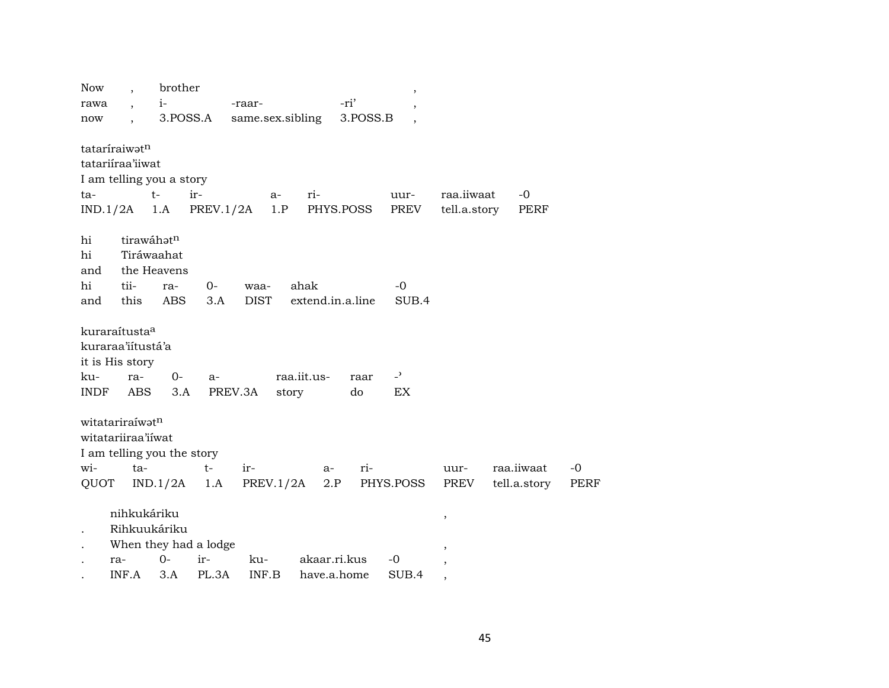Now , brother ,
rawa , i- -raar- -ri' ,
now , 3.POSS.A same.sex.sibling 3.POSS.B ,

tataríraiwət$^{n}$
tatariíraa'iiwat
I am telling you a story
ta- t- ir- a- ri- uur- raa.iiwaat -0
IND.1/2A 1.A PREV.1/2A 1.P PHYS.POSS PREV tell.a.story PERF

hi tirawáhət$^{n}$
hi Tiráwaahat
and the Heavens
hi tii- ra- 0- waa- ahak -0
and this ABS 3.A DIST extend.in.a.line SUB.4

kuraraítusta$^{a}$
kuraraa'iítustá'a
it is His story
ku- ra- 0- a- raa.iit.us- raar -'
INDF ABS 3.A PREV.3A story do EX

witatariraíwət$^{n}$
witatariiraa'iíwat
I am telling you the story
wi- ta- t- ir- a- ri- uur- raa.iiwaat -0
QUOT IND.1/2A 1.A PREV.1/2A 2.P PHYS.POSS PREV tell.a.story PERF

nihkukáriku ,
. Rihkuukáriku
. When they had a lodge ,
. ra- 0- ir- ku- akaar.ri.kus -0 ,
. INF.A 3.A PL.3A INF.B have.a.home SUB.4 ,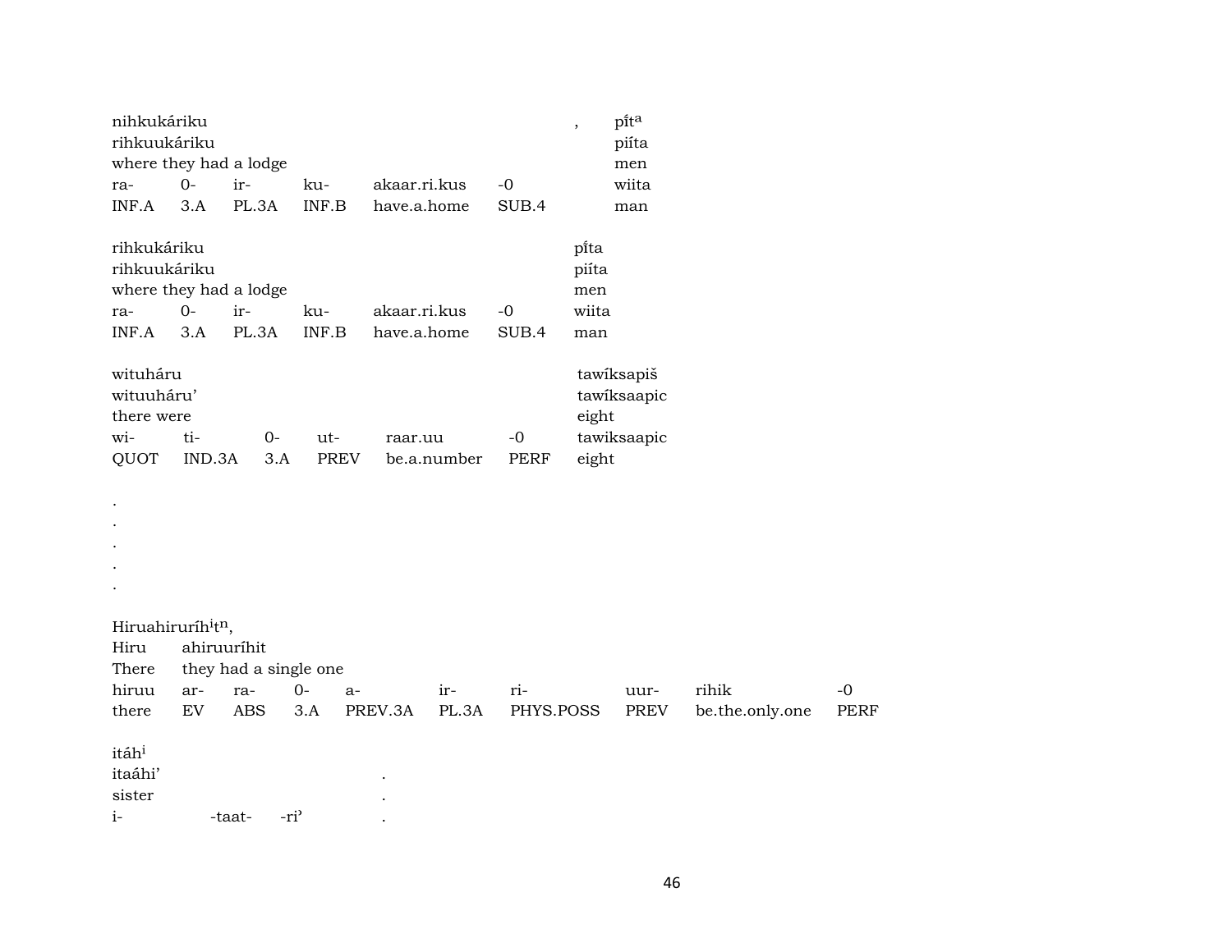| nihkukáriku | | | | | | , | pi̍t$^{a}$ |
|---|---|---|---|---|---|---|---|
| rihkuukáriku | | | | | | | piíta |
| where they had a lodge | | | | | | | men |
| ra- | 0- | ir- | ku- | akaar.ri.kus | -0 | | wiita |
| INF.A | 3.A | PL.3A | INF.B | have.a.home | SUB.4 | | man |

| rihkukáriku | | | | | | pi̍ta |
|---|---|---|---|---|---|---|
| rihkuukáriku | | | | | | piíta |
| where they had a lodge | | | | | | men |
| ra- | 0- | ir- | ku- | akaar.ri.kus | -0 | wiita |
| INF.A | 3.A | PL.3A | INF.B | have.a.home | SUB.4 | man |

| wituháru | | | | | | tawíksapiš |
|---|---|---|---|---|---|---|
| wituuháru' | | | | | | tawíksaapic |
| there were | | | | | | eight |
| wi- | ti- | 0- | ut- | raar.uu | -0 | tawiksaapic |
| QUOT | IND.3A | 3.A | PREV | be.a.number | PERF | eight |

.
.
.
.
.

| Hiruahiruríh$^{i}$t$^{n}$, | | | | | | | | | |
|---|---|---|---|---|---|---|---|---|---|
| Hiru | ahiruuríhit | | | | | | | | |
| There | they had a single one | | | | | | | | |
| hiruu | ar- | ra- | 0- | a- | ir- | ri- | uur- | rihik | -0 |
| there | EV | ABS | 3.A | PREV.3A | PL.3A | PHYS.POSS | PREV | be.the.only.one | PERF |

| itáh$^{i}$ | | | |
|---|---|---|---|
| itaáhi' | | | . |
| sister | | | . |
| i- | -taat- | -ri' | . |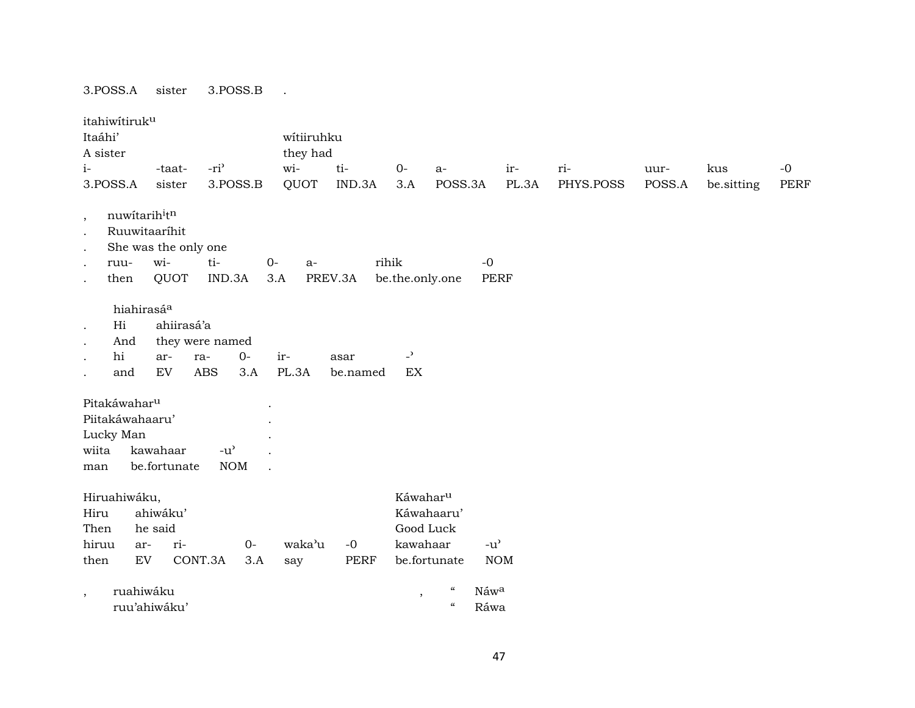3.POSS.A sister 3.POSS.B .

| itahiwítiruk^u | | | | | | | | | | | |
|---|---|---|---|---|---|---|---|---|---|---|---|
| Itaáhi’ | | | wítiiruhku | | | | | | | | |
| A sister | | | they had | | | | | | | | |
| i- | -taat- | -ri’ | wi- | ti- | 0- | a- | ir- | ri- | uur- | kus | -0 |
| 3.POSS.A | sister | 3.POSS.B | QUOT | IND.3A | 3.A | POSS.3A | PL.3A | PHYS.POSS | POSS.A | be.sitting | PERF |

| , | nuwítarih^i t^n | | | | | |
|---|---|---|---|---|---|---|
| . | Ruuwitaaríhit | | | | | |
| . | She was the only one | | | | | |
| . | ruu- | wi- | ti- | 0- | a- | rihik | -0 |
| . | then | QUOT | IND.3A | 3.A | PREV.3A | be.the.only.one | PERF |

| | hiahirasá^a | | | | | | |
|---|---|---|---|---|---|---|---|
| . | Hi | ahiirasá’a | | | | | |
| . | And | they were named | | | | | |
| . | hi | ar- | ra- | 0- | ir- | asar | -’ |
| . | and | EV | ABS | 3.A | PL.3A | be.named | EX |

| Pitakáwahar^u | | | . |
|---|---|---|---|
| Piitakáwahaaru’ | | | . |
| Lucky Man | | | . |
| wiita | kawahaar | -u’ | . |
| man | be.fortunate | NOM | . |

| Hiruahiwáku, | | | | | | Káwahar^u | |
|---|---|---|---|---|---|---|---|
| Hiru | ahiwáku’ | | | | | Káwahaaru’ | |
| Then | he said | | | | | Good Luck | |
| hiruu | ar- | ri- | 0- | waka’u | -0 | kawahaar | -u’ |
| then | EV | CONT.3A | 3.A | say | PERF | be.fortunate | NOM |

, ruahiwáku , “ Náw^a
ruu’ahiwáku’ “ Ráwa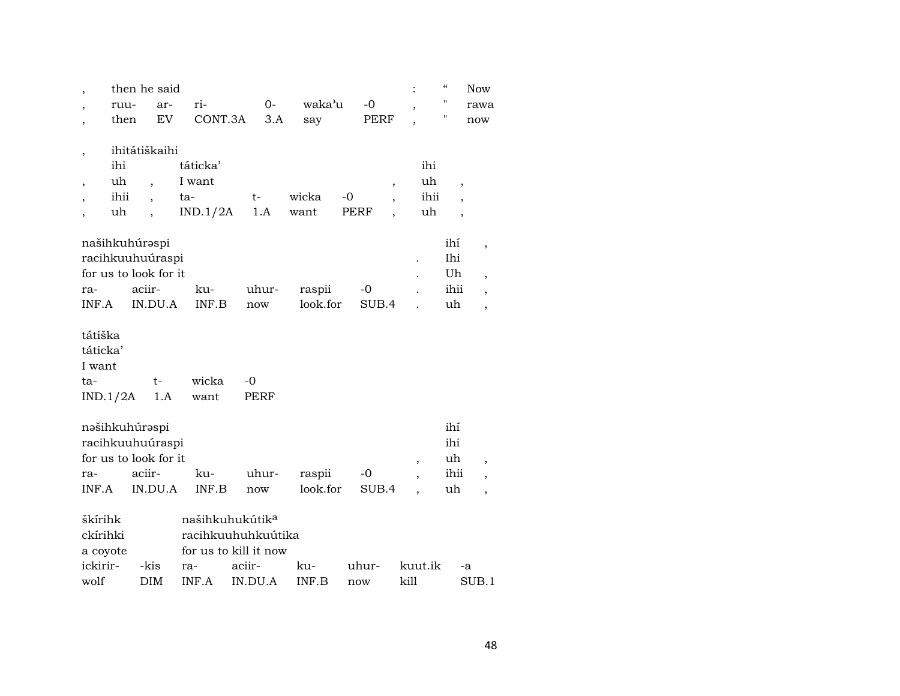| , | then he said | | | | | | : | “ | Now |
|---|---|---|---|---|---|---|---|---|---|
| , | ruu- | ar- | ri- | 0- | waka’u | -0 | , | " | rawa |
| , | then | EV | CONT.3A | 3.A | say | PERF | , | " | now |

| , | ihitátiškaihi | | | | | | | | |
|---|---|---|---|---|---|---|---|---|---|
| | ihi | | táticka’ | | | | | ihi | |
| , | uh | , | I want | | | | , | uh | , |
| , | ihii | , | ta- | t- | wicka | -0 | , | ihii | , |
| , | uh | , | IND.1/2A | 1.A | want | PERF | , | uh | , |

| našihkuhúrəspi | | | | | | | ihí | , |
|---|---|---|---|---|---|---|---|---|
| racihkuuhuúraspi | | | | | | . | Ihi | |
| for us to look for it | | | | | | . | Uh | , |
| ra- | aciir- | ku- | uhur- | raspii | -0 | . | ihii | , |
| INF.A | IN.DU.A | INF.B | now | look.for | SUB.4 | . | uh | , |

| tátiška | | | |
|---|---|---|---|
| táticka’ | | | |
| I want | | | |
| ta- | t- | wicka | -0 |
| IND.1/2A | 1.A | want | PERF |

| nəšihkuhúrəspi | | | | | | | ihí | |
|---|---|---|---|---|---|---|---|---|
| racihkuuhuúraspi | | | | | | | ihi | |
| for us to look for it | | | | | | , | uh | , |
| ra- | aciir- | ku- | uhur- | raspii | -0 | , | ihii | , |
| INF.A | IN.DU.A | INF.B | now | look.for | SUB.4 | , | uh | , |

| škírihk | | našihkuhukútik[a] | | | | | |
|---|---|---|---|---|---|---|---|
| ckírihki | | racihkuuhuhkuútika | | | | | |
| a coyote | | for us to kill it now | | | | | |
| ickirir- | -kis | ra- | aciir- | ku- | uhur- | kuut.ik | -a |
| wolf | DIM | INF.A | IN.DU.A | INF.B | now | kill | SUB.1 |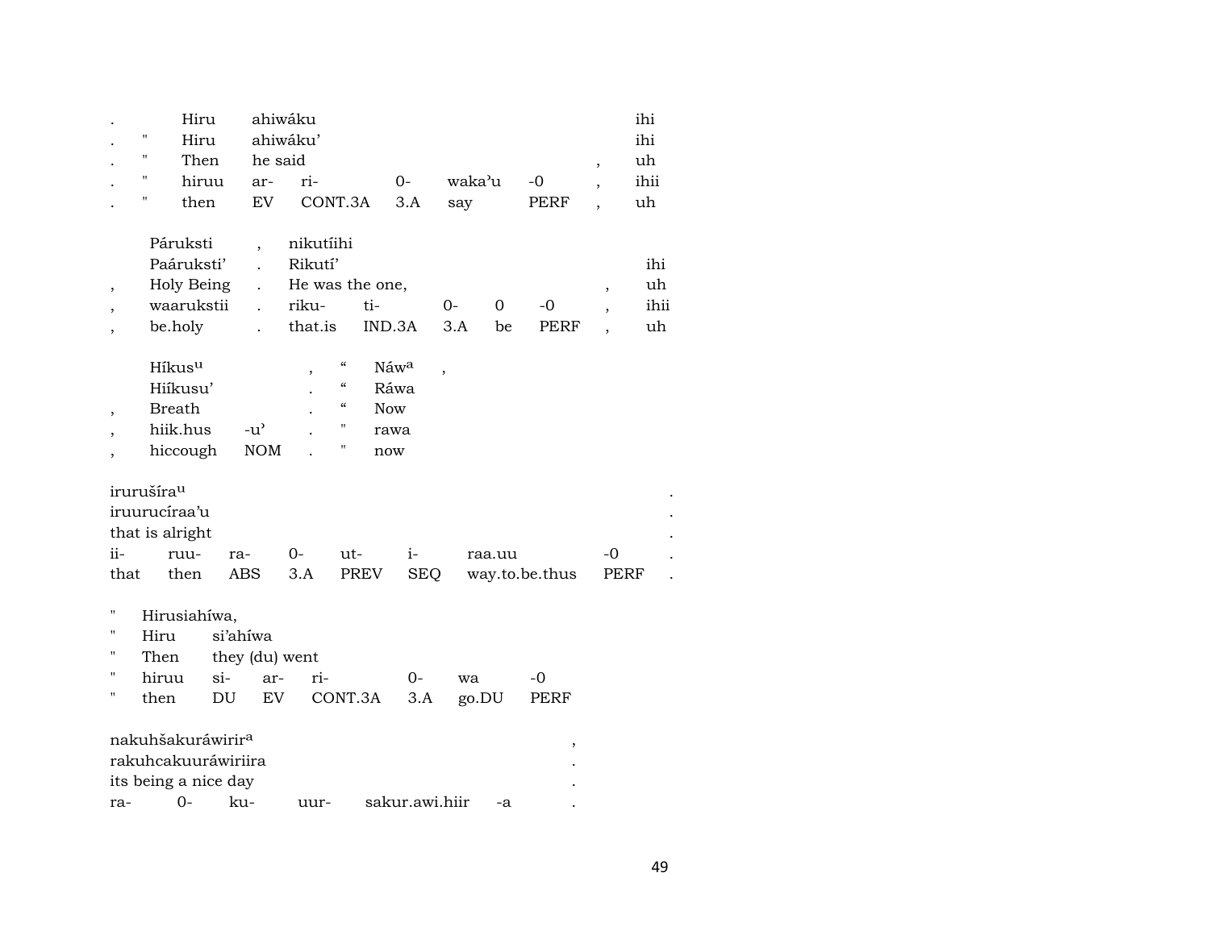| . | | Hiru | ahiwáku | | | | | | | ihi |
|---|---|---|---|---|---|---|---|---|---|---|
| . | " | Hiru | ahiwáku’ | | | | | | | ihi |
| . | " | Then | he said | | | | | | , | uh |
| . | " | hiruu | ar- | ri- | 0- | waka’u | -0 | | , | ihii |
| . | " | then | EV | CONT.3A | 3.A | say | PERF | | , | uh |

| | Páruksti | , | nikutíihi | | | | | | |
|---|---|---|---|---|---|---|---|---|---|
| | Paáruksti’ | . | Rikutí’ | | | | | | ihi |
| , | Holy Being | . | He was the one, | | | | | , | uh |
| , | waarukstii | . | riku- | ti- | 0- | 0 | -0 | , | ihii |
| , | be.holy | . | that.is | IND.3A | 3.A | be | PERF | , | uh |

| | Híkus[u] | | , | “ | Náw[a] | , |
|---|---|---|---|---|---|---|
| | Hiíkusu’ | | . | “ | Ráwa | |
| , | Breath | | . | “ | Now | |
| , | hiik.hus | -u’ | . | " | rawa | |
| , | hiccough | NOM | . | " | now | |

| irurušíra[u] | | | | | | | | . |
|---|---|---|---|---|---|---|---|---|
| iruurucíraa’u | | | | | | | | . |
| that is alright | | | | | | | | . |
| ii- | ruu- | ra- | 0- | ut- | i- | raa.uu | -0 | . |
| that | then | ABS | 3.A | PREV | SEQ | way.to.be.thus | PERF | . |

| " | Hirusiahíwa, | | | | | | |
|---|---|---|---|---|---|---|---|
| " | Hiru | si’ahíwa | | | | | |
| " | Then | they (du) went | | | | | |
| " | hiruu | si- | ar- | ri- | 0- | wa | -0 |
| " | then | DU | EV | CONT.3A | 3.A | go.DU | PERF |

| nakuhšakuráwirir[a] | | | | | | , |
|---|---|---|---|---|---|---|
| rakuhcakuuráwiriira | | | | | | . |
| its being a nice day | | | | | | . |
| ra- | 0- | ku- | uur- | sakur.awi.hiir | -a | . |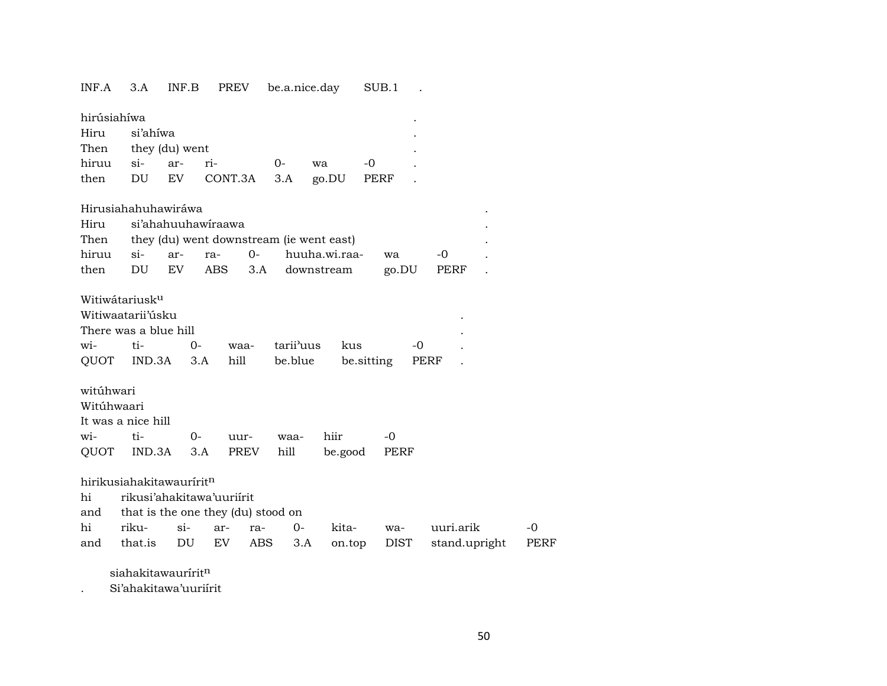INF.A 3.A INF.B PREV be.a.nice.day SUB.1 .

hirúsiahíwa .
Hiru si'ahíwa .
Then they (du) went .

| hiruu | si- | ar- | ri- | 0- | wa | -0 | . |
|---|---|---|---|---|---|---|---|
| then | DU | EV | CONT.3A | 3.A | go.DU | PERF | . |

Hirusiahahuhawiráwa .
Hiru si'ahahuuhawíraawa .
Then they (du) went downstream (ie went east) .

| hiruu | si- | ar- | ra- | 0- | huuha.wi.raa- | wa | -0 | . |
|---|---|---|---|---|---|---|---|---|
| then | DU | EV | ABS | 3.A | downstream | go.DU | PERF | . |

Witiwátariusk$^{u}$
Witiwaatarii'úsku .
There was a blue hill .

| wi- | ti- | 0- | waa- | tarii'uus | kus | -0 | . |
|---|---|---|---|---|---|---|---|
| QUOT | IND.3A | 3.A | hill | be.blue | be.sitting | PERF | . |

witúhwari
Witúhwaari
It was a nice hill

| wi- | ti- | 0- | uur- | waa- | hiir | -0 |
|---|---|---|---|---|---|---|
| QUOT | IND.3A | 3.A | PREV | hill | be.good | PERF |

hirikusiahakitawaurírit$^{n}$
hi rikusi'ahakitawa'uuriírit
and that is the one they (du) stood on

| hi | riku- | si- | ar- | ra- | 0- | kita- | wa- | uuri.arik | -0 |
|---|---|---|---|---|---|---|---|---|---|
| and | that.is | DU | EV | ABS | 3.A | on.top | DIST | stand.upright | PERF |

siahakitawaurírit$^{n}$
. Si'ahakitawa'uuriírit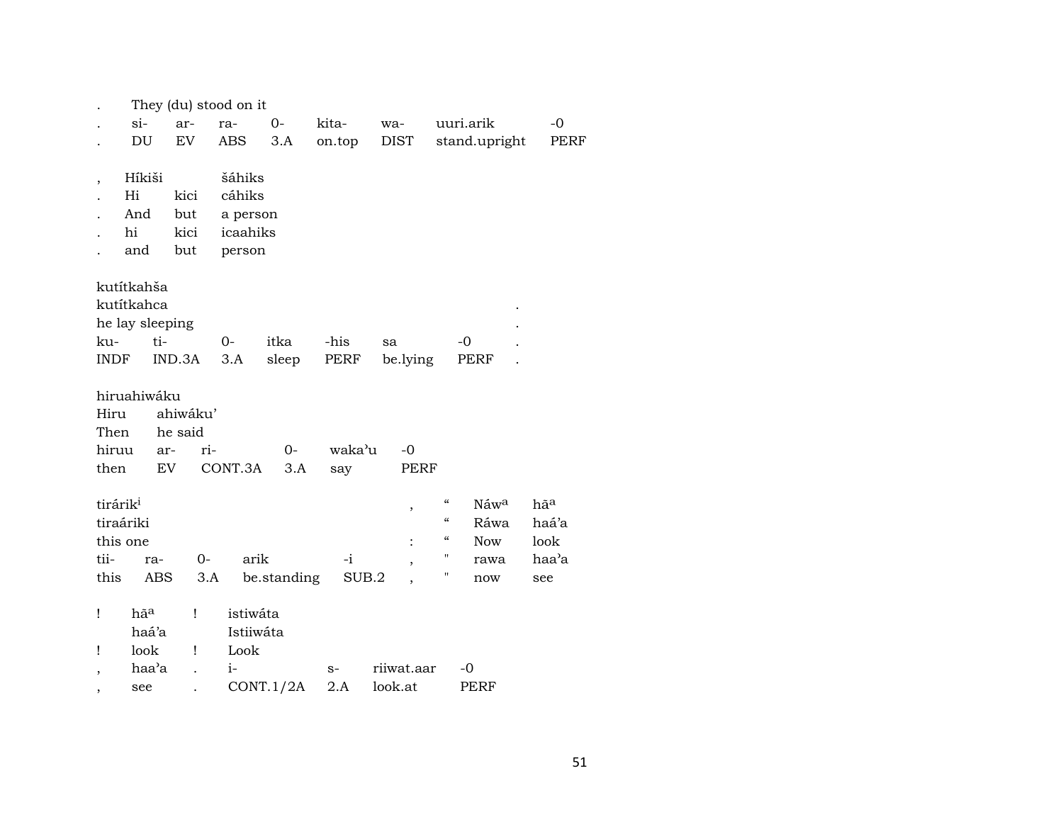| . | They (du) stood on it | | | | | | |
|---|---|---|---|---|---|---|---|
| . | si- | ar- | ra- | 0- | kita- | wa- | uuri.arik | -0 |
| . | DU | EV | ABS | 3.A | on.top | DIST | stand.upright | PERF |

| , | Híkiši | | šáhiks |
|---|---|---|---|
| . | Hi | kici | cáhiks |
| . | And | but | a person |
| . | hi | kici | icaahiks |
| . | and | but | person |

| kutítkahša | | | | | | | |
|---|---|---|---|---|---|---|---|
| kutítkahca | | | | | | | . |
| he lay sleeping | | | | | | | . |
| ku- | ti- | 0- | itka | -his | sa | -0 | . |
| INDF | IND.3A | 3.A | sleep | PERF | be.lying | PERF | . |

| hiruahiwáku | | | | | |
|---|---|---|---|---|---|
| Hiru | ahiwáku’ | | | | |
| Then | he said | | | | |
| hiruu | ar- | ri- | 0- | waka’u | -0 |
| then | EV | CONT.3A | 3.A | say | PERF |

| tirárik[i] | | | | | , | “ | Náw[a] | hã[a] |
|---|---|---|---|---|---|---|---|---|
| tiraáriki | | | | | | “ | Ráwa | haá’a |
| this one | | | | | : | “ | Now | look |
| tii- | ra- | 0- | arik | -i | , | " | rawa | haa’a |
| this | ABS | 3.A | be.standing | SUB.2 | , | " | now | see |

| ! | hã[a] | ! | istiwáta | | | |
|---|---|---|---|---|---|---|
| | haá’a | | Istiiwáta | | | |
| ! | look | ! | Look | | | |
| , | haa’a | . | i- | s- | riiwat.aar | -0 |
| , | see | . | CONT.1/2A | 2.A | look.at | PERF |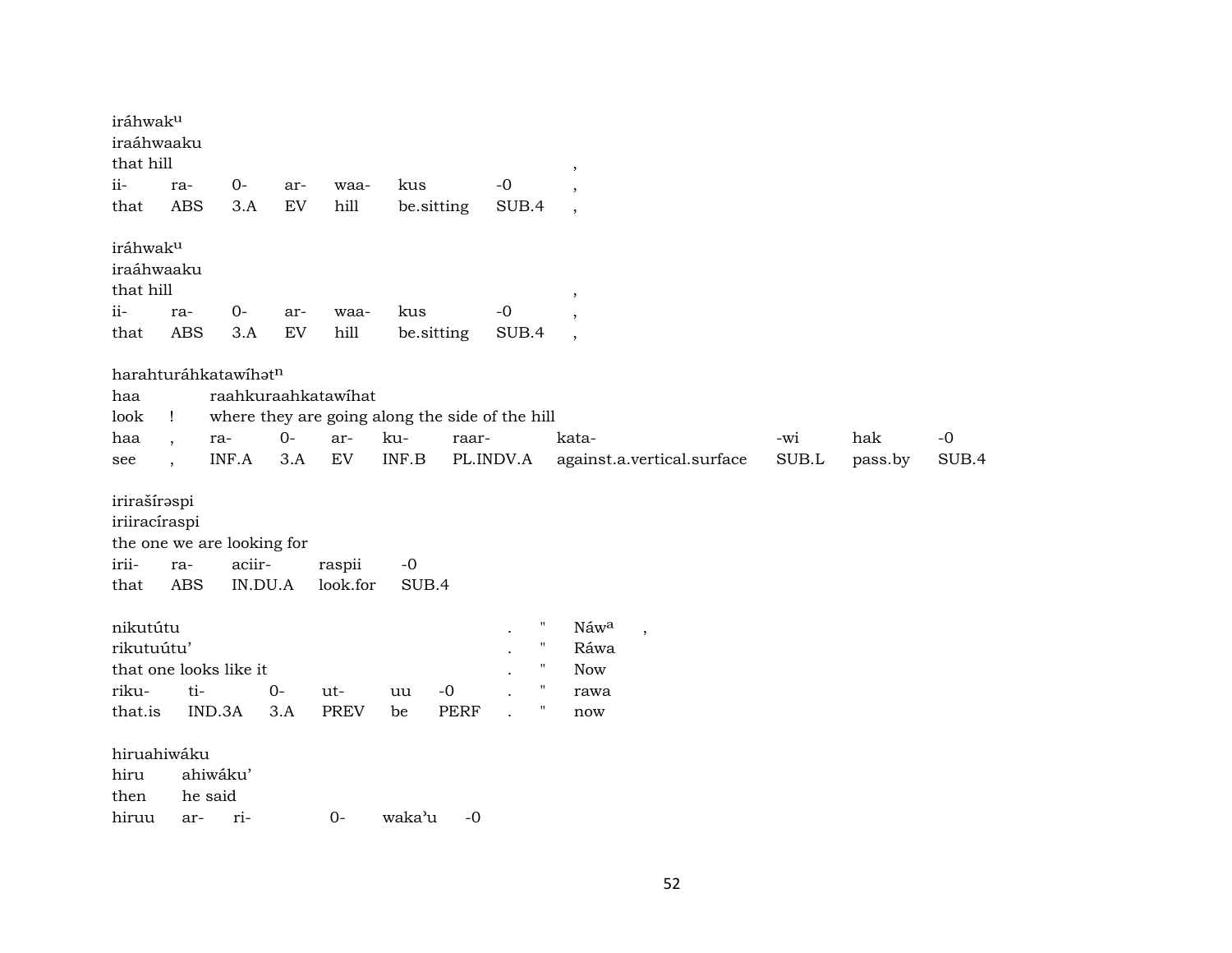iráhwak^u
iraáhwaaku
that hill ,

| ii- | ra- | 0- | ar- | waa- | kus | -0 | , |
|---|---|---|---|---|---|---|---|
| that | ABS | 3.A | EV | hill | be.sitting | SUB.4 | , |

iráhwak^u
iraáhwaaku
that hill ,

| ii- | ra- | 0- | ar- | waa- | kus | -0 | , |
|---|---|---|---|---|---|---|---|
| that | ABS | 3.A | EV | hill | be.sitting | SUB.4 | , |

harahturáhkatawíhət^n
haa raahkuraahkatawíhat
look ! where they are going along the side of the hill

| haa | , | ra- | 0- | ar- | ku- | raar- | kata- | -wi | hak | -0 |
|---|---|---|---|---|---|---|---|---|---|---|
| see | , | INF.A | 3.A | EV | INF.B | PL.INDV.A | against.a.vertical.surface | SUB.L | pass.by | SUB.4 |

irirašírəspi
iriiracíraspi
the one we are looking for

| irii- | ra- | aciir- | raspii | -0 |
|---|---|---|---|---|
| that | ABS | IN.DU.A | look.for | SUB.4 |

nikutútu . " Náw^a ,
rikutuútu' . " Ráwa
that one looks like it . " Now

| riku- | ti- | 0- | ut- | uu | -0 | . | " | rawa |
|---|---|---|---|---|---|---|---|---|
| that.is | IND.3A | 3.A | PREV | be | PERF | . | " | now |

hiruahiwáku
hiru ahiwáku'
then he said

| hiruu | ar- | ri- | 0- | waka'u | -0 |
|---|---|---|---|---|---|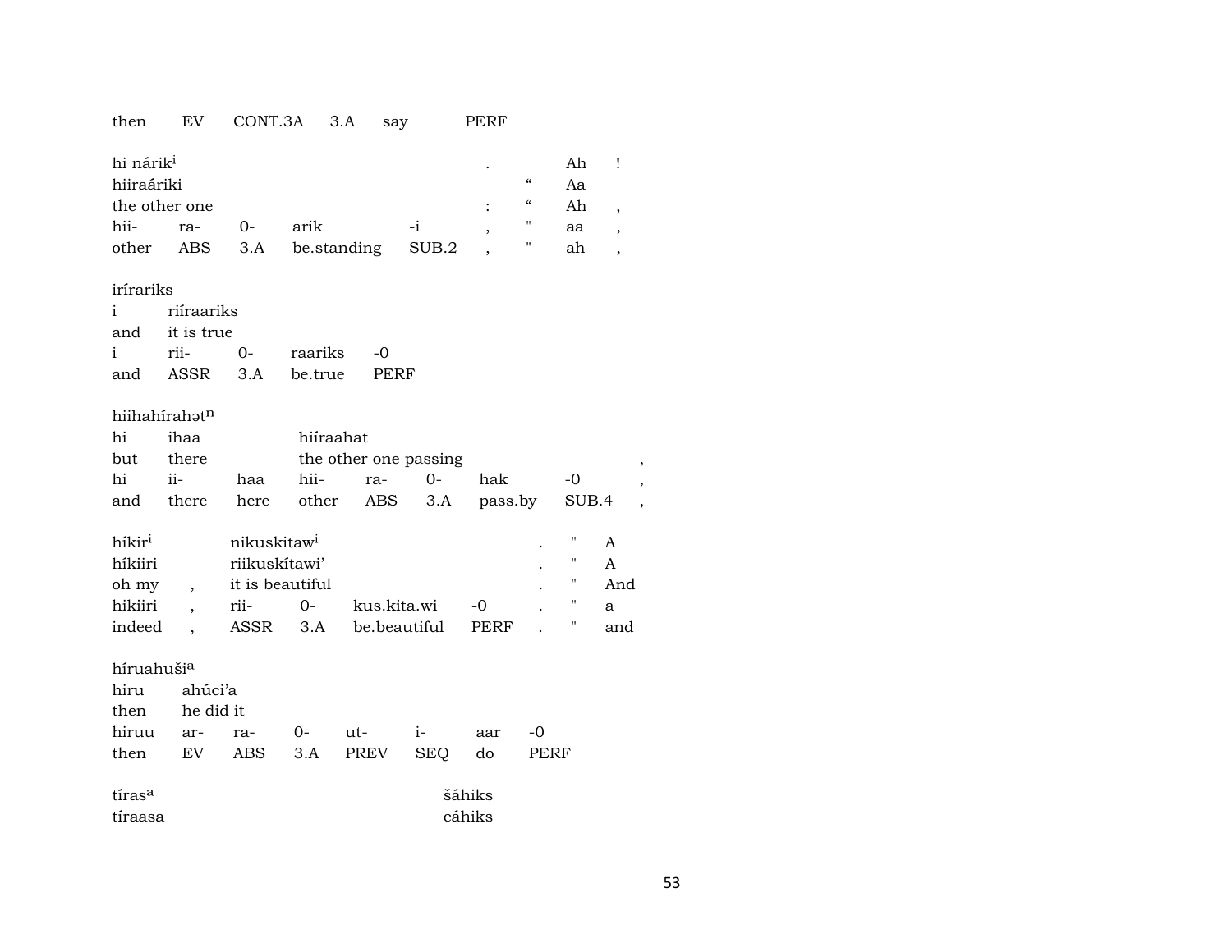| then | EV | CONT.3A | 3.A | say | PERF |
|---|---|---|---|---|---|

| hi nárik[i] | | | | | . | | Ah | ! |
|---|---|---|---|---|---|---|---|---|
| hiiraáriki | | | | | | " | Aa | |
| the other one | | | | | : | " | Ah | , |
| hii- | ra- | 0- | arik | -i | , | " | aa | , |
| other | ABS | 3.A | be.standing | SUB.2 | , | " | ah | , |

| iríIrariks | | | | |
|---|---|---|---|---|
| i | riíraariks | | | |
| and | it is true | | | |
| i | rii- | 0- | raariks | -0 |
| and | ASSR | 3.A | be.true | PERF |

| hiihahírahət[n] | | | | | | | |
|---|---|---|---|---|---|---|---|
| hi | ihaa | | hiíraahat | | | | |
| but | there | | the other one passing | | | | , |
| hi | ii- | haa | hii- | ra- | 0- | hak | -0 | ,
| and | there | here | other | ABS | 3.A | pass.by | SUB.4 | ,

| híkir[i] | | nikuskitaw[i] | | | | . | " | A |
|---|---|---|---|---|---|---|---|---|
| híkiiri | | riikuskítawi' | | | | . | " | A |
| oh my | , | it is beautiful | | | | . | " | And |
| hikiiri | , | rii- | 0- | kus.kita.wi | -0 | . | " | a |
| indeed | , | ASSR | 3.A | be.beautiful | PERF | . | " | and |

| híruahuši[a] | | | | | | | |
|---|---|---|---|---|---|---|---|
| hiru | ahúci'a | | | | | | |
| then | he did it | | | | | | |
| hiruu | ar- | ra- | 0- | ut- | i- | aar | -0 |
| then | EV | ABS | 3.A | PREV | SEQ | do | PERF |

| tíras[a] | šáhiks |
|---|---|
| tíraasa | cáhiks |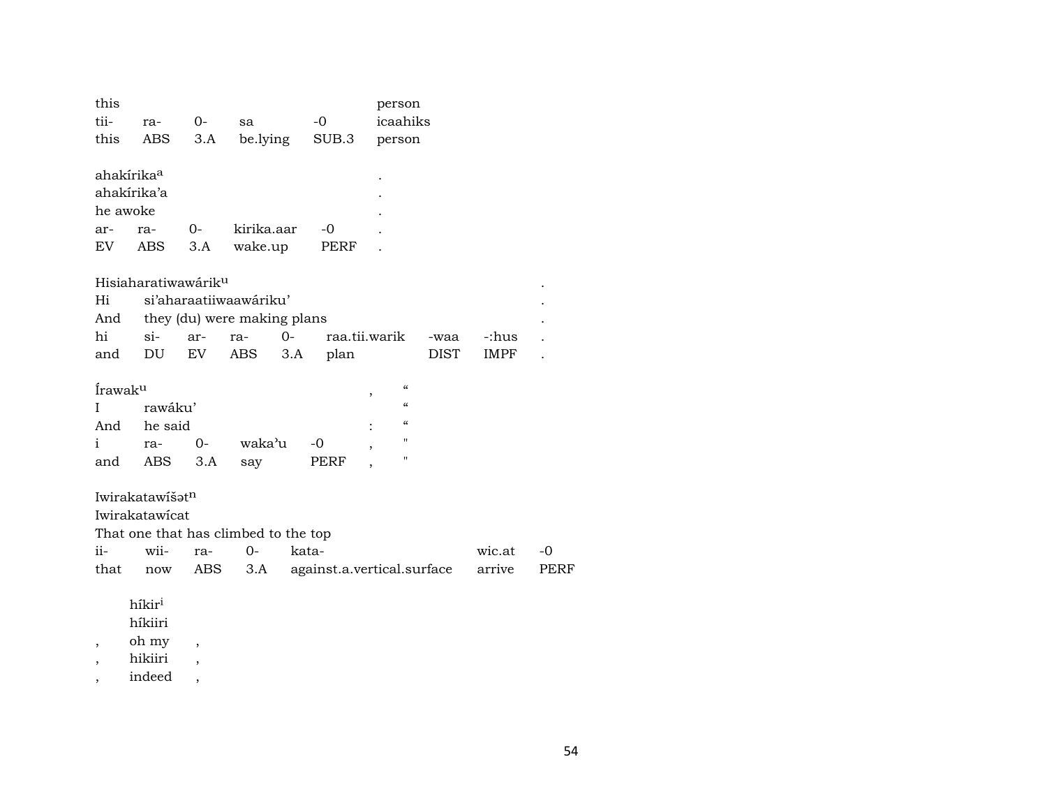| this | | | | | person |
|---|---|---|---|---|---|
| tii- | ra- | 0- | sa | -0 | icaahiks |
| this | ABS | 3.A | be.lying | SUB.3 | person |

ahakírika[a] .
ahakírika'a .
he awoke .

| ar- | ra- | 0- | kirika.aar | -0 | . |
|---|---|---|---|---|---|
| EV | ABS | 3.A | wake.up | PERF | . |

Hisiaharatiwawárik[u] .
Hi si'aharaatiiwaawáriku' .
And they (du) were making plans .

| hi | si- | ar- | ra- | 0- | raa.tii.warik | -waa | -:hus | . |
|---|---|---|---|---|---|---|---|---|
| and | DU | EV | ABS | 3.A | plan | DIST | IMPF | . |

Írawak[u] , "
I rawáku' "
And he said : "

| i | ra- | 0- | waka'u | -0 | , | " |
|---|---|---|---|---|---|---|
| and | ABS | 3.A | say | PERF | , | " |

Iwirakatawíšət[n]
Iwirakatawícat
That one that has climbed to the top

| ii- | wii- | ra- | 0- | kata- | wic.at | -0 |
|---|---|---|---|---|---|---|
| that | now | ABS | 3.A | against.a.vertical.surface | arrive | PERF |

híkir[i]
híkiiri
, oh my ,
, hikiiri ,
, indeed ,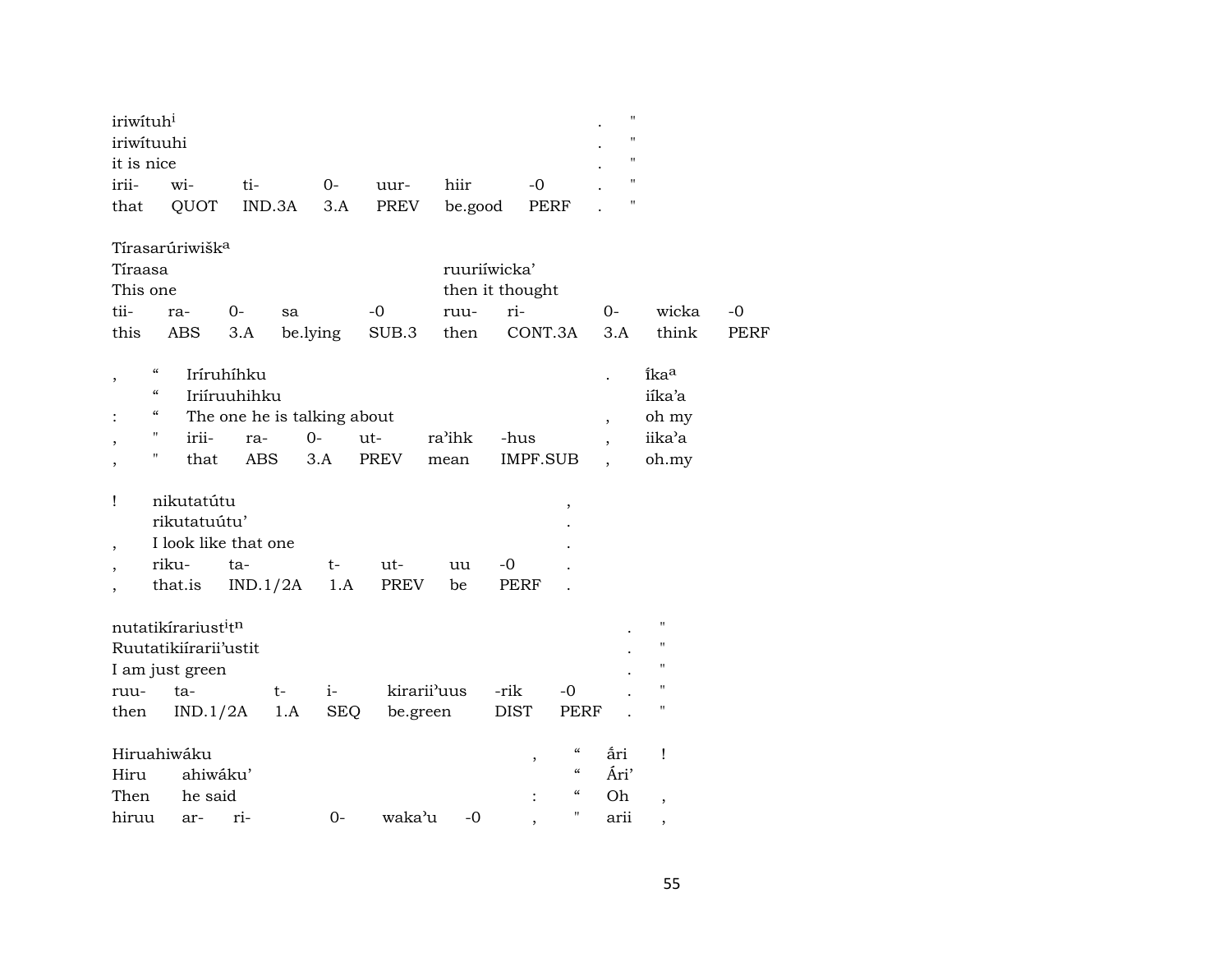| iriwítuh[i] | | | | | | | . | " |
|---|---|---|---|---|---|---|---|---|
| iriwítuuhi | | | | | | | . | " |
| it is nice | | | | | | | . | " |
| irii- | wi- | ti- | 0- | uur- | hiir | -0 | . | " |
| that | QUOT | IND.3A | 3.A | PREV | be.good | PERF | . | " |

| Tírasarúriwišk[a] | | | | | | | | | |
|---|---|---|---|---|---|---|---|---|---|
| Tíraasa | | | | | ruuriíwicka’ | | | | |
| This one | | | | | then it thought | | | | |
| tii- | ra- | 0- | sa | -0 | ruu- | ri- | 0- | wicka | -0 |
| this | ABS | 3.A | be.lying | SUB.3 | then | CONT.3A | 3.A | think | PERF |

| , | “ | Iríruhíhku | | | | | | . | ĩka[a] |
|---|---|---|---|---|---|---|---|---|---|
| | “ | Iriíruuhihku | | | | | | | iíka’a |
| : | “ | The one he is talking about | | | | | | , | oh my |
| , | " | irii- | ra- | 0- | ut- | ra’ihk | -hus | , | iika’a |
| , | " | that | ABS | 3.A | PREV | mean | IMPF.SUB | , | oh.my |

| ! | nikutatútu | | | | | | , |
|---|---|---|---|---|---|---|---|
| | rikutatuútu’ | | | | | | . |
| , | I look like that one | | | | | | . |
| , | riku- | ta- | t- | ut- | uu | -0 | . |
| , | that.is | IND.1/2A | 1.A | PREV | be | PERF | . |

| nutatikírariust[i]t[n] | | | | | | | . | " |
|---|---|---|---|---|---|---|---|---|
| Ruutatikiírarii’ustit | | | | | | | . | " |
| I am just green | | | | | | | . | " |
| ruu- | ta- | t- | i- | kirarii’uus | -rik | -0 | . | " |
| then | IND.1/2A | 1.A | SEQ | be.green | DIST | PERF | . | " |

| Hiruahiwáku | | | | | | , | “ | ấri | ! |
|---|---|---|---|---|---|---|---|---|---|
| Hiru | ahiwáku’ | | | | | | “ | Ári’ | |
| Then | he said | | | | | : | “ | Oh | , |
| hiruu | ar- | ri- | 0- | waka’u | -0 | , | " | arii | , |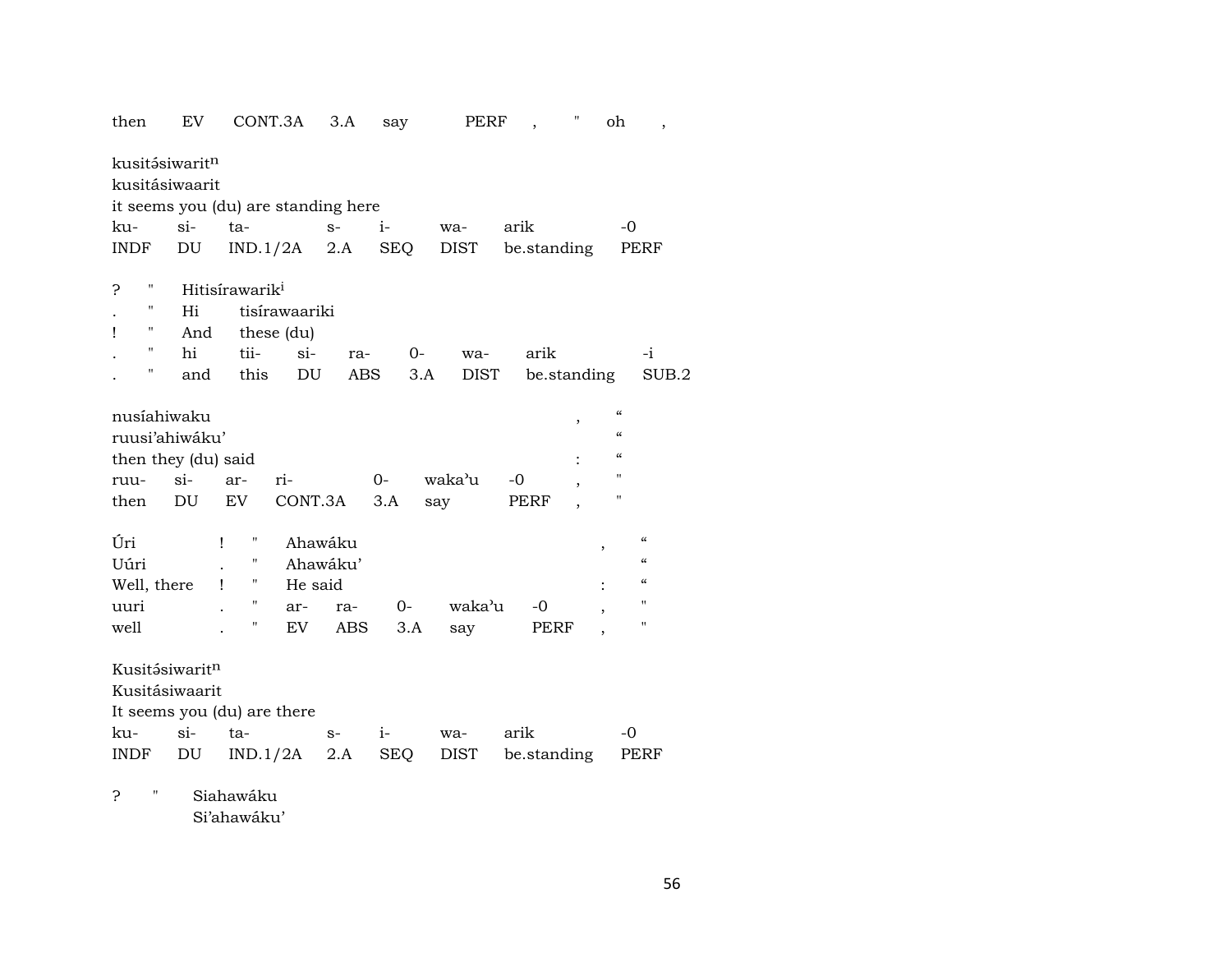| then | EV | CONT.3A | 3.A | say | PERF | , | " | oh | , |
|---|---|---|---|---|---|---|---|---|---|

kusitə́siwarit[n]
kusitásiwaarit
it seems you (du) are standing here

| ku- | si- | ta- | s- | i- | wa- | arik | -0 |
|---|---|---|---|---|---|---|---|
| INDF | DU | IND.1/2A | 2.A | SEQ | DIST | be.standing | PERF |

| ? | " | Hitisírawarik[i] | | | | | | |
|---|---|---|---|---|---|---|---|---|
| . | " | Hi | tisírawaariki | | | | | |
| ! | " | And | these (du) | | | | | |
| . | " | hi | tii- | si- | ra- | 0- | wa- | arik | -i |
| . | " | and | this | DU | ABS | 3.A | DIST | be.standing | SUB.2 |

| nusíahiwaku | | | | | | , | " |
|---|---|---|---|---|---|---|---|
| ruusi'ahiwáku' | | | | | | | " |
| then they (du) said | | | | | | : | " |
| ruu- | si- | ar- | ri- | 0- | waka'u | -0 | , | " |
| then | DU | EV | CONT.3A | 3.A | say | PERF | , | " |

| Úri | ! | " | Ahawáku | | | | , | " |
|---|---|---|---|---|---|---|---|---|
| Uúri | . | " | Ahawáku' | | | | | " |
| Well, there | ! | " | He said | | | | : | " |
| uuri | . | " | ar- | ra- | 0- | waka'u | -0 | , | " |
| well | . | " | EV | ABS | 3.A | say | PERF | , | " |

Kusitə́siwarit[n]
Kusitásiwaarit
It seems you (du) are there

| ku- | si- | ta- | s- | i- | wa- | arik | -0 |
|---|---|---|---|---|---|---|---|
| INDF | DU | IND.1/2A | 2.A | SEQ | DIST | be.standing | PERF |

? " Siahawáku
Si'ahawáku'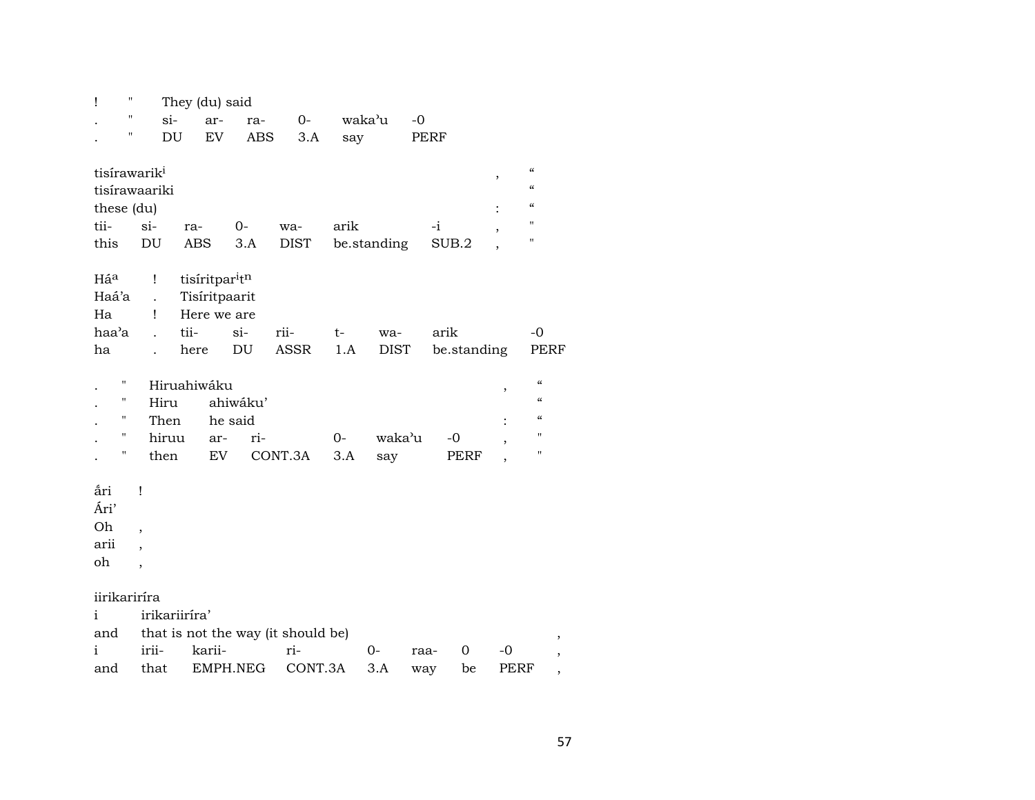| ! | " | They (du) said | | | | | |
|---|---|---|---|---|---|---|---|
| . | " | si- | ar- | ra- | 0- | waka'u | -0 |
| . | " | DU | EV | ABS | 3.A | say | PERF |

| tisírawarik[i] | | | | | | | , | “ |
|---|---|---|---|---|---|---|---|---|
| tisírawaariki | | | | | | | | “ |
| these (du) | | | | | | | : | “ |
| tii- | si- | ra- | 0- | wa- | arik | -i | , | " |
| this | DU | ABS | 3.A | DIST | be.standing | SUB.2 | , | " |

| Há[a] | ! | tisíritpar[i]t[n] | | | | | | |
|---|---|---|---|---|---|---|---|---|
| Haá'a | . | Tisíritpaarit | | | | | | |
| Ha | ! | Here we are | | | | | | |
| haa'a | . | tii- | si- | rii- | t- | wa- | arik | -0 |
| ha | . | here | DU | ASSR | 1.A | DIST | be.standing | PERF |

| . | " | Hiruahiwáku | | | | | | , | “ |
|---|---|---|---|---|---|---|---|---|---|
| . | " | Hiru | ahiwáku' | | | | | | “ |
| . | " | Then | he said | | | | | : | “ |
| . | " | hiruu | ar- | ri- | 0- | waka'u | -0 | , | " |
| . | " | then | EV | CONT.3A | 3.A | say | PERF | , | " |

| ấri | ! |
|---|---|
| Ári' | |
| Oh | , |
| arii | , |
| oh | , |

| iirikariríra | | | | | | | | |
|---|---|---|---|---|---|---|---|---|
| i | irikariiríra' | | | | | | | |
| and | that is not the way (it should be) | | | | | | | , |
| i | irii- | karii- | ri- | 0- | raa- | 0 | -0 | , |
| and | that | EMPH.NEG | CONT.3A | 3.A | way | be | PERF | , |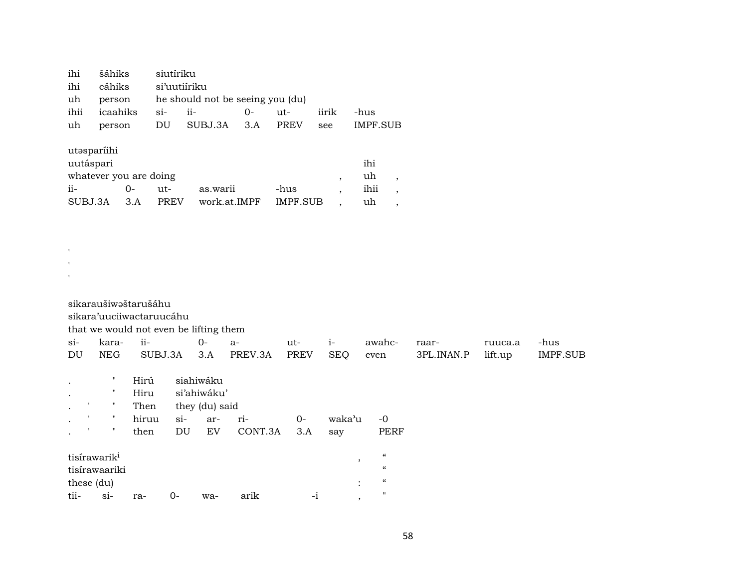| ihi | šáhiks | siutíriku | | | | | |
|---|---|---|---|---|---|---|---|
| ihi | cáhiks | si'uutiíriku | | | | | |
| uh | person | he should not be seeing you (du) | | | | | |
| ihii | icaahiks | si- | ii- | 0- | ut- | iirik | -hus |
| uh | person | DU | SUBJ.3A | 3.A | PREV | see | IMPF.SUB |

| utəsparíihi | | | | | | | |
|---|---|---|---|---|---|---|---|
| uutáspari | | | | | | ihi | |
| whatever you are doing | | | | | , | uh | , |
| ii- | 0- | ut- | as.warii | -hus | , | ihii | , |
| SUBJ.3A | 3.A | PREV | work.at.IMPF | IMPF.SUB | , | uh | , |

'
'
'

| sikaraušiwəštarušáhu | | | | | | | | | | |
|---|---|---|---|---|---|---|---|---|---|---|
| sikara'uuciiwactaruucáhu | | | | | | | | | | |
| that we would not even be lifting them | | | | | | | | | | |
| si- | kara- | ii- | 0- | a- | ut- | i- | awahc- | raar- | ruuca.a | -hus |
| DU | NEG | SUBJ.3A | 3.A | PREV.3A | PREV | SEQ | even | 3PL.INAN.P | lift.up | IMPF.SUB |

| . | | " | Hirú | siahiwáku | | | | | |
|---|---|---|---|---|---|---|---|---|---|
| . | | " | Hiru | si'ahiwáku' | | | | | |
| . | ' | " | Then | they (du) said | | | | | |
| . | ' | " | hiruu | si- | ar- | ri- | 0- | waka'u | -0 |
| . | ' | " | then | DU | EV | CONT.3A | 3.A | say | PERF |

| tisírawarik[i] | | | | | | , | “ |
|---|---|---|---|---|---|---|---|
| tisírawaariki | | | | | | | “ |
| these (du) | | | | | | : | “ |
| tii- | si- | ra- | 0- | wa- | arik | -i , | " |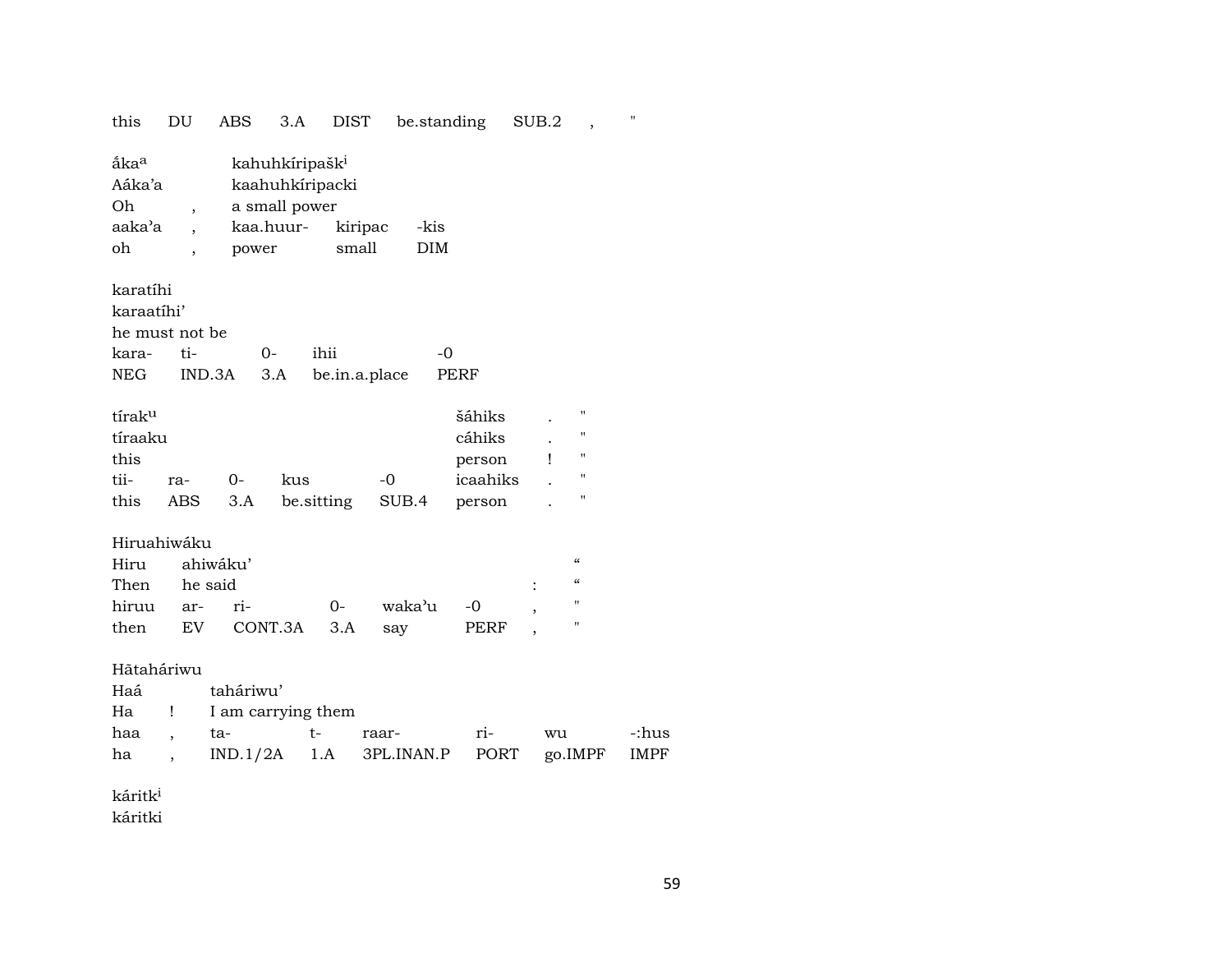| this | DU | ABS | 3.A | DIST | be.standing | SUB.2 | , | " |
|---|---|---|---|---|---|---|---|---|

ắka[a] kahuhkíripašk[i]
Aáka'a kaahuhkíripacki
Oh , a small power

| aaka'a | , | kaa.huur- | kiripac | -kis |
|---|---|---|---|---|
| oh | , | power | small | DIM |

karatíhi
karaatíhi'
he must not be

| kara- | ti- | 0- | ihii | -0 |
|---|---|---|---|---|
| NEG | IND.3A | 3.A | be.in.a.place | PERF |

tírak[u] šáhiks . "
tíraaku cáhiks . "
this person ! "

| tii- | ra- | 0- | kus | -0 | icaahiks | . | " |
|---|---|---|---|---|---|---|---|
| this | ABS | 3.A | be.sitting | SUB.4 | person | . | " |

Hiruahiwáku
Hiru ahiwáku' "
Then he said : "

| hiruu | ar- | ri- | 0- | waka'u | -0 | , | " |
|---|---|---|---|---|---|---|---|
| then | EV | CONT.3A | 3.A | say | PERF | , | " |

Hătaháriwu
Haá taháriwu'
Ha ! I am carrying them

| haa | , | ta- | t- | raar- | ri- | wu | -:hus |
|---|---|---|---|---|---|---|---|
| ha | , | IND.1/2A | 1.A | 3PL.INAN.P | PORT | go.IMPF | IMPF |

káritk[i]
káritki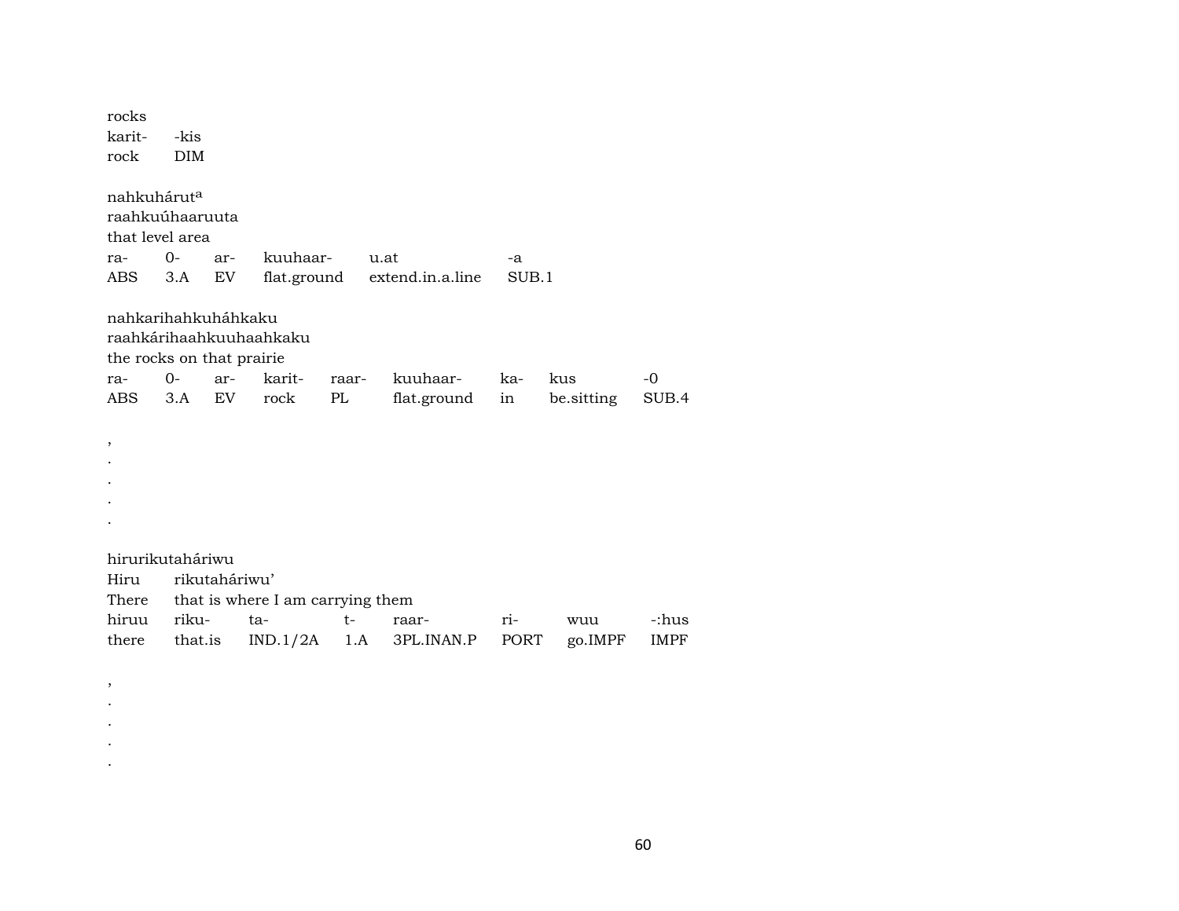rocks
karit- -kis
rock DIM

nahkuhárut[a]
raahkuúhaaruuta
that level area

| ra- | 0- | ar- | kuuhaar- | u.at | -a |
|---|---|---|---|---|---|
| ABS | 3.A | EV | flat.ground | extend.in.a.line | SUB.1 |

nahkarihahkuháhkaku
raahkárihaahkuuhaahkaku
the rocks on that prairie

| ra- | 0- | ar- | karit- | raar- | kuuhaar- | ka- | kus | -0 |
|---|---|---|---|---|---|---|---|---|
| ABS | 3.A | EV | rock | PL | flat.ground | in | be.sitting | SUB.4 |

,
.
.
.
.

hirurikutaháriwu
Hiru rikutaháriwu'
There that is where I am carrying them

| hiruu | riku- | ta- | t- | raar- | ri- | wuu | -:hus |
|---|---|---|---|---|---|---|---|
| there | that.is | IND.1/2A | 1.A | 3PL.INAN.P | PORT | go.IMPF | IMPF |

,
.
.
.
.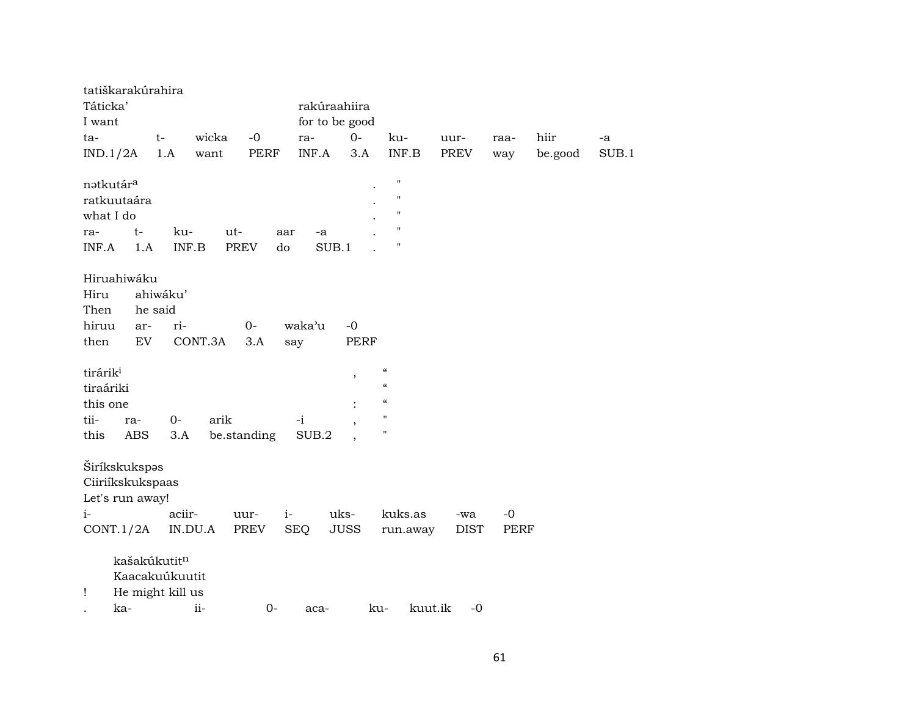tatiškarakúrahira  
Táticka' rakúraahiira  
I want for to be good

| ta- | t- | wicka | -0 | ra- | 0- | ku- | uur- | raa- | hiir | -a |
|---|---|---|---|---|---|---|---|---|---|---|
| IND.1/2A | 1.A | want | PERF | INF.A | 3.A | INF.B | PREV | way | be.good | SUB.1 |

nətkutár$^{a}$ . "  
ratkuutaára . "  
what I do . "

| ra- | t- | ku- | ut- | aar | -a | . | " |
|---|---|---|---|---|---|---|---|
| INF.A | 1.A | INF.B | PREV | do | SUB.1 | . | " |

Hiruahiwáku  
Hiru ahiwáku'  
Then he said

| hiruu | ar- | ri- | 0- | waka'u | -0 |
|---|---|---|---|---|---|
| then | EV | CONT.3A | 3.A | say | PERF |

tirárik$^{i}$ , “  
tiraáriki “  
this one : “

| tii- | ra- | 0- | arik | -i | , | " |
|---|---|---|---|---|---|---|
| this | ABS | 3.A | be.standing | SUB.2 | , | " |

Širíkskukspəs  
Ciiriíkskukspaas  
Let's run away!

| i- | aciir- | uur- | i- | uks- | kuks.as | -wa | -0 |
|---|---|---|---|---|---|---|---|
| CONT.1/2A | IN.DU.A | PREV | SEQ | JUSS | run.away | DIST | PERF |

kašakúkutit$^{n}$  
Kaacakuúkuutit  
! He might kill us

| . | ka- | ii- | 0- | aca- | ku- | kuut.ik | -0 |
|---|---|---|---|---|---|---|---|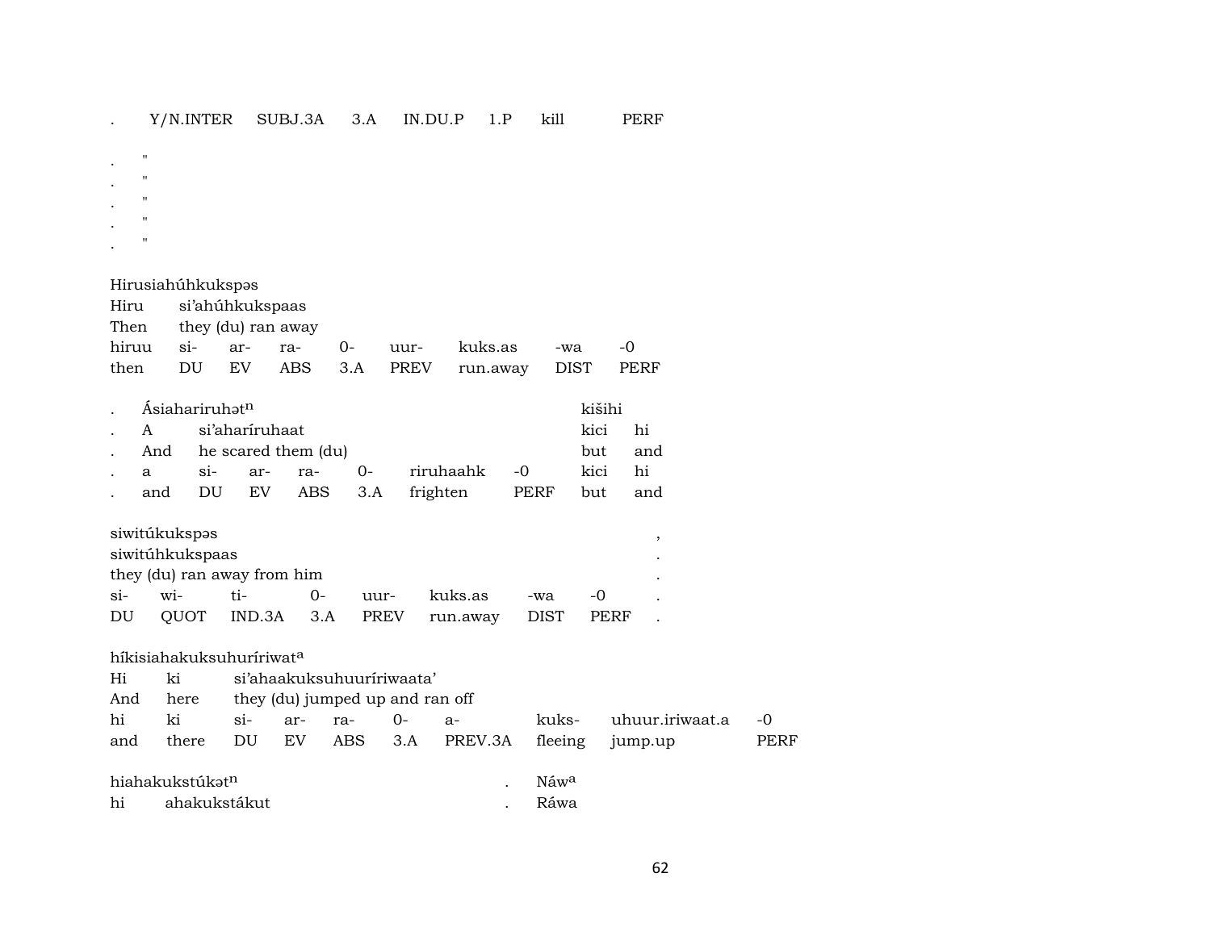| . | Y/N.INTER | SUBJ.3A | 3.A | IN.DU.P | 1.P | kill | PERF |
|---|---|---|---|---|---|---|---|

. "
. "
. "
. "
. "

Hirusiahúhkukspəs

| Hiru | si'ahúhkukspaas | | | | | | | |
|---|---|---|---|---|---|---|---|---|
| Then | they (du) ran away | | | | | | | |
| hiruu | si- | ar- | ra- | 0- | uur- | kuks.as | -wa | -0 |
| then | DU | EV | ABS | 3.A | PREV | run.away | DIST | PERF |

| . | Ásiahariruhət^n | | | | | | | kišihi | |
|---|---|---|---|---|---|---|---|---|---|
| . | A | si'aharíruhaat | | | | | | kici | hi |
| . | And | he scared them (du) | | | | | | but | and |
| . | a | si- | ar- | ra- | 0- | riruhaahk | -0 | kici | hi |
| . | and | DU | EV | ABS | 3.A | frighten | PERF | but | and |

siwitúkukspəs ,

| siwitúhkukspaas | | | | | | | | . |
|---|---|---|---|---|---|---|---|---|
| they (du) ran away from him | | | | | | | | . |
| si- | wi- | ti- | 0- | uur- | kuks.as | -wa | -0 | . |
| DU | QUOT | IND.3A | 3.A | PREV | run.away | DIST | PERF | . |

híkisiahakuksuhuríriwat^a

| Hi | ki | si'ahaakuksuhuuríriwaata' | | | | | | |
|---|---|---|---|---|---|---|---|---|
| And | here | they (du) jumped up and ran off | | | | | | |
| hi | ki | si- | ar- | ra- | 0- | a- | kuks- | uhuur.iriwaat.a | -0 |
| and | there | DU | EV | ABS | 3.A | PREV.3A | fleeing | jump.up | PERF |

hiahakukstúkət^n . Náw^a

hi ahakukstákut . Ráwa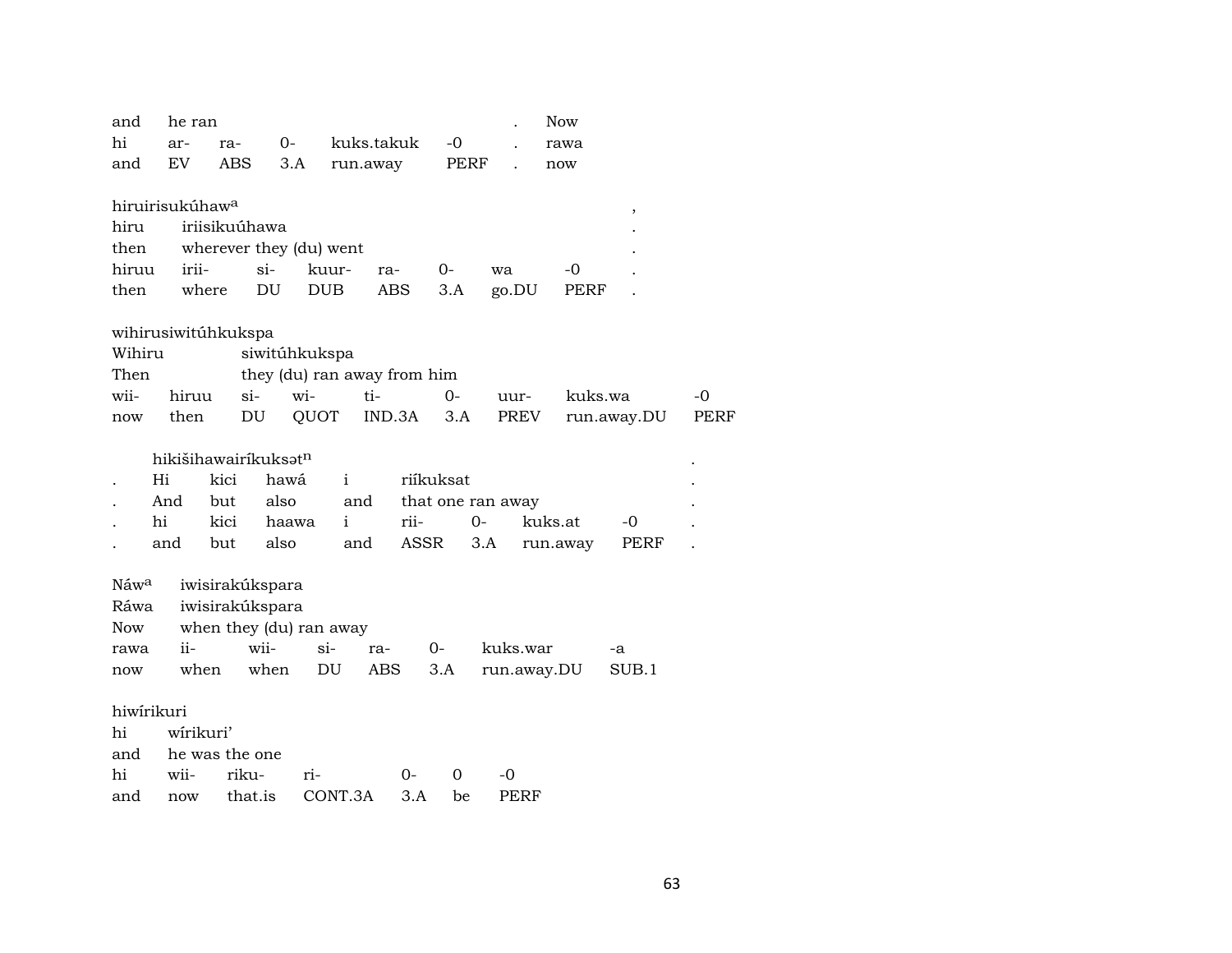| and | he ran | | | | | . | Now |
|---|---|---|---|---|---|---|---|
| hi | ar- | ra- | 0- | kuks.takuk | -0 | . | rawa |
| and | EV | ABS | 3.A | run.away | PERF | . | now |

hiruirisukúhaw[a] ,

| hiru | iriisikuúhawa | | | | | | . |
|---|---|---|---|---|---|---|---|
| then | wherever they (du) went | | | | | | . |
| hiruu | irii- | si- | kuur- | ra- | 0- | wa | -0 | . |
| then | where | DU | DUB | ABS | 3.A | go.DU | PERF | . |

wihirusiwitúhkukspa

| Wihiru | siwitúhkukspa | | | | | | |
|---|---|---|---|---|---|---|---|
| Then | they (du) ran away from him | | | | | | |
| wii- | hiruu | si- | wi- | ti- | 0- | uur- | kuks.wa | -0 |
| now | then | DU | QUOT | IND.3A | 3.A | PREV | run.away.DU | PERF |

hikišihawairíkuksət[n] .

| . | Hi | kici | hawá | i | riíkuksat | | | | . |
|---|---|---|---|---|---|---|---|---|---|
| . | And | but | also | and | that one ran away | | | | . |
| . | hi | kici | haawa | i | rii- | 0- | kuks.at | -0 | . |
| . | and | but | also | and | ASSR | 3.A | run.away | PERF | . |

| Náw[a] | iwisirakúkspara | | | | | |
|---|---|---|---|---|---|---|
| Ráwa | iwisirakúkspara | | | | | |
| Now | when they (du) ran away | | | | | |
| rawa | ii- | wii- | si- | ra- | 0- | kuks.war | -a |
| now | when | when | DU | ABS | 3.A | run.away.DU | SUB.1 |

hiwírikuri

| hi | wírikuri' | | | | | |
|---|---|---|---|---|---|---|
| and | he was the one | | | | | |
| hi | wii- | riku- | ri- | 0- | 0 | -0 |
| and | now | that.is | CONT.3A | 3.A | be | PERF |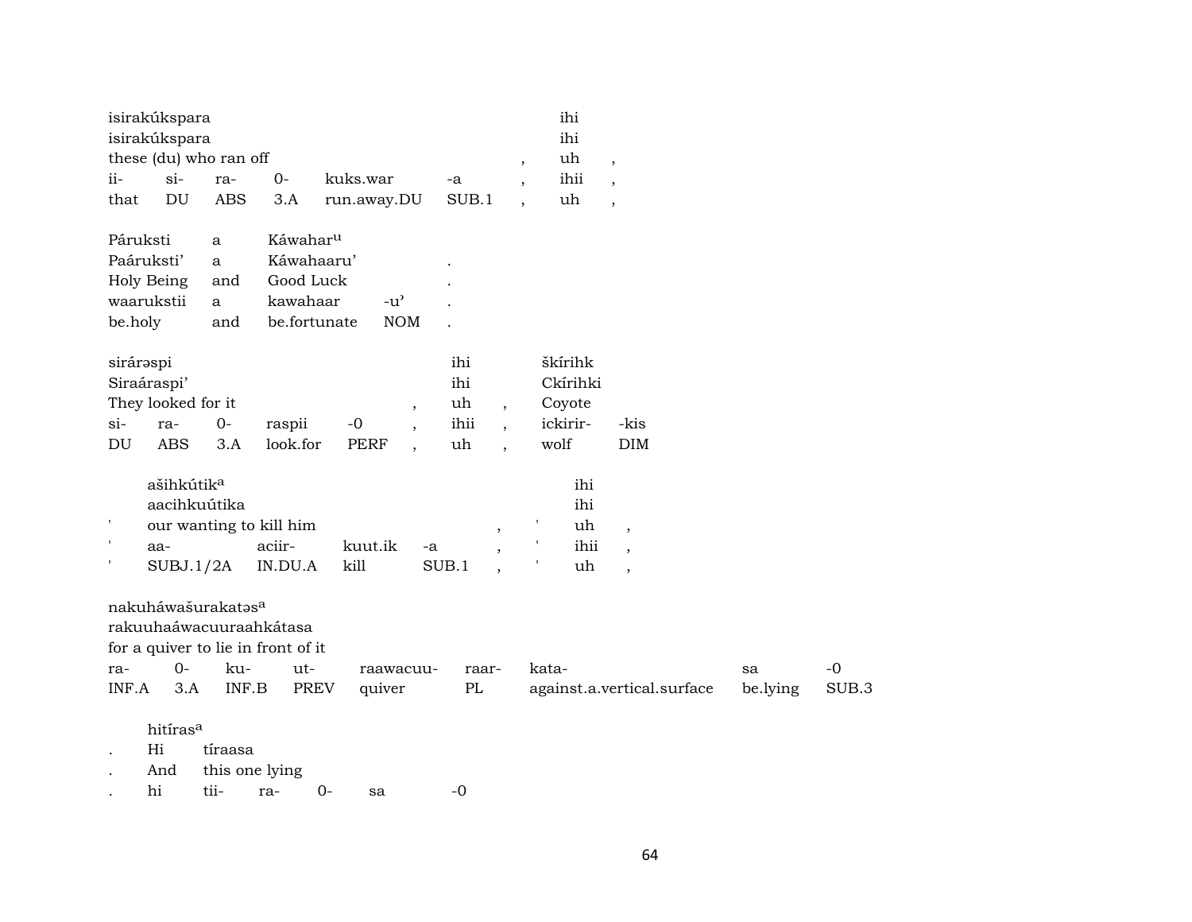| isirakúkspara | | | | | | | ihi | |
|---|---|---|---|---|---|---|---|---|
| isirakúkspara | | | | | | | ihi | |
| these (du) who ran off | | | | | | , | uh | , |
| ii- | si- | ra- | 0- | kuks.war | -a | , | ihii | , |
| that | DU | ABS | 3.A | run.away.DU | SUB.1 | , | uh | , |

| Páruksti | a | Káwahar^u | | |
|---|---|---|---|---|
| Paáruksti' | a | Káwahaaru' | | . |
| Holy Being | and | Good Luck | | . |
| waarukstii | a | kawahaar | -u' | . |
| be.holy | and | be.fortunate | NOM | . |

| sirárəspi | | | | | | ihi | | škírihk | |
|---|---|---|---|---|---|---|---|---|---|
| Siraáraspi' | | | | | | ihi | | Ckírihki | |
| They looked for it | | | | | , | uh | , | Coyote | |
| si- | ra- | 0- | raspii | -0 | , | ihii | , | ickirir- | -kis |
| DU | ABS | 3.A | look.for | PERF | , | uh | , | wolf | DIM |

| | ašihkútik^a | | | | | | ihi | |
|---|---|---|---|---|---|---|---|---|
| | aacihkuútika | | | | | | ihi | |
| ' | our wanting to kill him | | | | , | ' | uh | , |
| ' | aa- | aciir- | kuut.ik | -a | , | ' | ihii | , |
| ' | SUBJ.1/2A | IN.DU.A | kill | SUB.1 | , | ' | uh | , |

| nakuháwašurakatəs^a | | | | | | | | |
|---|---|---|---|---|---|---|---|---|
| rakuuhaáwacuuraahkátasa | | | | | | | | |
| for a quiver to lie in front of it | | | | | | | | |
| ra- | 0- | ku- | ut- | raawacuu- | raar- | kata- | sa | -0 |
| INF.A | 3.A | INF.B | PREV | quiver | PL | against.a.vertical.surface | be.lying | SUB.3 |

| | hitíras^a | | | | | |
|---|---|---|---|---|---|---|
| . | Hi | tíraasa | | | | |
| . | And | this one lying | | | | |
| . | hi | tii- | ra- | 0- | sa | -0 |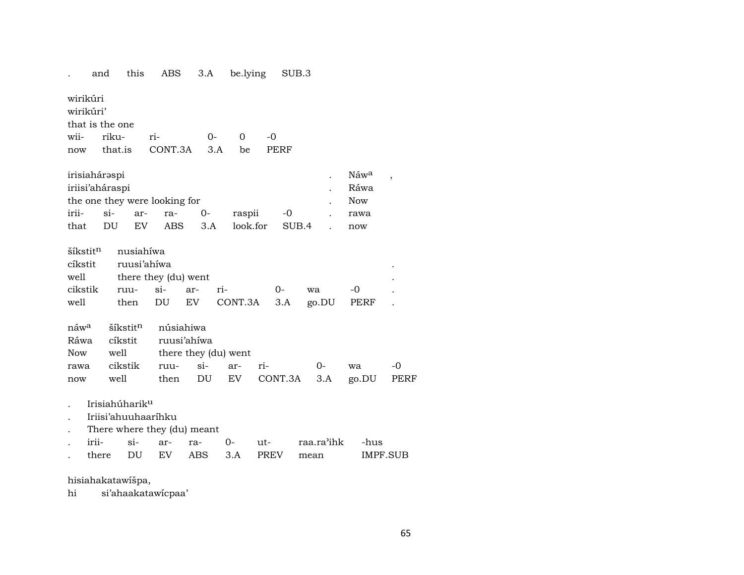. and this ABS 3.A be.lying SUB.3

wirikúri
wirikúri'
that is the one

| wii- | riku- | ri- | 0- | 0 | -0 |
|---|---|---|---|---|---|
| now | that.is | CONT.3A | 3.A | be | PERF |

irisiahárəspi . Náw^a ,
iriisi'aháraspi . Ráwa
the one they were looking for . Now

| irii- | si- | ar- | ra- | 0- | raspii | -0 | . | rawa |
|---|---|---|---|---|---|---|---|---|
| that | DU | EV | ABS | 3.A | look.for | SUB.4 | . | now |

šíkstit^n nusiahíwa
cíkstit ruusi'ahíwa .
well there they (du) went .

| cikstik | ruu- | si- | ar- | ri- | 0- | wa | -0 | . |
|---|---|---|---|---|---|---|---|---|
| well | then | DU | EV | CONT.3A | 3.A | go.DU | PERF | . |

náw^a šíkstit^n núsiahiwa
Ráwa cíkstit ruusi'ahíwa
Now well there they (du) went

| rawa | cikstik | ruu- | si- | ar- | ri- | 0- | wa | -0 |
|---|---|---|---|---|---|---|---|---|
| now | well | then | DU | EV | CONT.3A | 3.A | go.DU | PERF |

. Irisiahúharik^u
. Iriisi'ahuuhaaríhku
. There where they (du) meant

| . | irii- | si- | ar- | ra- | 0- | ut- | raa.ra'ihk | -hus |
|---|---|---|---|---|---|---|---|---|
| . | there | DU | EV | ABS | 3.A | PREV | mean | IMPF.SUB |

hisiahakatawíšpa,
hi si'ahaakatawícpaa'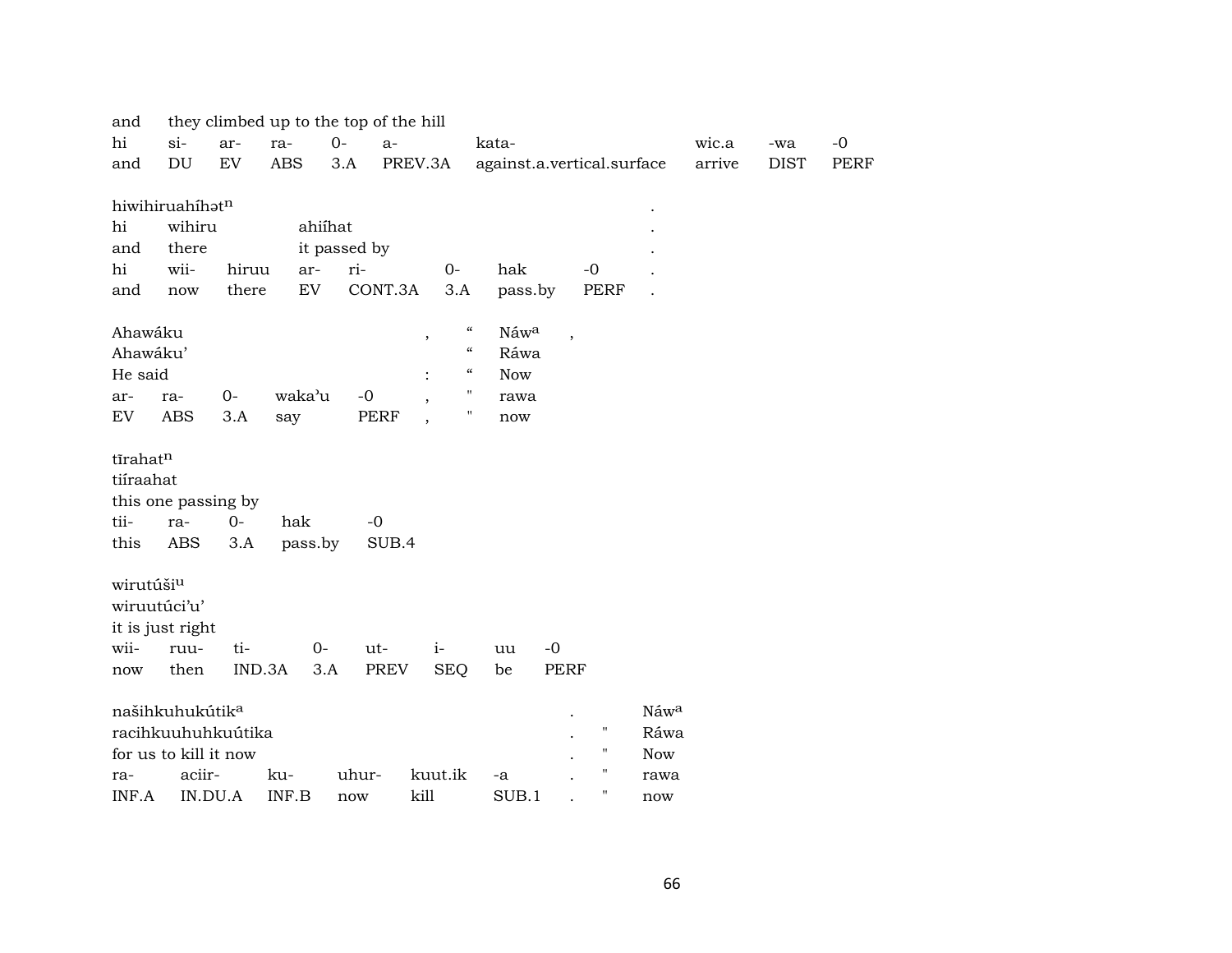| and | they climbed up to the top of the hill | | | | | | | | |
|---|---|---|---|---|---|---|---|---|---|
| hi | si- | ar- | ra- | 0- | a- | kata- | wic.a | -wa | -0 |
| and | DU | EV | ABS | 3.A | PREV.3A | against.a.vertical.surface | arrive | DIST | PERF |

| hiwihiruahíhət$^{n}$ | | | | | | | . |
|---|---|---|---|---|---|---|---|
| hi | wihiru | | ahiíhat | | | | . |
| and | there | | it passed by | | | | . |
| hi | wii- | hiruu | ar- | ri- | 0- | hak | -0 | . |
| and | now | there | EV | CONT.3A | 3.A | pass.by | PERF | . |

| Ahawáku | | | | | , | " | Náw$^{a}$ | , |
|---|---|---|---|---|---|---|---|---|
| Ahawáku' | | | | | | " | Ráwa | |
| He said | | | | | : | " | Now | |
| ar- | ra- | 0- | waka'u | -0 | , | " | rawa | |
| EV | ABS | 3.A | say | PERF | , | " | now | |

| tĩrahat$^{n}$ | | | | |
|---|---|---|---|---|
| tiíraahat | | | | |
| this one passing by | | | | |
| tii- | ra- | 0- | hak | -0 |
| this | ABS | 3.A | pass.by | SUB.4 |

| wirutúši$^{u}$ | | | | | | | |
|---|---|---|---|---|---|---|---|
| wiruutúci'u' | | | | | | | |
| it is just right | | | | | | | |
| wii- | ruu- | ti- | 0- | ut- | i- | uu | -0 |
| now | then | IND.3A | 3.A | PREV | SEQ | be | PERF |

| našihkuhukútik$^{a}$ | | | | | | . | | Náw$^{a}$ |
|---|---|---|---|---|---|---|---|---|
| racihkuuhuhkuútika | | | | | | . | " | Ráwa |
| for us to kill it now | | | | | | . | " | Now |
| ra- | aciir- | ku- | uhur- | kuut.ik | -a | . | " | rawa |
| INF.A | IN.DU.A | INF.B | now | kill | SUB.1 | . | " | now |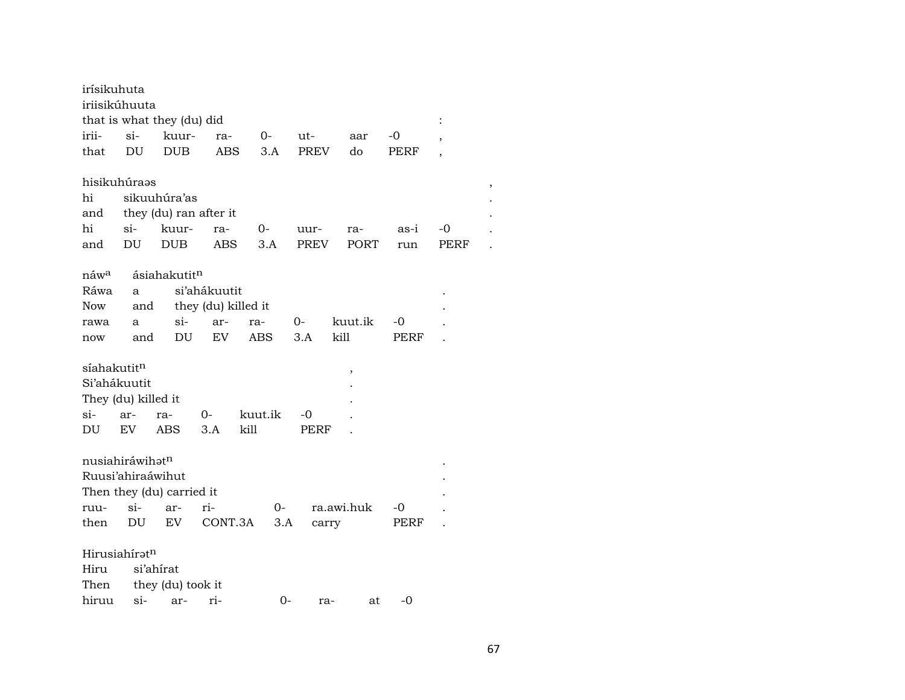irísikuhuta
iriisikúhuuta
that is what they (du) did :

| irii- | si- | kuur- | ra- | 0- | ut- | aar | -0 | , |
|---|---|---|---|---|---|---|---|---|
| that | DU | DUB | ABS | 3.A | PREV | do | PERF | , |

hisikuhúraəs ,

| hi | sikuuhúra'as | | | | | | | | . |
|---|---|---|---|---|---|---|---|---|---|
| and | they (du) ran after it | | | | | | | | . |
| hi | si- | kuur- | ra- | 0- | uur- | ra- | as-i | -0 | . |
| and | DU | DUB | ABS | 3.A | PREV | PORT | run | PERF | . |

náw^a ásiahakutit^n

| Ráwa | a | si'ahákuutit | | | | | . |
|---|---|---|---|---|---|---|---|
| Now | and | they (du) killed it | | | | | . |
| rawa | a | si- | ar- | ra- | 0- | kuut.ik | -0 | . |
| now | and | DU | EV | ABS | 3.A | kill | PERF | . |

síahakutit^n ,

| Si'ahákuutit | | | | | | . |
|---|---|---|---|---|---|---|
| They (du) killed it | | | | | | . |
| si- | ar- | ra- | 0- | kuut.ik | -0 | . |
| DU | EV | ABS | 3.A | kill | PERF | . |

nusiahiráwihət^n .

| Ruusi'ahiraáwihut | | | | | | . |
|---|---|---|---|---|---|---|
| Then they (du) carried it | | | | | | . |
| ruu- | si- | ar- | ri- | 0- | ra.awi.huk | -0 | . |
| then | DU | EV | CONT.3A | 3.A | carry | PERF | . |

Hirusiahírət^n

| Hiru | si'ahírat | | | | | | |
|---|---|---|---|---|---|---|---|
| Then | they (du) took it | | | | | | |
| hiruu | si- | ar- | ri- | 0- | ra- | at | -0 |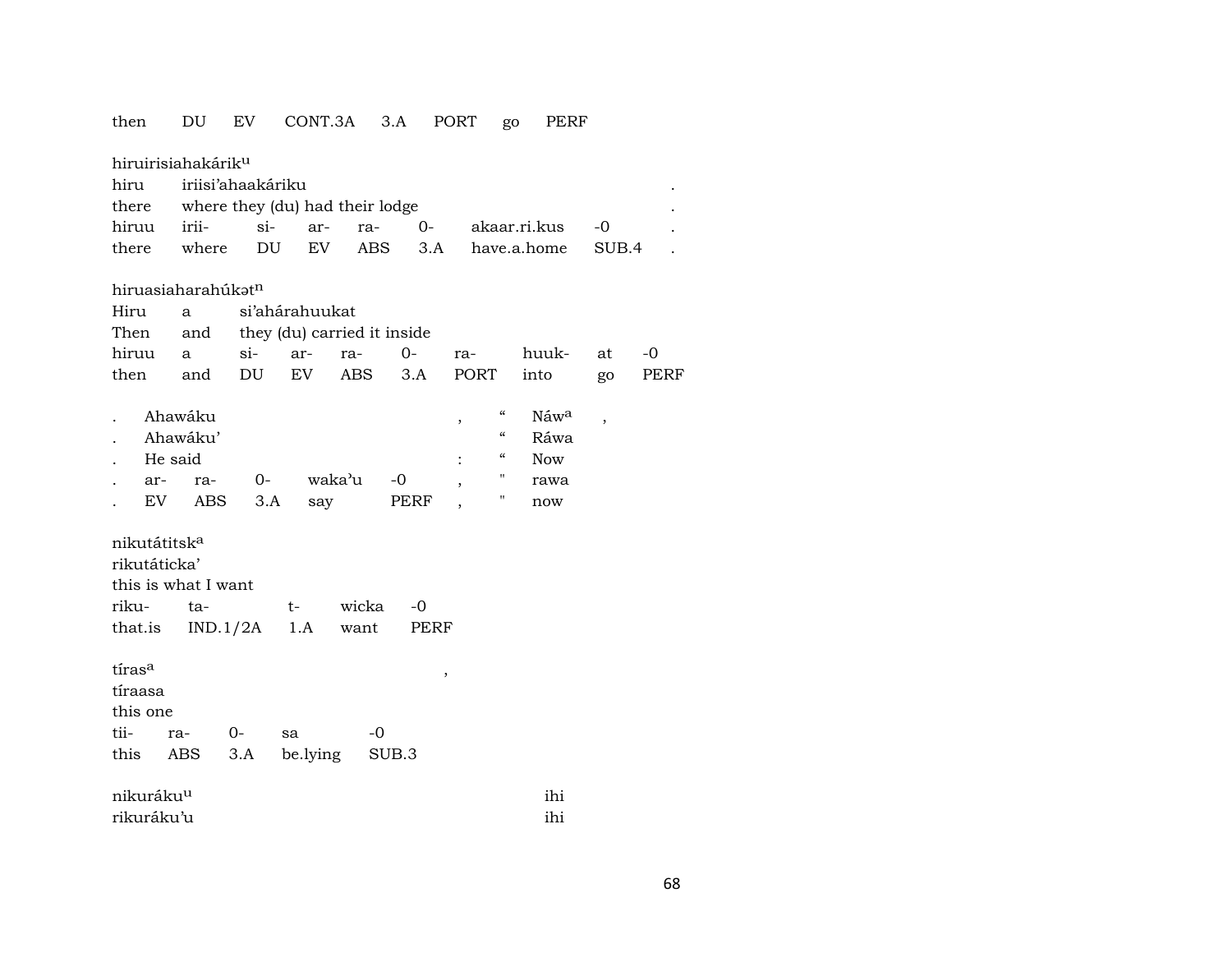| then | DU | EV | CONT.3A | 3.A | PORT | go | PERF |
|---|---|---|---|---|---|---|---|

hiruirisiahakárik^u

| hiru | iriisi'ahaakáriku | | | | | | | . |
|---|---|---|---|---|---|---|---|---|
| there | where they (du) had their lodge | | | | | | | . |
| hiruu | irii- | si- | ar- | ra- | 0- | akaar.ri.kus | -0 | . |
| there | where | DU | EV | ABS | 3.A | have.a.home | SUB.4 | . |

hiruasiaharahúkət^n

| Hiru | a | si'ahárahuukat | | | | | | |
|---|---|---|---|---|---|---|---|---|
| Then | and | they (du) carried it inside | | | | | | |
| hiruu | a | si- | ar- | ra- | 0- | ra- | huuk- | at | -0 |
| then | and | DU | EV | ABS | 3.A | PORT | into | go | PERF |

| . | Ahawáku | | | | | , | " | Náw^a | , |
|---|---|---|---|---|---|---|---|---|---|
| . | Ahawáku' | | | | | | " | Ráwa | |
| . | He said | | | | | : | " | Now | |
| . | ar- | ra- | 0- | waka'u | -0 | , | " | rawa | |
| . | EV | ABS | 3.A | say | PERF | , | " | now | |

nikutátitsk^a

| rikutáticka' | | | | |
|---|---|---|---|---|
| this is what I want | | | | |
| riku- | ta- | t- | wicka | -0 |
| that.is | IND.1/2A | 1.A | want | PERF |

tíras^a ,

| tíraasa | | | | |
|---|---|---|---|---|
| this one | | | | |
| tii- | ra- | 0- | sa | -0 |
| this | ABS | 3.A | be.lying | SUB.3 |

| nikuráku^u | ihi |
|---|---|
| rikuráku'u | ihi |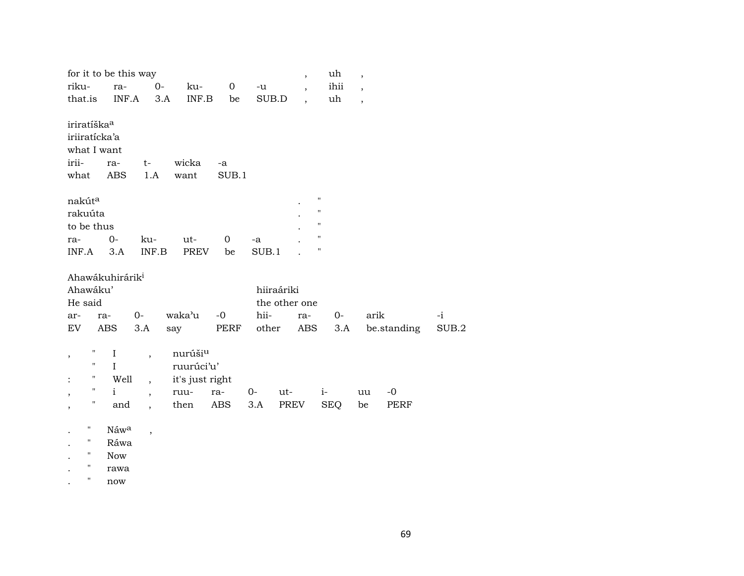| for it to be this way | | | | | | , | uh | , |
|---|---|---|---|---|---|---|---|---|
| riku- | ra- | 0- | ku- | 0 | -u | , | ihii | , |
| that.is | INF.A | 3.A | INF.B | be | SUB.D | , | uh | , |

iriratíška[a]
iriiratícka'a
what I want

| irii- | ra- | t- | wicka | -a |
|---|---|---|---|---|
| what | ABS | 1.A | want | SUB.1 |

| nakút[a] | | | | | | . | " |
|---|---|---|---|---|---|---|---|
| rakuúta | | | | | | . | " |
| to be thus | | | | | | . | " |
| ra- | 0- | ku- | ut- | 0 | -a | . | " |
| INF.A | 3.A | INF.B | PREV | be | SUB.1 | . | " |

Ahawákuhirárik[i]

| Ahawáku' | | | | | hiiraáriki | | | | |
|---|---|---|---|---|---|---|---|---|---|
| He said | | | | | the other one | | | | |
| ar- | ra- | 0- | waka'u | -0 | hii- | ra- | 0- | arik | -i |
| EV | ABS | 3.A | say | PERF | other | ABS | 3.A | be.standing | SUB.2 |

| , | " | I | , | nurúši[u] | | | | | | |
|---|---|---|---|---|---|---|---|---|---|---|
| | " | I | | ruurúci'u' | | | | | | |
| : | " | Well | , | it's just right | | | | | | |
| , | " | i | , | ruu- | ra- | 0- | ut- | i- | uu | -0 |
| , | " | and | , | then | ABS | 3.A | PREV | SEQ | be | PERF |

| . | " | Náw[a] | , |
|---|---|---|---|
| . | " | Ráwa | |
| . | " | Now | |
| . | " | rawa | |
| . | " | now | |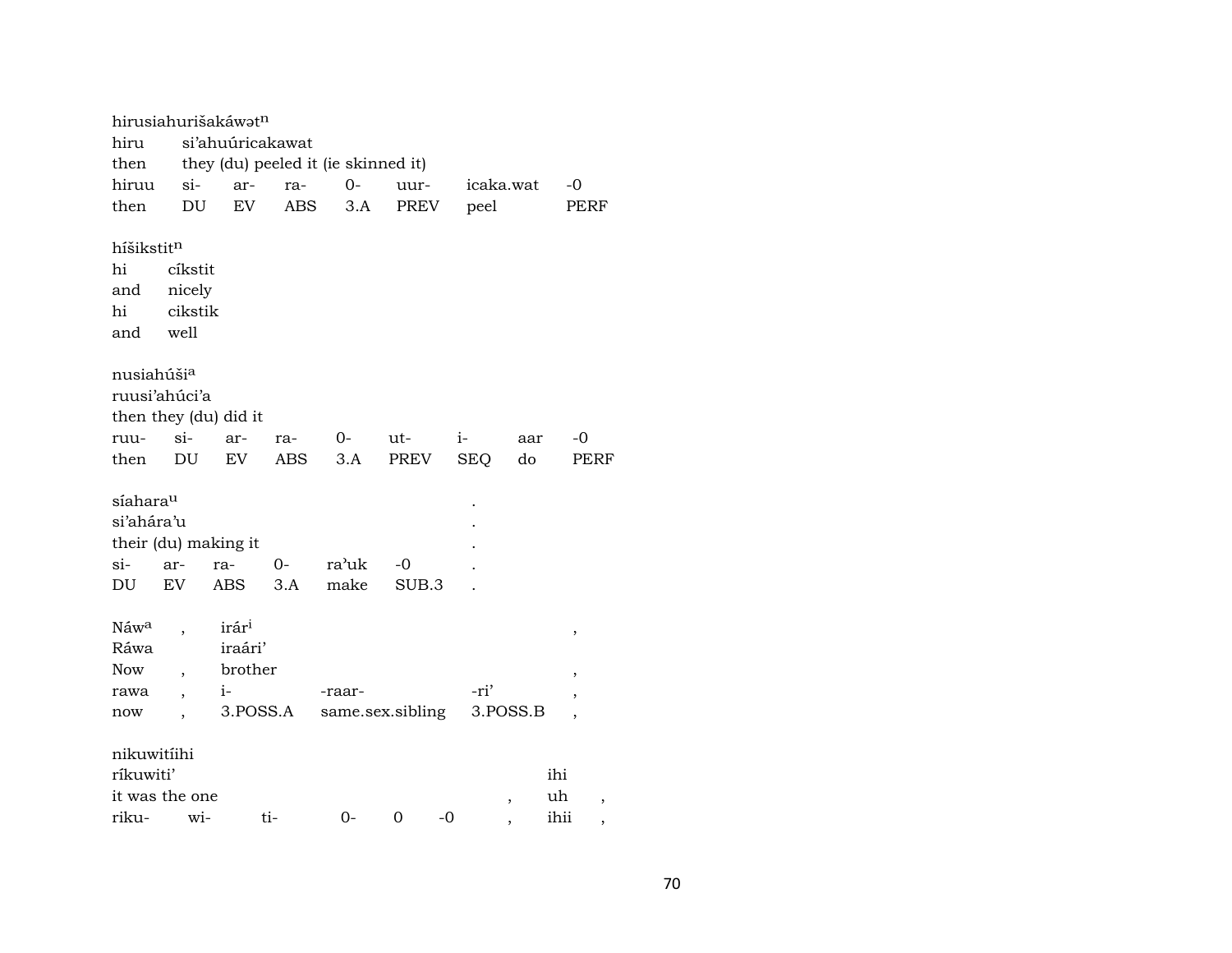hirusiahurišakáwət$^{n}$
hiru  si'ahuúricakawat
then  they (du) peeled it (ie skinned it)

| hiruu | si- | ar- | ra- | 0- | uur- | icaka.wat | -0 |
|---|---|---|---|---|---|---|---|
| then | DU | EV | ABS | 3.A | PREV | peel | PERF |

híšikstit$^{n}$
hi  cíkstit
and  nicely
hi  cikstik
and  well

nusiahúši$^{a}$
ruusi'ahúci'a
then they (du) did it

| ruu- | si- | ar- | ra- | 0- | ut- | i- | aar | -0 |
|---|---|---|---|---|---|---|---|---|
| then | DU | EV | ABS | 3.A | PREV | SEQ | do | PERF |

síahara$^{u}$ .
si'ahára'u .
their (du) making it .

| si- | ar- | ra- | 0- | ra'uk | -0 | . |
|---|---|---|---|---|---|---|
| DU | EV | ABS | 3.A | make | SUB.3 | . |

Náw$^{a}$ , irár$^{i}$ ,
Ráwa  iraári'
Now , brother ,

| rawa | , | i- | -raar- | -ri' | , |
|---|---|---|---|---|---|
| now | , | 3.POSS.A | same.sex.sibling | 3.POSS.B | , |

nikuwitíihi
ríkuwiti'  ihi
it was the one , uh ,

| riku- | wi- | ti- | 0- | 0 | -0 | , | ihii | , |
|---|---|---|---|---|---|---|---|---|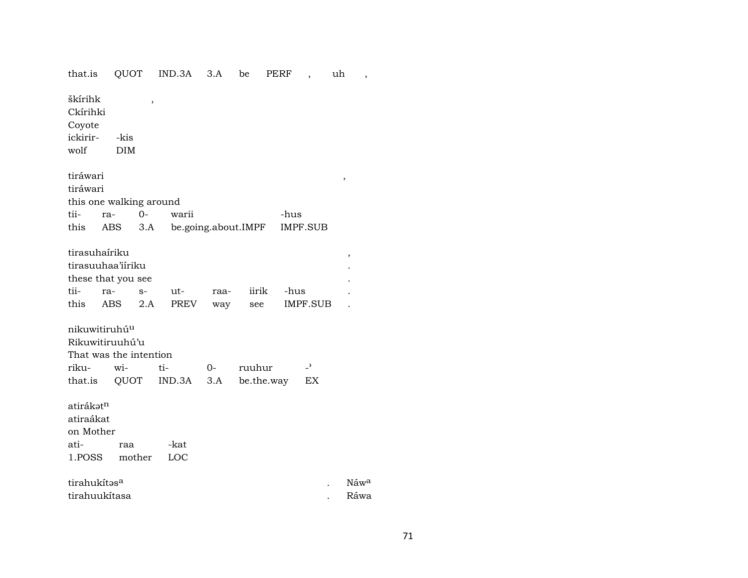that.is QUOT IND.3A 3.A be PERF , uh ,

škírihk ,
Ckírihki
Coyote
ickirir- -kis
wolf DIM

tiráwari ,
tiráwari
this one walking around
tii- ra- 0- warii -hus
this ABS 3.A be.going.about.IMPF IMPF.SUB

tirasuhaíriku ,
tirasuuhaa'iíriku .
these that you see .
tii- ra- s- ut- raa- iirik -hus .
this ABS 2.A PREV way see IMPF.SUB .

nikuwitiruhú[u]
Rikuwitiruuhú'u
That was the intention
riku- wi- ti- 0- ruuhur -ˀ
that.is QUOT IND.3A 3.A be.the.way EX

atirákət[n]
atiraákat
on Mother
ati- raa -kat
1.POSS mother LOC

tirahukítəs[a] . Náw[a]
tirahuukítasa . Ráwa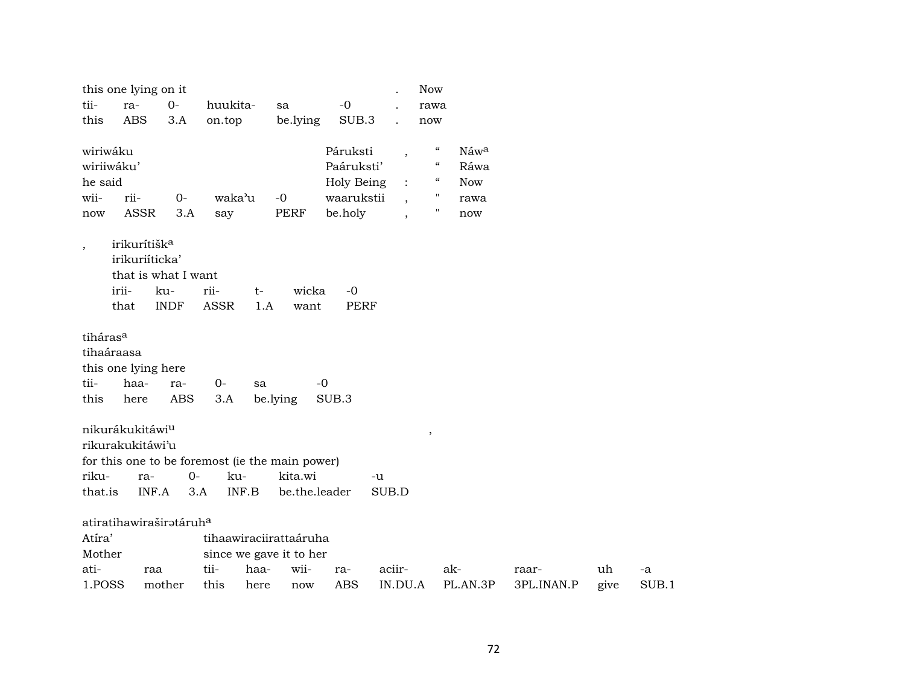| this one lying on it | | | | | | . | Now |
|---|---|---|---|---|---|---|---|
| tii- | ra- | 0- | huukita- | sa | -0 | . | rawa |
| this | ABS | 3.A | on.top | be.lying | SUB.3 | . | now |

| wiriwáku | | | | | Páruksti | , | “ | Náw[a] |
|---|---|---|---|---|---|---|---|---|
| wiriiwáku’ | | | | | Paáruksti’ | | “ | Ráwa |
| he said | | | | | Holy Being | : | “ | Now |
| wii- | rii- | 0- | waka’u | -0 | waarukstii | , | " | rawa |
| now | ASSR | 3.A | say | PERF | be.holy | , | " | now |

| , | irikurítišk[a] | | | | | |
|---|---|---|---|---|---|---|
| | irikuriíticka’ | | | | | |
| | that is what I want | | | | | |
| | irii- | ku- | rii- | t- | wicka | -0 |
| | that | INDF | ASSR | 1.A | want | PERF |

| tiháras[a] | | | | | |
|---|---|---|---|---|---|
| tihaáraasa | | | | | |
| this one lying here | | | | | |
| tii- | haa- | ra- | 0- | sa | -0 |
| this | here | ABS | 3.A | be.lying | SUB.3 |

| nikurákukitáwi[u] | | | | | | , |
|---|---|---|---|---|---|---|
| rikurakukitáwi’u | | | | | | |
| for this one to be foremost (ie the main power) | | | | | | |
| riku- | ra- | 0- | ku- | kita.wi | -u | |
| that.is | INF.A | 3.A | INF.B | be.the.leader | SUB.D | |

| atiratihawiraširətáruh[a] | | | | | | | | | | |
|---|---|---|---|---|---|---|---|---|---|---|
| Atíra’ | | tihaawiraciirattaáruha | | | | | | | | |
| Mother | | since we gave it to her | | | | | | | | |
| ati- | raa | tii- | haa- | wii- | ra- | aciir- | ak- | raar- | uh | -a |
| 1.POSS | mother | this | here | now | ABS | IN.DU.A | PL.AN.3P | 3PL.INAN.P | give | SUB.1 |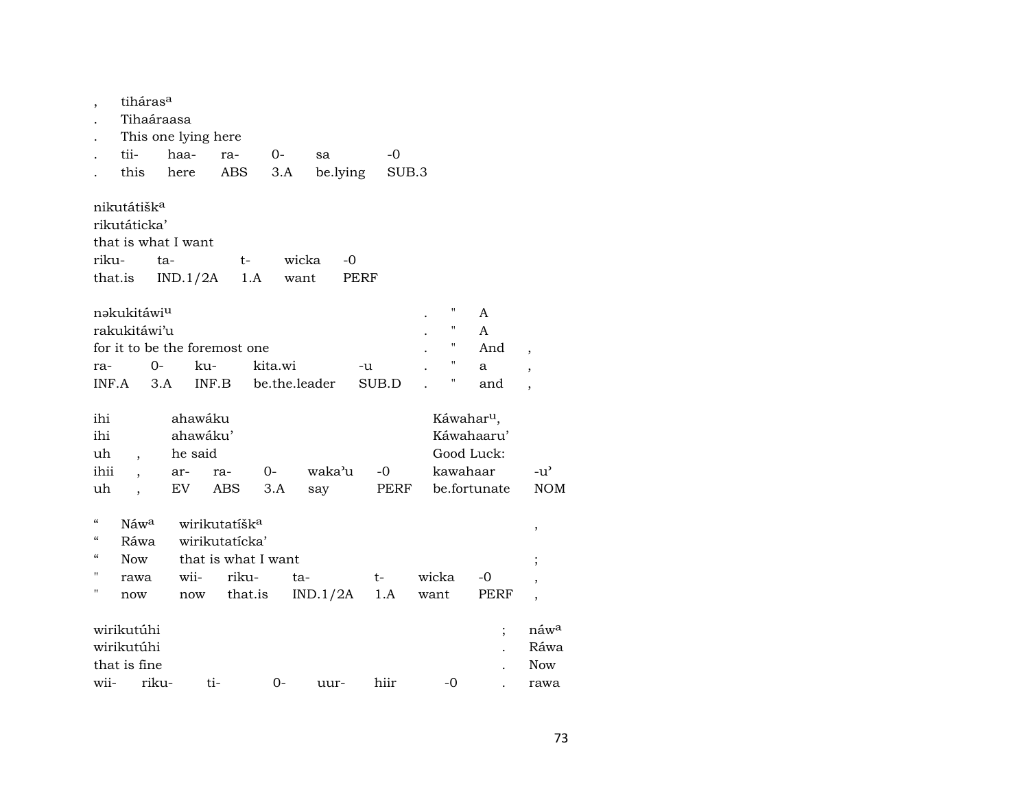| , | tiháras^a | | | | | |
|---|---|---|---|---|---|---|
| . | Tihaáraasa | | | | | |
| . | This one lying here | | | | | |
| . | tii- | haa- | ra- | 0- | sa | -0 |
| . | this | here | ABS | 3.A | be.lying | SUB.3 |

| nikutátišk^a | | | | |
|---|---|---|---|---|
| rikutáticka' | | | | |
| that is what I want | | | | |
| riku- | ta- | t- | wicka | -0 |
| that.is | IND.1/2A | 1.A | want | PERF |

| nəkukitáwi^u | | | | | . | " | A | |
|---|---|---|---|---|---|---|---|---|
| rakukitáwi'u | | | | | . | " | A | |
| for it to be the foremost one | | | | | . | " | And | , |
| ra- | 0- | ku- | kita.wi | -u | . | " | a | , |
| INF.A | 3.A | INF.B | be.the.leader | SUB.D | . | " | and | , |

| ihi | | ahawáku | | | | | Káwahar^u, | |
|---|---|---|---|---|---|---|---|---|
| ihi | | ahawáku' | | | | | Káwahaaru' | |
| uh | , | he said | | | | | Good Luck: | |
| ihii | , | ar- | ra- | 0- | waka'u | -0 | kawahaar | -u' |
| uh | , | EV | ABS | 3.A | say | PERF | be.fortunate | NOM |

| " | Náw^a | wirikutatíšk^a | | | | | | , |
|---|---|---|---|---|---|---|---|---|
| " | Ráwa | wirikutatícka' | | | | | | |
| " | Now | that is what I want | | | | | | ; |
| " | rawa | wii- | riku- | ta- | t- | wicka | -0 | , |
| " | now | now | that.is | IND.1/2A | 1.A | want | PERF | , |

| wirikutúhi | | | | | | | ; | náw^a |
|---|---|---|---|---|---|---|---|---|
| wirikutúhi | | | | | | | . | Ráwa |
| that is fine | | | | | | | . | Now |
| wii- | riku- | ti- | 0- | uur- | hiir | -0 | . | rawa |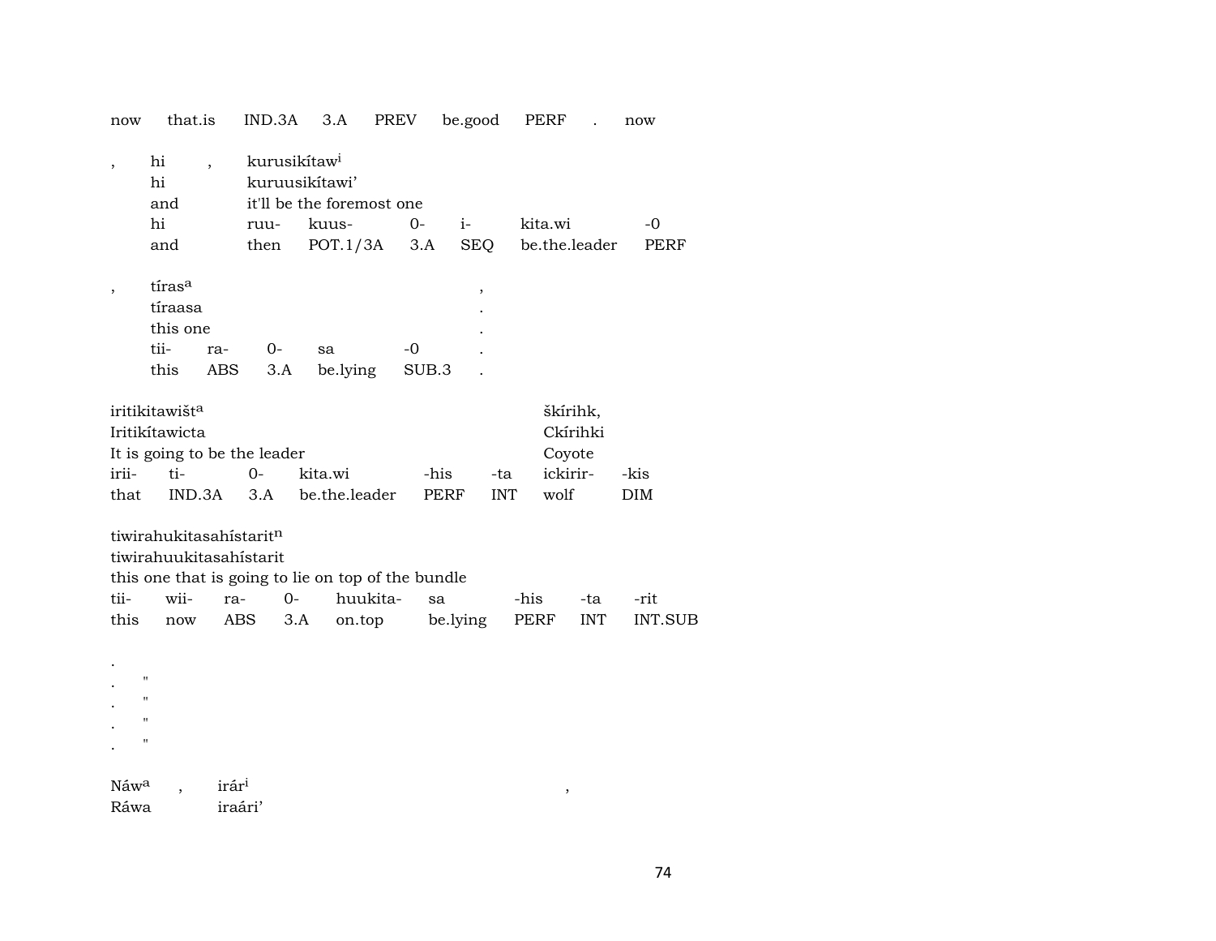now that.is IND.3A 3.A PREV be.good PERF . now

| , | hi | , | kurusikítaw[i] | | | | | |
|---|---|---|---|---|---|---|---|---|
| | hi | | kuruusikítawi' | | | | | |
| | and | | it'll be the foremost one | | | | | |
| | hi | | ruu- | kuus- | 0- | i- | kita.wi | -0 |
| | and | | then | POT.1/3A | 3.A | SEQ | be.the.leader | PERF |

| , | tíras[a] | | | | | , |
|---|---|---|---|---|---|---|
| | tíraasa | | | | | . |
| | this one | | | | | . |
| | tii- | ra- | 0- | sa | -0 | . |
| | this | ABS | 3.A | be.lying | SUB.3 | . |

| iritikitawišt[a] | | | | | | škírihk, | |
|---|---|---|---|---|---|---|---|
| Iritikítawicta | | | | | | Ckírihki | |
| It is going to be the leader | | | | | | Coyote | |
| irii- | ti- | 0- | kita.wi | -his | -ta | ickirir- | -kis |
| that | IND.3A | 3.A | be.the.leader | PERF | INT | wolf | DIM |

| tiwirahukitasahístarit[n] | | | | | | | | |
|---|---|---|---|---|---|---|---|---|
| tiwirahuukitasahístarit | | | | | | | | |
| this one that is going to lie on top of the bundle | | | | | | | | |
| tii- | wii- | ra- | 0- | huukita- | sa | -his | -ta | -rit |
| this | now | ABS | 3.A | on.top | be.lying | PERF | INT | INT.SUB |

.
. "
. "
. "
. "

| Náw[a] | , | irár[i] | , |
|---|---|---|---|
| Ráwa | | iraári' | |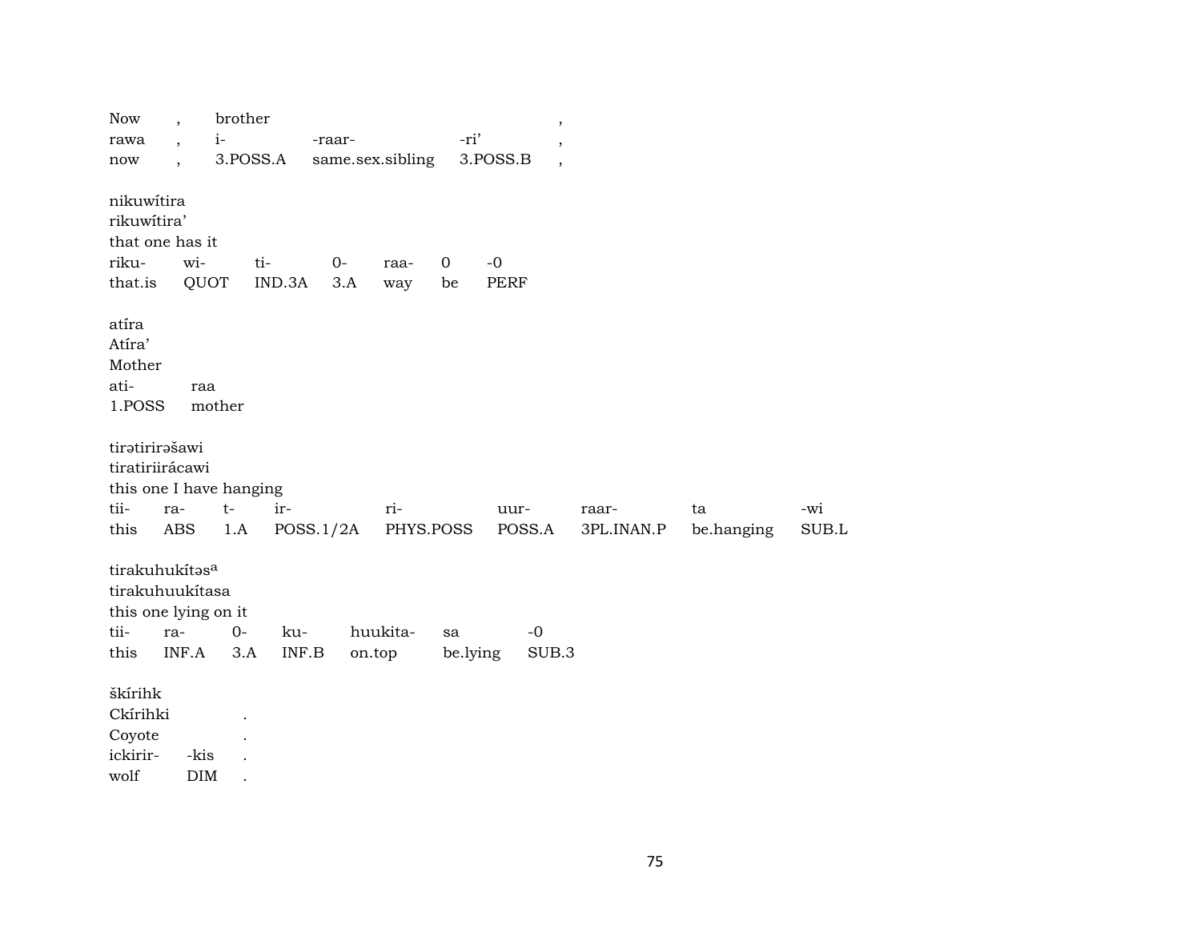| Now | , | brother | | | , |
|---|---|---|---|---|---|
| rawa | , | i- | -raar- | -ri’ | , |
| now | , | 3.POSS.A | same.sex.sibling | 3.POSS.B | , |

nikuwítira
rikuwítira’
that one has it

| riku- | wi- | ti- | 0- | raa- | 0 | -0 |
|---|---|---|---|---|---|---|
| that.is | QUOT | IND.3A | 3.A | way | be | PERF |

atíra
Atíra’
Mother

| ati- | raa |
|---|---|
| 1.POSS | mother |

tirətirirəšawi
tiratiriirácawi
this one I have hanging

| tii- | ra- | t- | ir- | ri- | uur- | raar- | ta | -wi |
|---|---|---|---|---|---|---|---|---|
| this | ABS | 1.A | POSS.1/2A | PHYS.POSS | POSS.A | 3PL.INAN.P | be.hanging | SUB.L |

tirakuhukítəs[a]
tirakuhuukítasa
this one lying on it

| tii- | ra- | 0- | ku- | huukita- | sa | -0 |
|---|---|---|---|---|---|---|
| this | INF.A | 3.A | INF.B | on.top | be.lying | SUB.3 |

škírihk

| Ckírihki | | . |
|---|---|---|
| Coyote | | . |
| ickirir- | -kis | . |
| wolf | DIM | . |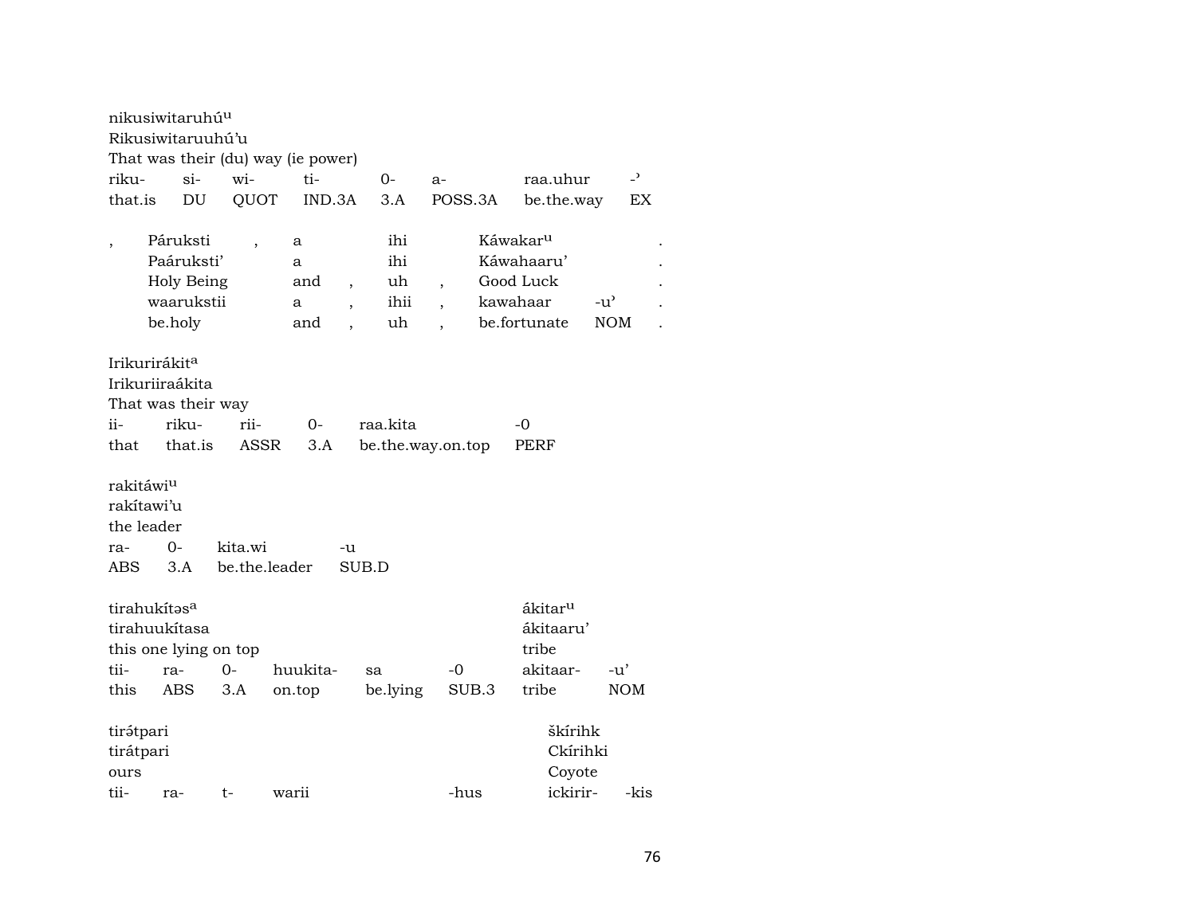nikusiwitaruhú^u
Rikusiwitaruuhú'u
That was their (du) way (ie power)

| riku- | si- | wi- | ti- | 0- | a- | raa.uhur | -' |
|---|---|---|---|---|---|---|---|
| that.is | DU | QUOT | IND.3A | 3.A | POSS.3A | be.the.way | EX |

| , | Páruksti | , | a | | ihi | | Káwakar^u | | . |
|---|---|---|---|---|---|---|---|---|---|
| | Paáruksti' | | a | | ihi | | Káwahaaru' | | . |
| | Holy Being | | and | , | uh | , | Good Luck | | . |
| | waarukstii | | a | , | ihii | , | kawahaar | -u' | . |
| | be.holy | | and | , | uh | , | be.fortunate | NOM | . |

Irikurirákit^a
Irikuriiraákita
That was their way

| ii- | riku- | rii- | 0- | raa.kita | -0 |
|---|---|---|---|---|---|
| that | that.is | ASSR | 3.A | be.the.way.on.top | PERF |

rakitáwi^u
rakítawi'u
the leader

| ra- | 0- | kita.wi | -u |
|---|---|---|---|
| ABS | 3.A | be.the.leader | SUB.D |

tirahukítəs^a
tirahuukítasa
this one lying on top

ákitar^u
ákitaaru'
tribe

| tii- | ra- | 0- | huukita- | sa | -0 | akitaar- | -u' |
|---|---|---|---|---|---|---|---|
| this | ABS | 3.A | on.top | be.lying | SUB.3 | tribe | NOM |

tirə́tpari
tirátpari
ours

škírihk
Ckírihki
Coyote

| tii- | ra- | t- | warii | -hus | ickirir- | -kis |
|---|---|---|---|---|---|---|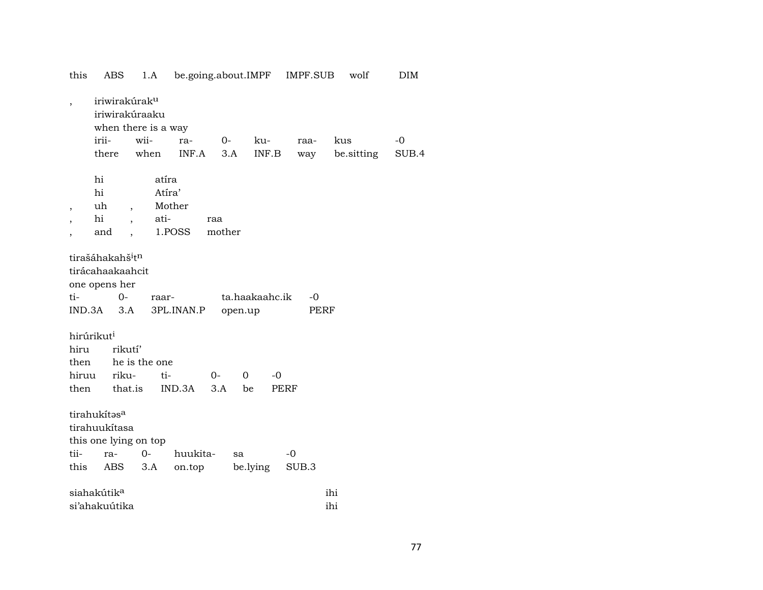this ABS 1.A be.going.about.IMPF IMPF.SUB wolf DIM

, iriwirakúrak^u
iriwirakúraaku
when there is a way

| irii- | wii- | ra- | 0- | ku- | raa- | kus | -0 |
|---|---|---|---|---|---|---|---|
| there | when | INF.A | 3.A | INF.B | way | be.sitting | SUB.4 |

| | hi | | atíra | |
|---|---|---|---|---|
| | hi | | Atíra' | |
| , | uh | , | Mother | |
| , | hi | , | ati- | raa |
| , | and | , | 1.POSS | mother |

tirašáhakahš^i t^n
tirácahaakaahcit
one opens her

| ti- | 0- | raar- | ta.haakaahc.ik | -0 |
|---|---|---|---|---|
| IND.3A | 3.A | 3PL.INAN.P | open.up | PERF |

hirúrikut^i
hiru rikutí'
then he is the one

| hiruu | riku- | ti- | 0- | 0 | -0 |
|---|---|---|---|---|---|
| then | that.is | IND.3A | 3.A | be | PERF |

tirahukítəs^a
tirahuukítasa
this one lying on top

| tii- | ra- | 0- | huukita- | sa | -0 |
|---|---|---|---|---|---|
| this | ABS | 3.A | on.top | be.lying | SUB.3 |

siahakútik^a ihi
si'ahakuútika ihi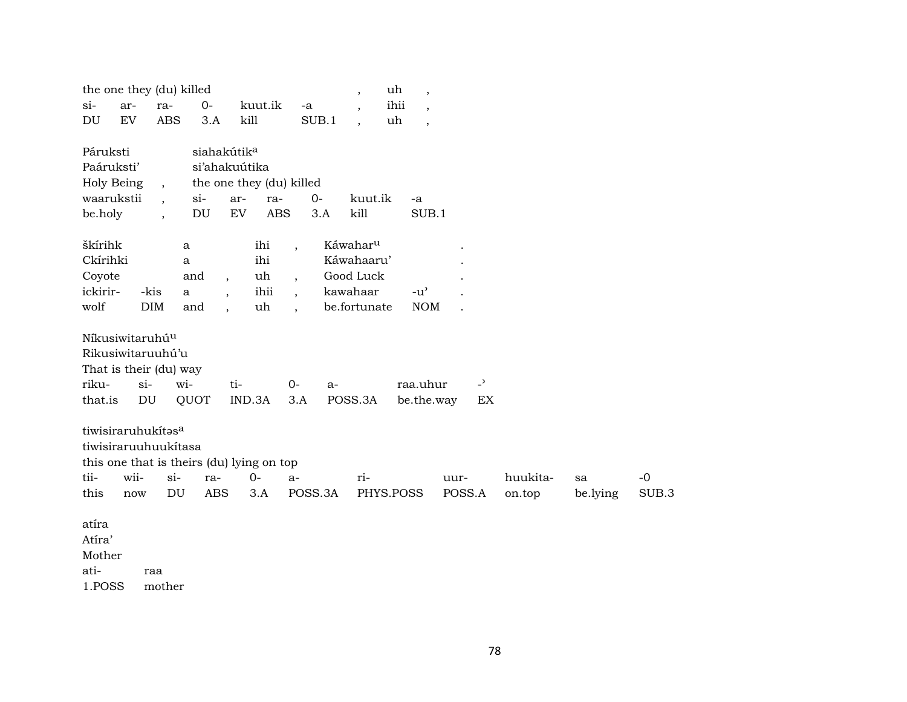| the one they (du) killed | | | | | | , | uh | , |
|---|---|---|---|---|---|---|---|---|
| si- | ar- | ra- | 0- | kuut.ik | -a | , | ihii | , |
| DU | EV | ABS | 3.A | kill | SUB.1 | , | uh | , |

| Páruksti | | siahakútik[a] | | | | | |
|---|---|---|---|---|---|---|---|
| Paáruksti' | | si'ahakuútika | | | | | |
| Holy Being | , | the one they (du) killed | | | | | |
| waarukstii | , | si- | ar- | ra- | 0- | kuut.ik | -a |
| be.holy | , | DU | EV | ABS | 3.A | kill | SUB.1 |

| škírihk | | a | | ihi | , | Káwahar[u] | | . |
|---|---|---|---|---|---|---|---|---|
| Ckírihki | | a | | ihi | | Káwahaaru' | | . |
| Coyote | | and | , | uh | , | Good Luck | | . |
| ickirir- | -kis | a | , | ihii | , | kawahaar | -u' | . |
| wolf | DIM | and | , | uh | , | be.fortunate | NOM | . |

| Níkusiwitaruhú[u] | | | | | | | |
|---|---|---|---|---|---|---|---|
| Rikusiwitaruuhú'u | | | | | | | |
| That is their (du) way | | | | | | | |
| riku- | si- | wi- | ti- | 0- | a- | raa.uhur | -' |
| that.is | DU | QUOT | IND.3A | 3.A | POSS.3A | be.the.way | EX |

| tiwisiraruhukítəs[a] | | | | | | | | | | |
|---|---|---|---|---|---|---|---|---|---|---|
| tiwisiraruuhuukítasa | | | | | | | | | | |
| this one that is theirs (du) lying on top | | | | | | | | | | |
| tii- | wii- | si- | ra- | 0- | a- | ri- | uur- | huukita- | sa | -0 |
| this | now | DU | ABS | 3.A | POSS.3A | PHYS.POSS | POSS.A | on.top | be.lying | SUB.3 |

| atíra | |
|---|---|
| Atíra' | |
| Mother | |
| ati- | raa |
| 1.POSS | mother |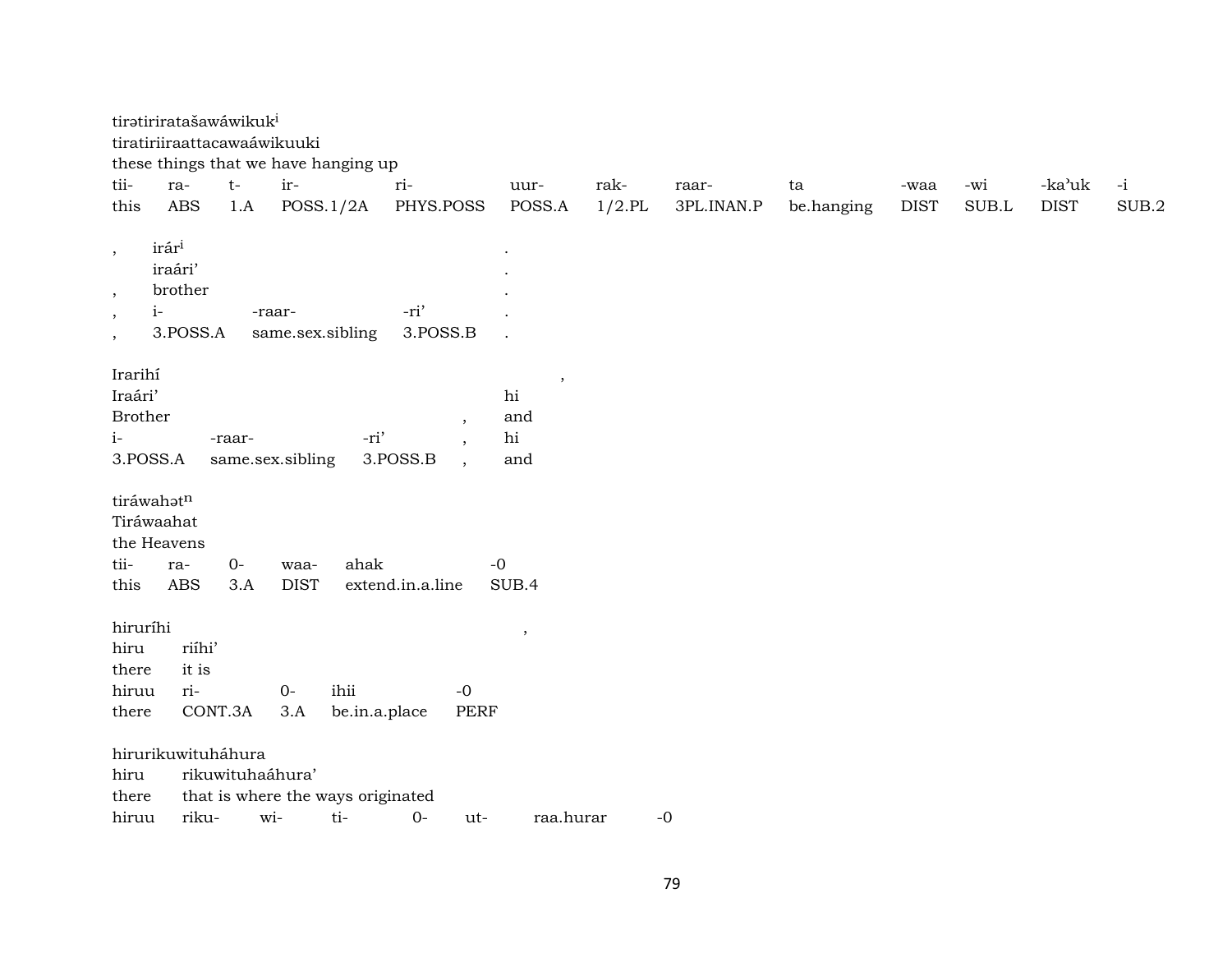tirətiriratašawáwikuk$^{i}$
tiratiriiraattacawaáwikuuki
these things that we have hanging up

| tii- | ra- | t- | ir- | ri- | uur- | rak- | raar- | ta | -waa | -wi | -ka'uk | -i |
|---|---|---|---|---|---|---|---|---|---|---|---|---|
| this | ABS | 1.A | POSS.1/2A | PHYS.POSS | POSS.A | 1/2.PL | 3PL.INAN.P | be.hanging | DIST | SUB.L | DIST | SUB.2 |

, irár$^{i}$ .
iraári' .
, brother .

| , | i- | -raar- | -ri' | . |
|---|---|---|---|---|
| , | 3.POSS.A | same.sex.sibling | 3.POSS.B | . |

Irarihí ,
Iraári' hi
Brother , and

| i- | -raar- | -ri' | , | hi |
|---|---|---|---|---|
| 3.POSS.A | same.sex.sibling | 3.POSS.B | , | and |

tiráwahət$^{n}$
Tiráwaahat
the Heavens

| tii- | ra- | 0- | waa- | ahak | -0 |
|---|---|---|---|---|---|
| this | ABS | 3.A | DIST | extend.in.a.line | SUB.4 |

hiruríhi ,
hiru riíhi'
there it is

| hiruu | ri- | 0- | ihii | -0 |
|---|---|---|---|---|
| there | CONT.3A | 3.A | be.in.a.place | PERF |

hirurikuwituháhura
hiru rikuwituhaáhura'
there that is where the ways originated

| hiruu | riku- | wi- | ti- | 0- | ut- | raa.hurar | -0 |
|---|---|---|---|---|---|---|---|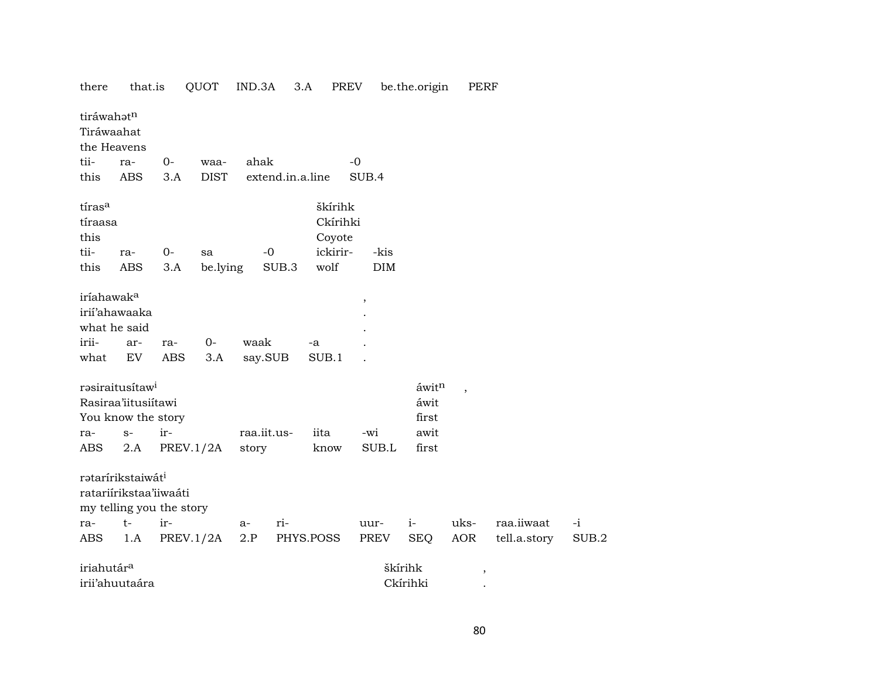there that.is QUOT IND.3A 3.A PREV be.the.origin PERF

| tiráwahətⁿ | | | | | |
|---|---|---|---|---|---|
| Tiráwaahat | | | | | |
| the Heavens | | | | | |
| tii- | ra- | 0- | waa- | ahak | -0 |
| this | ABS | 3.A | DIST | extend.in.a.line | SUB.4 |

| tíras[a] | | | | | škírihk | |
|---|---|---|---|---|---|---|
| tíraasa | | | | | Ckírihki | |
| this | | | | | Coyote | |
| tii- | ra- | 0- | sa | -0 | ickirir- | -kis |
| this | ABS | 3.A | be.lying | SUB.3 | wolf | DIM |

| iríahawak[a] | | | | | | , |
|---|---|---|---|---|---|---|
| irií'ahawaaka | | | | | | . |
| what he said | | | | | | . |
| irii- | ar- | ra- | 0- | waak | -a | . |
| what | EV | ABS | 3.A | say.SUB | SUB.1 | . |

| rəsiraitusítaw[i] | | | | | | áwitⁿ | , |
|---|---|---|---|---|---|---|---|
| Rasiraa'iitusiítawi | | | | | | áwit | |
| You know the story | | | | | | first | |
| ra- | s- | ir- | raa.iit.us- | iita | -wi | awit | |
| ABS | 2.A | PREV.1/2A | story | know | SUB.L | first | |

| rətaríríkstaiwát[i] | | | | | | | | | |
|---|---|---|---|---|---|---|---|---|---|
| ratariírikstaa'iiwaáti | | | | | | | | | |
| my telling you the story | | | | | | | | | |
| ra- | t- | ir- | a- | ri- | uur- | i- | uks- | raa.iiwaat | -i |
| ABS | 1.A | PREV.1/2A | 2.P | PHYS.POSS | PREV | SEQ | AOR | tell.a.story | SUB.2 |

| iriahutár[a] | škírihk | , |
|---|---|---|
| irii'ahuutaára | Ckírihki | . |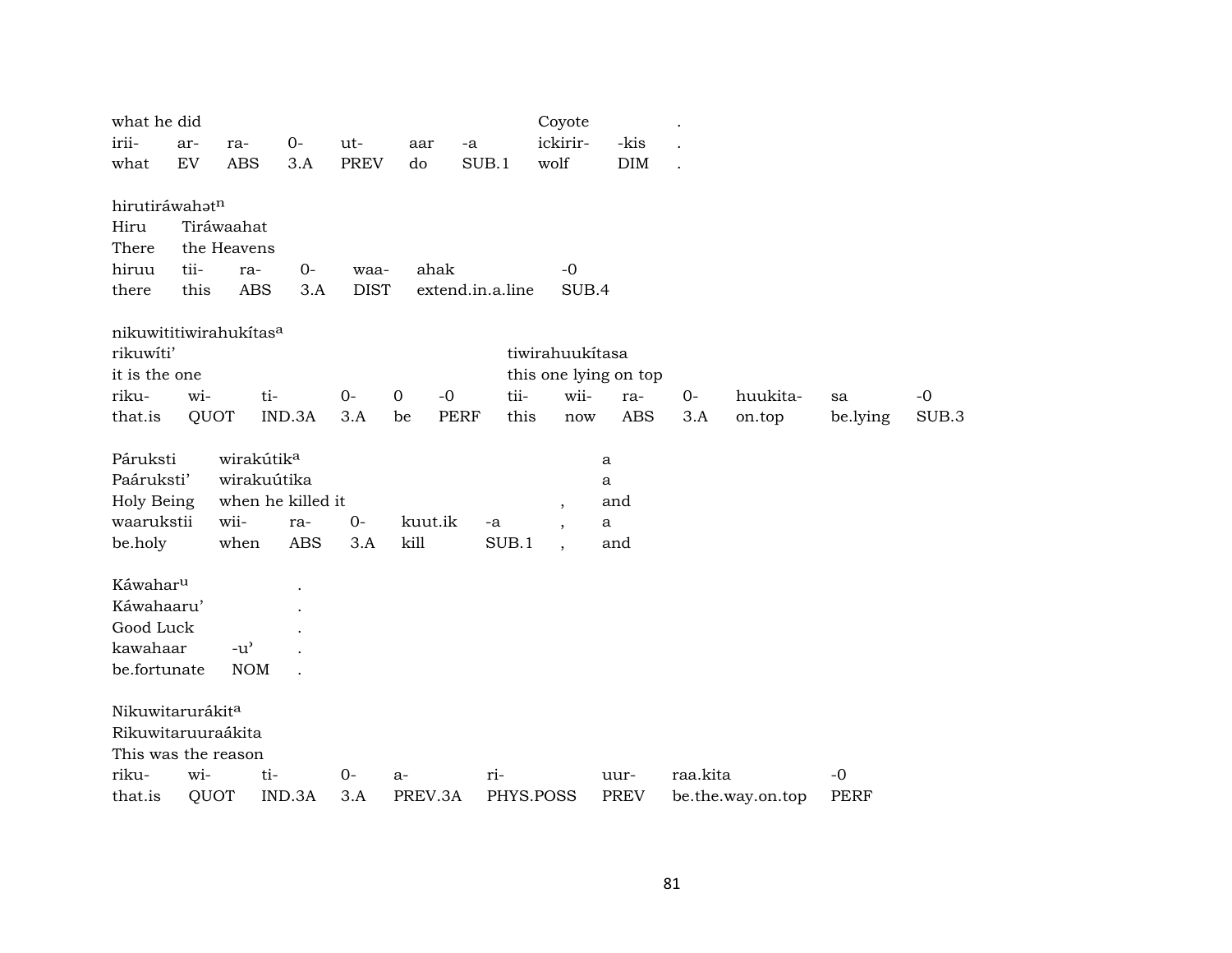| what he did | | | | | | | Coyote | | . |
|---|---|---|---|---|---|---|---|---|---|
| irii- | ar- | ra- | 0- | ut- | aar | -a | ickirir- | -kis | . |
| what | EV | ABS | 3.A | PREV | do | SUB.1 | wolf | DIM | . |

hirutiráwahətⁿ

| Hiru | Tiráwaahat | | | | | |
|---|---|---|---|---|---|---|
| There | the Heavens | | | | | |
| hiruu | tii- | ra- | 0- | waa- | ahak | -0 |
| there | this | ABS | 3.A | DIST | extend.in.a.line | SUB.4 |

nikuwititiwirahukítas[a]

| rikuwíti' | | | | | | tiwirahuukítasa | | | | | | |
|---|---|---|---|---|---|---|---|---|---|---|---|---|
| it is the one | | | | | | this one lying on top | | | | | | |
| riku- | wi- | ti- | 0- | 0 | -0 | tii- | wii- | ra- | 0- | huukita- | sa | -0 |
| that.is | QUOT | IND.3A | 3.A | be | PERF | this | now | ABS | 3.A | on.top | be.lying | SUB.3 |

| Páruksti | wirakútik[a] | | | | | | a |
|---|---|---|---|---|---|---|---|
| Paáruksti' | wirakuútika | | | | | | a |
| Holy Being | when he killed it | | | | | , | and |
| waarukstii | wii- | ra- | 0- | kuut.ik | -a | , | a |
| be.holy | when | ABS | 3.A | kill | SUB.1 | , | and |

| Káwahar[u] | | . |
|---|---|---|
| Káwahaaru' | | . |
| Good Luck | | . |
| kawahaar | -u' | . |
| be.fortunate | NOM | . |

Nikuwitarurákit[a]

| Rikuwitaruuraákita | | | | | | | | |
|---|---|---|---|---|---|---|---|---|
| This was the reason | | | | | | | | |
| riku- | wi- | ti- | 0- | a- | ri- | uur- | raa.kita | -0 |
| that.is | QUOT | IND.3A | 3.A | PREV.3A | PHYS.POSS | PREV | be.the.way.on.top | PERF |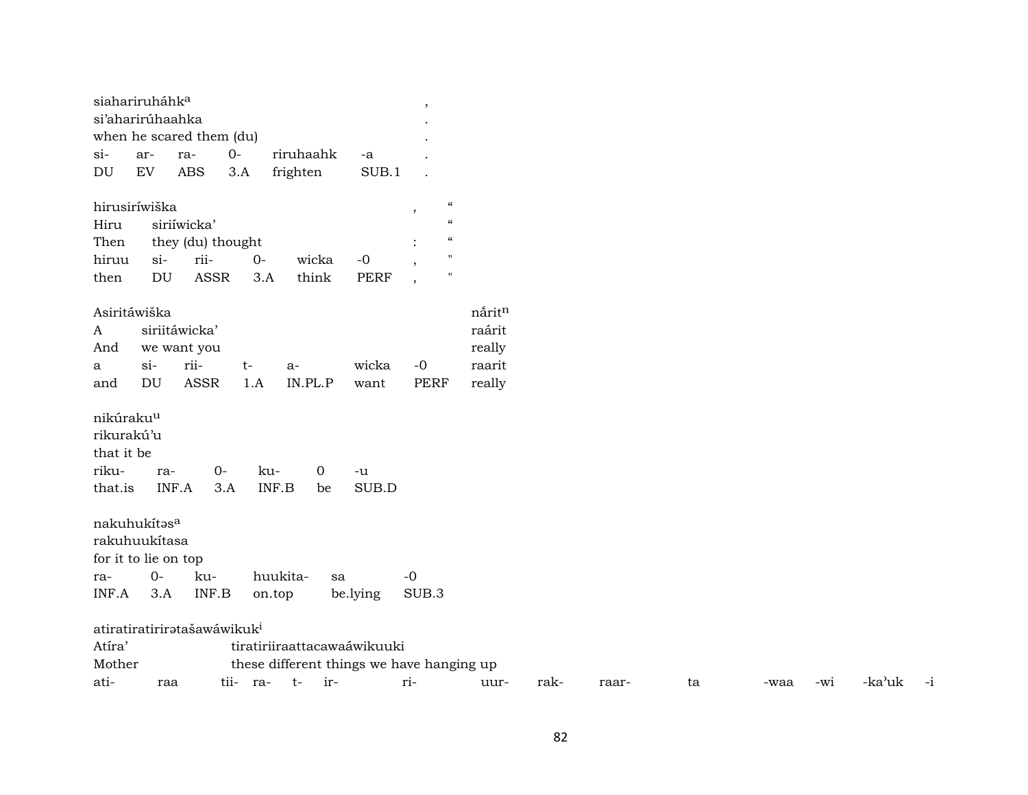siahariruháhk^a ,
si'aharirúhaahka .
when he scared them (du) .

| si- | ar- | ra- | 0- | riruhaahk | -a | . |
|---|---|---|---|---|---|---|
| DU | EV | ABS | 3.A | frighten | SUB.1 | . |

hirusiríwiška , “
Hiru siriíwicka' “
Then they (du) thought : “

| hiruu | si- | rii- | 0- | wicka | -0 | , | " |
|---|---|---|---|---|---|---|---|
| then | DU | ASSR | 3.A | think | PERF | , | " |

Asiritáwiška nárit^n
A siriitáwicka' raárit
And we want you really

| a | si- | rii- | t- | a- | wicka | -0 | raarit |
|---|---|---|---|---|---|---|---|
| and | DU | ASSR | 1.A | IN.PL.P | want | PERF | really |

nikúraku^u
rikurakú'u
that it be

| riku- | ra- | 0- | ku- | 0 | -u |
|---|---|---|---|---|---|
| that.is | INF.A | 3.A | INF.B | be | SUB.D |

nakuhukítəs^a
rakuhuukítasa
for it to lie on top

| ra- | 0- | ku- | huukita- | sa | -0 |
|---|---|---|---|---|---|
| INF.A | 3.A | INF.B | on.top | be.lying | SUB.3 |

atiratiratirirətašawáwikuk^i
Atíra' tiratiriiraattacawaáwikuuki
Mother these different things we have hanging up

| ati- | raa | tii- | ra- | t- | ir- | ri- | uur- | rak- | raar- | ta | -waa | -wi | -ka'uk | -i |
|---|---|---|---|---|---|---|---|---|---|---|---|---|---|---|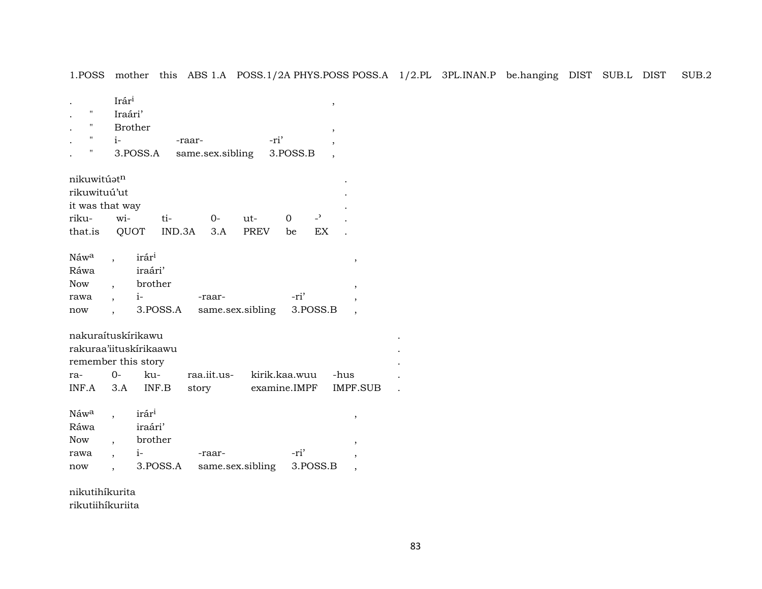1.POSS mother this ABS 1.A POSS.1/2A PHYS.POSS POSS.A 1/2.PL 3PL.INAN.P be.hanging DIST SUB.L DIST SUB.2

| | | | | | |
|---|---|---|---|---|---|
| . | | Irár[i] | | | , |
| . | " | Iraári' | | | |
| . | " | Brother | | | , |
| . | " | i- | -raar- | -ri' | , |
| . | " | 3.POSS.A | same.sex.sibling | 3.POSS.B | , |

| | | | | | | | |
|---|---|---|---|---|---|---|---|
| nikuwitúətⁿ | | | | | | | . |
| rikuwituú'ut | | | | | | | . |
| it was that way | | | | | | | . |
| riku- | wi- | ti- | 0- | ut- | 0 | -ʾ | . |
| that.is | QUOT | IND.3A | 3.A | PREV | be | EX | . |

| | | | | | |
|---|---|---|---|---|---|
| Náw[a] | , | irár[i] | | | , |
| Ráwa | | iraári' | | | |
| Now | , | brother | | | , |
| rawa | , | i- | -raar- | -ri' | , |
| now | , | 3.POSS.A | same.sex.sibling | 3.POSS.B | , |

| | | | | | | |
|---|---|---|---|---|---|---|
| nakuraítuskírikawu | | | | | | . |
| rakuraa'iituskírikaawu | | | | | | . |
| remember this story | | | | | | . |
| ra- | 0- | ku- | raa.iit.us- | kirik.kaa.wuu | -hus | . |
| INF.A | 3.A | INF.B | story | examine.IMPF | IMPF.SUB | . |

| | | | | | |
|---|---|---|---|---|---|
| Náw[a] | , | irár[i] | | | , |
| Ráwa | | iraári' | | | |
| Now | , | brother | | | , |
| rawa | , | i- | -raar- | -ri' | , |
| now | , | 3.POSS.A | same.sex.sibling | 3.POSS.B | , |

nikutihíkurita
rikutiihíkuriita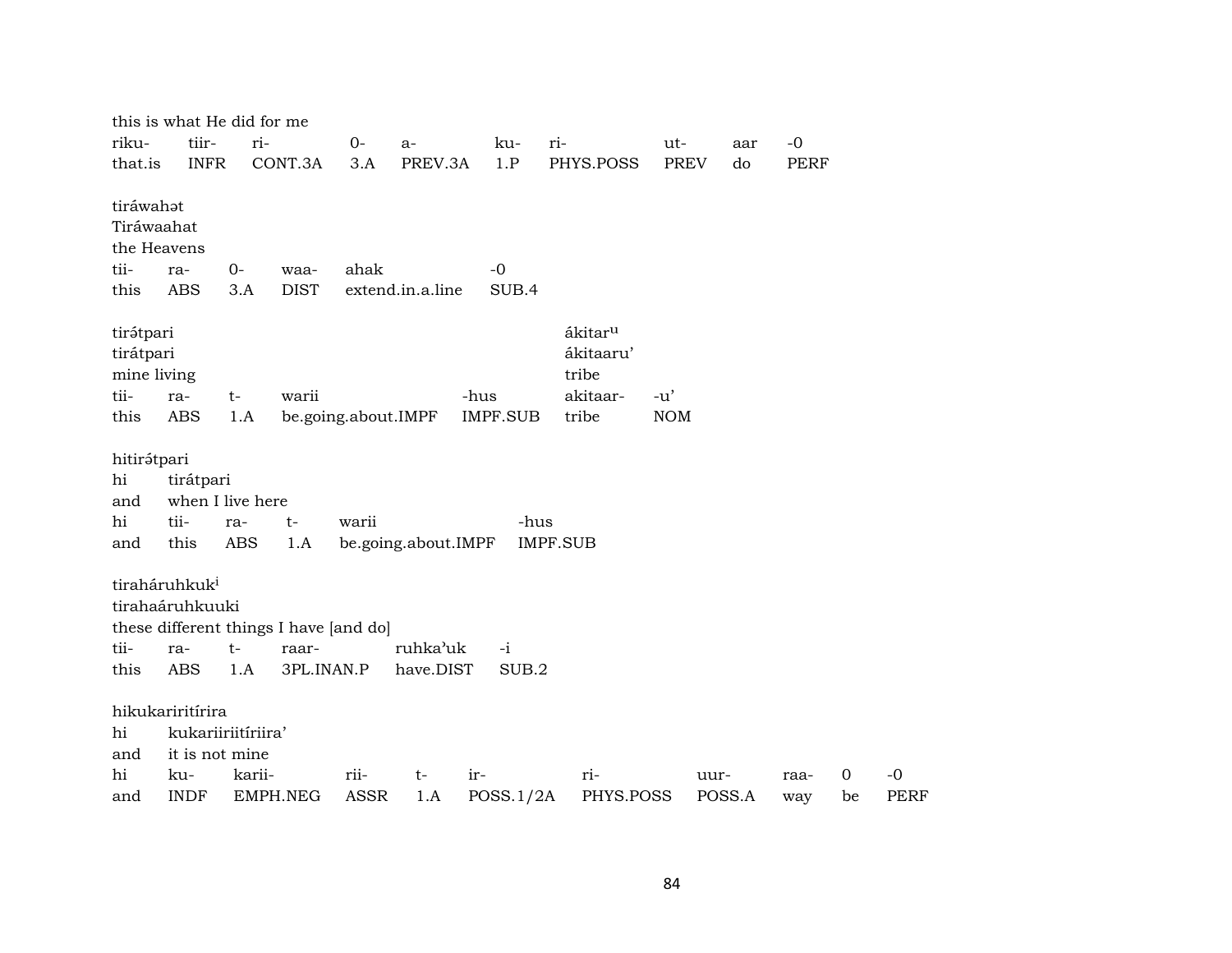this is what He did for me

| riku- | tiir- | ri- | 0- | a- | ku- | ri- | ut- | aar | -0 |
|---|---|---|---|---|---|---|---|---|---|
| that.is | INFR | CONT.3A | 3.A | PREV.3A | 1.P | PHYS.POSS | PREV | do | PERF |

tiráwahət
Tiráwaahat
the Heavens

| tii- | ra- | 0- | waa- | ahak | -0 |
|---|---|---|---|---|---|
| this | ABS | 3.A | DIST | extend.in.a.line | SUB.4 |

tirə́tpari
tirátpari
mine living

| tii- | ra- | t- | warii | -hus |
|---|---|---|---|---|
| this | ABS | 1.A | be.going.about.IMPF | IMPF.SUB |

ákitaru
ákitaaru'
tribe

| akitaar- | -u' |
|---|---|
| tribe | NOM |

hitirə́tpari
hi tirátpari
and when I live here

| hi | tii- | ra- | t- | warii | -hus |
|---|---|---|---|---|---|
| and | this | ABS | 1.A | be.going.about.IMPF | IMPF.SUB |

tiraháruhkuki
tirahaáruhkuuki
these different things I have [and do]

| tii- | ra- | t- | raar- | ruhka'uk | -i |
|---|---|---|---|---|---|
| this | ABS | 1.A | 3PL.INAN.P | have.DIST | SUB.2 |

hikukariritírira
hi kukariiriitíriira'
and it is not mine

| hi | ku- | karii- | rii- | t- | ir- | ri- | uur- | raa- | 0 | -0 |
|---|---|---|---|---|---|---|---|---|---|---|
| and | INDF | EMPH.NEG | ASSR | 1.A | POSS.1/2A | PHYS.POSS | POSS.A | way | be | PERF |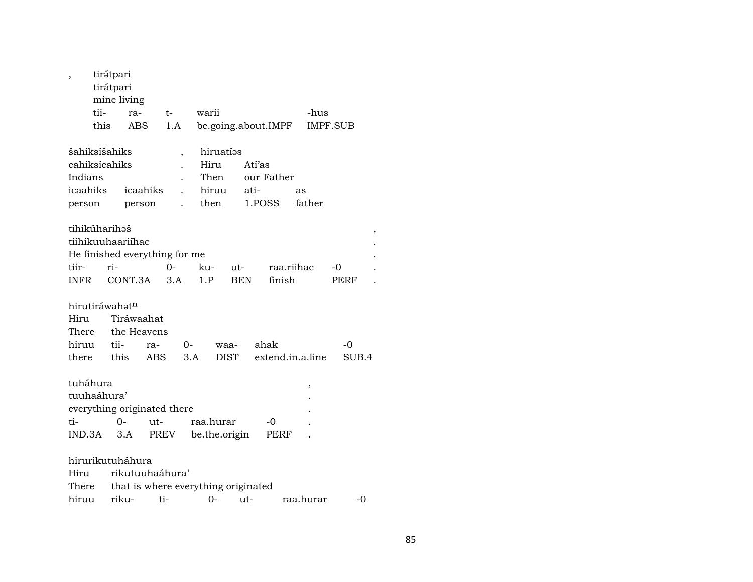, tirátpari
tirátpari
mine living

| tii- | ra- | t- | warii | -hus |
|---|---|---|---|---|
| this | ABS | 1.A | be.going.about.IMPF | IMPF.SUB |

šahiksíšahiks , hiruatíəs
cahiksícahiks . Hiru Atí'as
Indians . Then our Father

| icaahiks | icaahiks | . | hiruu | ati- | as |
|---|---|---|---|---|---|
| person | person | . | then | 1.POSS | father |

tihikúharihəš ,
tiihikuuhaariíhac .
He finished everything for me .

| tiir- | ri- | 0- | ku- | ut- | raa.riihac | -0 | . |
|---|---|---|---|---|---|---|---|
| INFR | CONT.3A | 3.A | 1.P | BEN | finish | PERF | . |

hirutiráwahət$^{n}$
Hiru Tiráwaahat
There the Heavens

| hiruu | tii- | ra- | 0- | waa- | ahak | -0 |
|---|---|---|---|---|---|---|
| there | this | ABS | 3.A | DIST | extend.in.a.line | SUB.4 |

tuháhura ,
tuuhaáhura' .
everything originated there .

| ti- | 0- | ut- | raa.hurar | -0 | . |
|---|---|---|---|---|---|
| IND.3A | 3.A | PREV | be.the.origin | PERF | . |

hirurikutuháhura
Hiru rikutuuhaáhura'
There that is where everything originated

| hiruu | riku- | ti- | 0- | ut- | raa.hurar | -0 |
|---|---|---|---|---|---|---|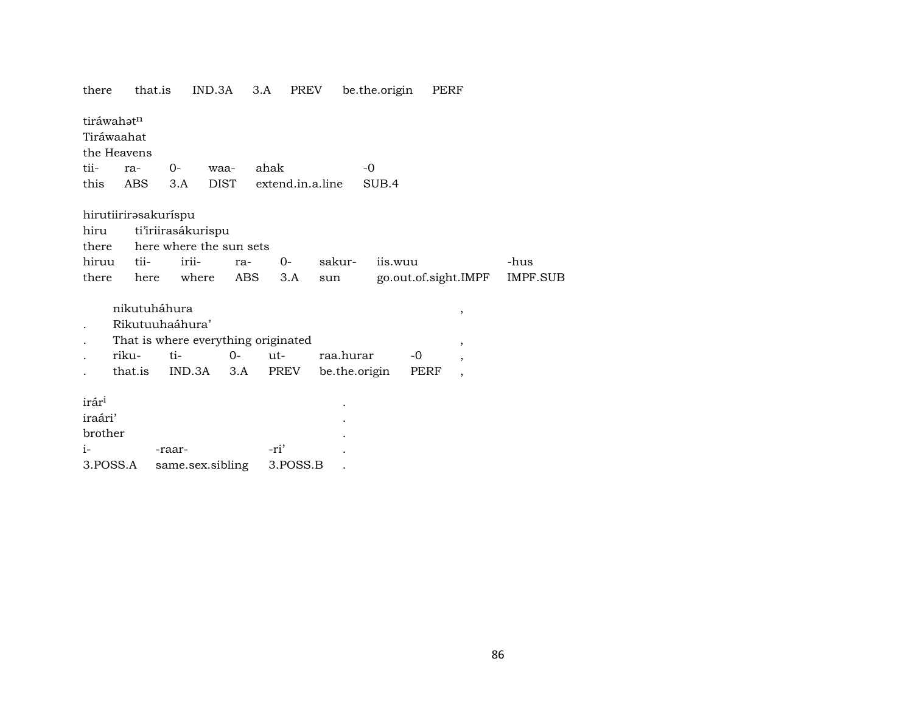there that.is IND.3A 3.A PREV be.the.origin PERF

tiráwahət$^{n}$
Tiráwaahat
the Heavens

| | | | | | |
|---|---|---|---|---|---|
| tii- | ra- | 0- | waa- | ahak | -0 |
| this | ABS | 3.A | DIST | extend.in.a.line | SUB.4 |

hirutiirirəsakuríspu
hiru ti'iriirasákurispu
there here where the sun sets

| | | | | | | | |
|---|---|---|---|---|---|---|---|
| hiruu | tii- | irii- | ra- | 0- | sakur- | iis.wuu | -hus |
| there | here | where | ABS | 3.A | sun | go.out.of.sight.IMPF | IMPF.SUB |

nikutuháhura ,
. Rikutuuhaáhura'
. That is where everything originated ,

| | | | | | | | |
|---|---|---|---|---|---|---|---|
| . | riku- | ti- | 0- | ut- | raa.hurar | -0 | , |
| . | that.is | IND.3A | 3.A | PREV | be.the.origin | PERF | , |

irár$^{i}$ .
iraári' .
brother .

| | | | |
|---|---|---|---|
| i- | -raar- | -ri' | . |
| 3.POSS.A | same.sex.sibling | 3.POSS.B | . |